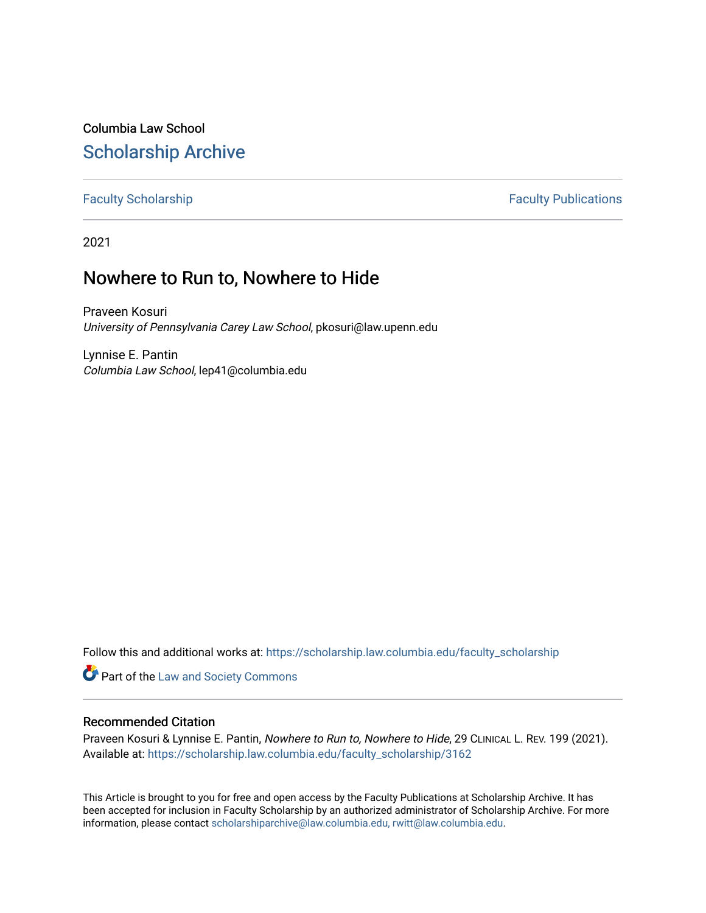Columbia Law School

# Scholarship Archive

Faculty Scholarship | Faculty Publications

2021

# Nowhere to Run to, Nowhere to Hide

Praveen Kosuri
*University of Pennsylvania Carey Law School*, pkosuri@law.upenn.edu

Lynnise E. Pantin
*Columbia Law School*, lep41@columbia.edu

Follow this and additional works at: https://scholarship.law.columbia.edu/faculty_scholarship

Part of the Law and Society Commons

## Recommended Citation

Praveen Kosuri & Lynnise E. Pantin, *Nowhere to Run to, Nowhere to Hide*, 29 Clinical L. Rev. 199 (2021).
Available at: https://scholarship.law.columbia.edu/faculty_scholarship/3162

This Article is brought to you for free and open access by the Faculty Publications at Scholarship Archive. It has been accepted for inclusion in Faculty Scholarship by an authorized administrator of Scholarship Archive. For more information, please contact scholarshiparchive@law.columbia.edu, rwitt@law.columbia.edu.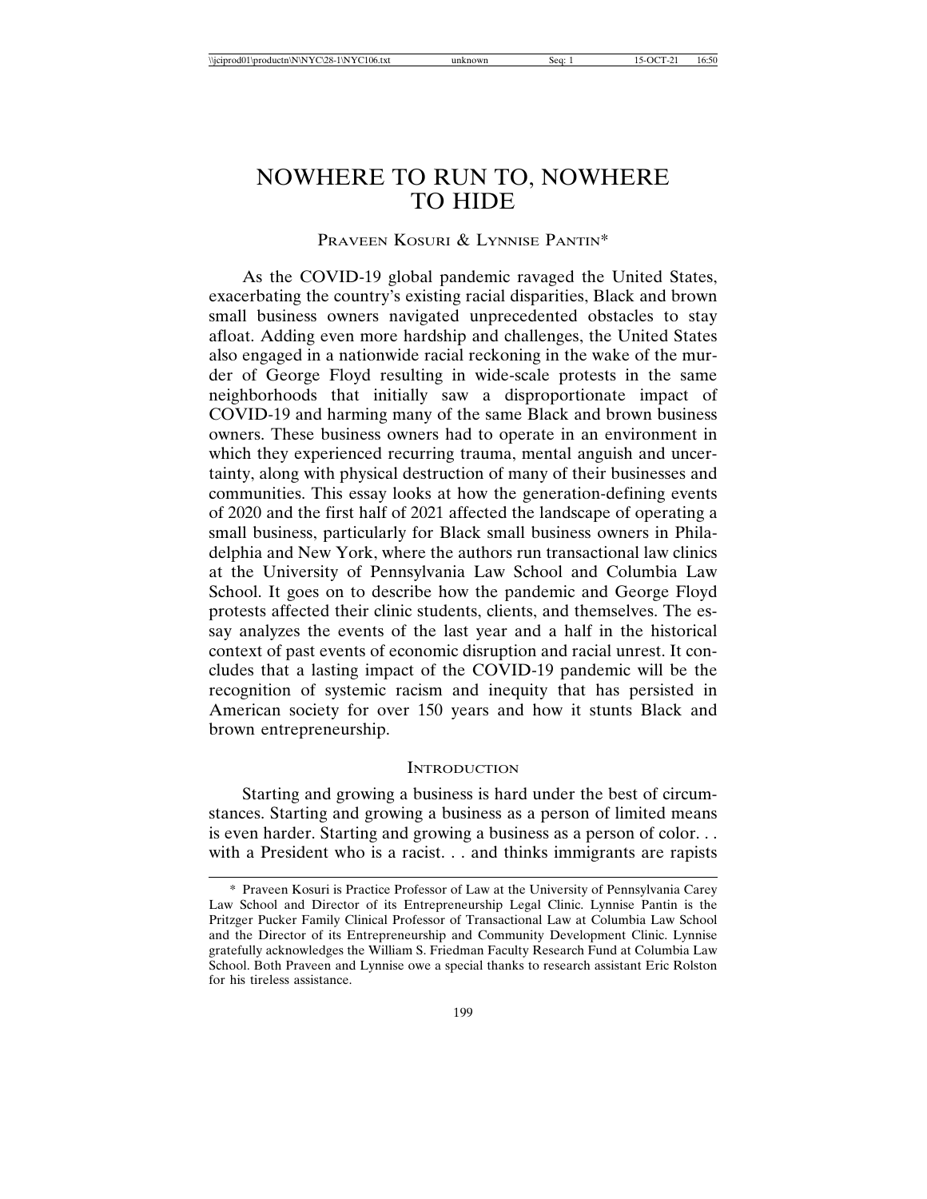# NOWHERE TO RUN TO, NOWHERE TO HIDE

PRAVEEN KOSURI & LYNNISE PANTIN*

As the COVID-19 global pandemic ravaged the United States, exacerbating the country's existing racial disparities, Black and brown small business owners navigated unprecedented obstacles to stay afloat. Adding even more hardship and challenges, the United States also engaged in a nationwide racial reckoning in the wake of the murder of George Floyd resulting in wide-scale protests in the same neighborhoods that initially saw a disproportionate impact of COVID-19 and harming many of the same Black and brown business owners. These business owners had to operate in an environment in which they experienced recurring trauma, mental anguish and uncertainty, along with physical destruction of many of their businesses and communities. This essay looks at how the generation-defining events of 2020 and the first half of 2021 affected the landscape of operating a small business, particularly for Black small business owners in Philadelphia and New York, where the authors run transactional law clinics at the University of Pennsylvania Law School and Columbia Law School. It goes on to describe how the pandemic and George Floyd protests affected their clinic students, clients, and themselves. The essay analyzes the events of the last year and a half in the historical context of past events of economic disruption and racial unrest. It concludes that a lasting impact of the COVID-19 pandemic will be the recognition of systemic racism and inequity that has persisted in American society for over 150 years and how it stunts Black and brown entrepreneurship.

## INTRODUCTION

Starting and growing a business is hard under the best of circumstances. Starting and growing a business as a person of limited means is even harder. Starting and growing a business as a person of color. . . with a President who is a racist. . . and thinks immigrants are rapists

---

\* Praveen Kosuri is Practice Professor of Law at the University of Pennsylvania Carey Law School and Director of its Entrepreneurship Legal Clinic. Lynnise Pantin is the Pritzger Pucker Family Clinical Professor of Transactional Law at Columbia Law School and the Director of its Entrepreneurship and Community Development Clinic. Lynnise gratefully acknowledges the William S. Friedman Faculty Research Fund at Columbia Law School. Both Praveen and Lynnise owe a special thanks to research assistant Eric Rolston for his tireless assistance.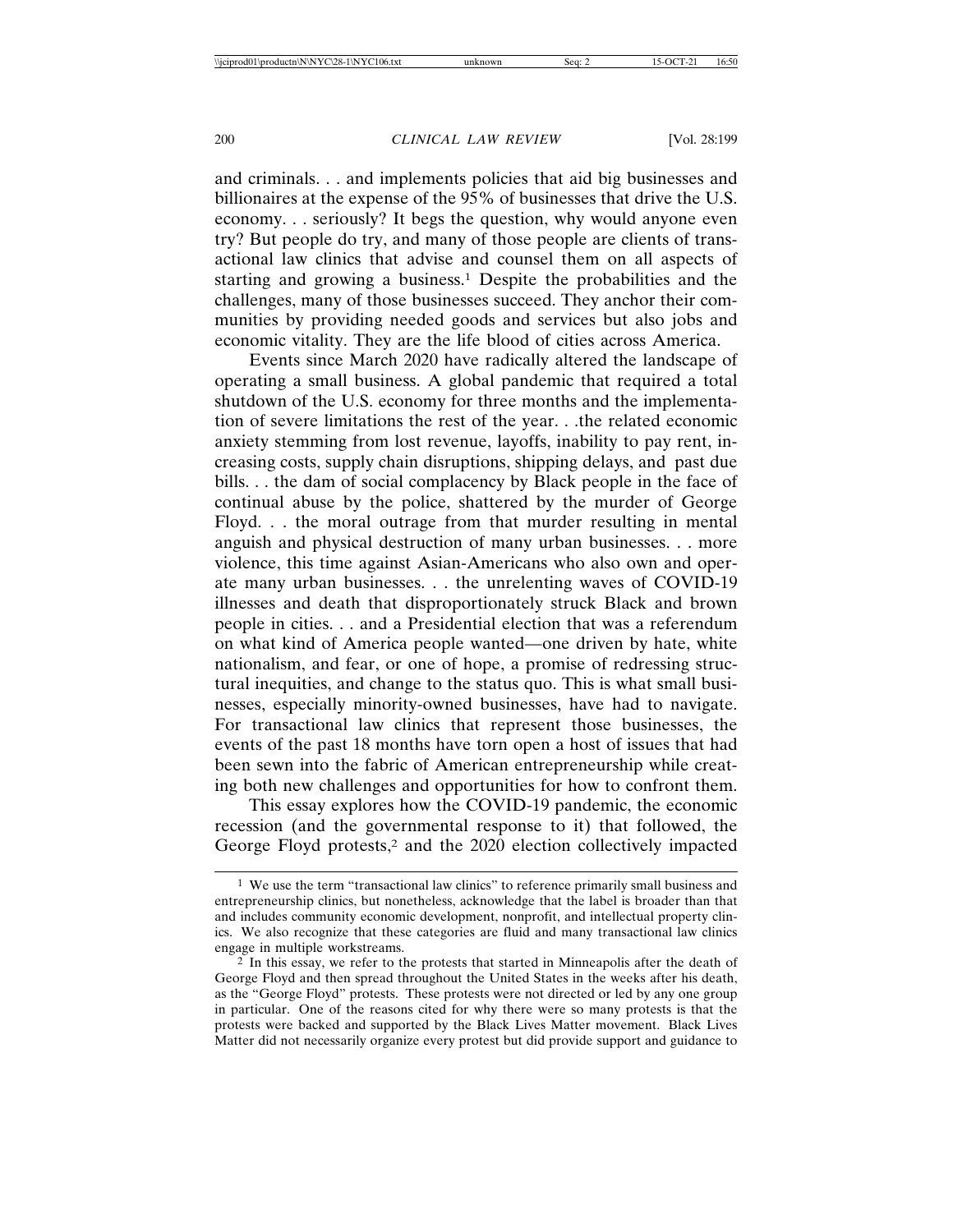and criminals. . . and implements policies that aid big businesses and billionaires at the expense of the 95% of businesses that drive the U.S. economy. . . seriously? It begs the question, why would anyone even try? But people do try, and many of those people are clients of transactional law clinics that advise and counsel them on all aspects of starting and growing a business.[1] Despite the probabilities and the challenges, many of those businesses succeed. They anchor their communities by providing needed goods and services but also jobs and economic vitality. They are the life blood of cities across America.

Events since March 2020 have radically altered the landscape of operating a small business. A global pandemic that required a total shutdown of the U.S. economy for three months and the implementation of severe limitations the rest of the year. . .the related economic anxiety stemming from lost revenue, layoffs, inability to pay rent, increasing costs, supply chain disruptions, shipping delays, and past due bills. . . the dam of social complacency by Black people in the face of continual abuse by the police, shattered by the murder of George Floyd. . . the moral outrage from that murder resulting in mental anguish and physical destruction of many urban businesses. . . more violence, this time against Asian-Americans who also own and operate many urban businesses. . . the unrelenting waves of COVID-19 illnesses and death that disproportionately struck Black and brown people in cities. . . and a Presidential election that was a referendum on what kind of America people wanted—one driven by hate, white nationalism, and fear, or one of hope, a promise of redressing structural inequities, and change to the status quo. This is what small businesses, especially minority-owned businesses, have had to navigate. For transactional law clinics that represent those businesses, the events of the past 18 months have torn open a host of issues that had been sewn into the fabric of American entrepreneurship while creating both new challenges and opportunities for how to confront them.

This essay explores how the COVID-19 pandemic, the economic recession (and the governmental response to it) that followed, the George Floyd protests,[2] and the 2020 election collectively impacted

---

[1] We use the term "transactional law clinics" to reference primarily small business and entrepreneurship clinics, but nonetheless, acknowledge that the label is broader than that and includes community economic development, nonprofit, and intellectual property clinics. We also recognize that these categories are fluid and many transactional law clinics engage in multiple workstreams.

[2] In this essay, we refer to the protests that started in Minneapolis after the death of George Floyd and then spread throughout the United States in the weeks after his death, as the "George Floyd" protests. These protests were not directed or led by any one group in particular. One of the reasons cited for why there were so many protests is that the protests were backed and supported by the Black Lives Matter movement. Black Lives Matter did not necessarily organize every protest but did provide support and guidance to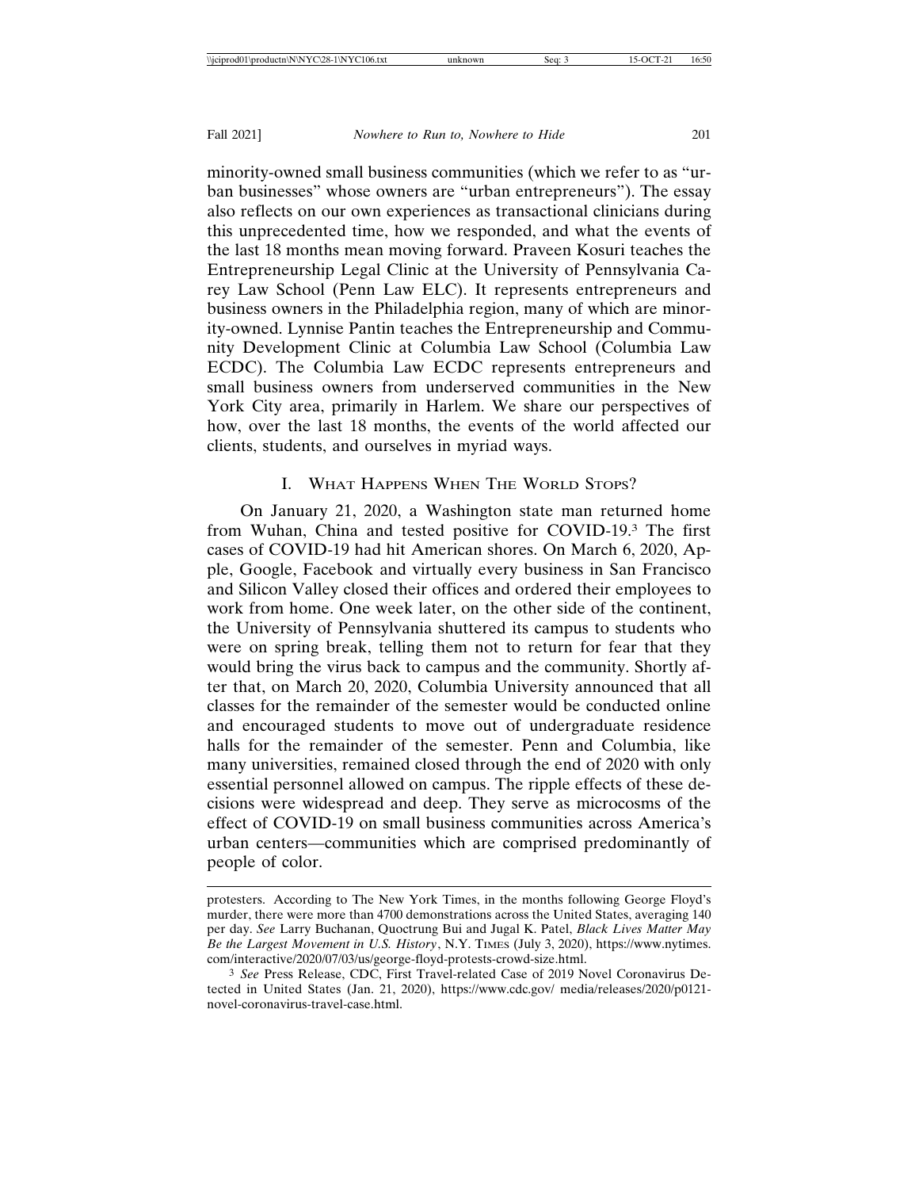minority-owned small business communities (which we refer to as "urban businesses" whose owners are "urban entrepreneurs"). The essay also reflects on our own experiences as transactional clinicians during this unprecedented time, how we responded, and what the events of the last 18 months mean moving forward. Praveen Kosuri teaches the Entrepreneurship Legal Clinic at the University of Pennsylvania Carey Law School (Penn Law ELC). It represents entrepreneurs and business owners in the Philadelphia region, many of which are minority-owned. Lynnise Pantin teaches the Entrepreneurship and Community Development Clinic at Columbia Law School (Columbia Law ECDC). The Columbia Law ECDC represents entrepreneurs and small business owners from underserved communities in the New York City area, primarily in Harlem. We share our perspectives of how, over the last 18 months, the events of the world affected our clients, students, and ourselves in myriad ways.

## I. What Happens When The World Stops?

On January 21, 2020, a Washington state man returned home from Wuhan, China and tested positive for COVID-19.[3] The first cases of COVID-19 had hit American shores. On March 6, 2020, Apple, Google, Facebook and virtually every business in San Francisco and Silicon Valley closed their offices and ordered their employees to work from home. One week later, on the other side of the continent, the University of Pennsylvania shuttered its campus to students who were on spring break, telling them not to return for fear that they would bring the virus back to campus and the community. Shortly after that, on March 20, 2020, Columbia University announced that all classes for the remainder of the semester would be conducted online and encouraged students to move out of undergraduate residence halls for the remainder of the semester. Penn and Columbia, like many universities, remained closed through the end of 2020 with only essential personnel allowed on campus. The ripple effects of these decisions were widespread and deep. They serve as microcosms of the effect of COVID-19 on small business communities across America's urban centers—communities which are comprised predominantly of people of color.

---

protesters. According to The New York Times, in the months following George Floyd's murder, there were more than 4700 demonstrations across the United States, averaging 140 per day. *See* Larry Buchanan, Quoctrung Bui and Jugal K. Patel, *Black Lives Matter May Be the Largest Movement in U.S. History*, N.Y. Times (July 3, 2020), https://www.nytimes.com/interactive/2020/07/03/us/george-floyd-protests-crowd-size.html.

[3] *See* Press Release, CDC, First Travel-related Case of 2019 Novel Coronavirus Detected in United States (Jan. 21, 2020), https://www.cdc.gov/ media/releases/2020/p0121-novel-coronavirus-travel-case.html.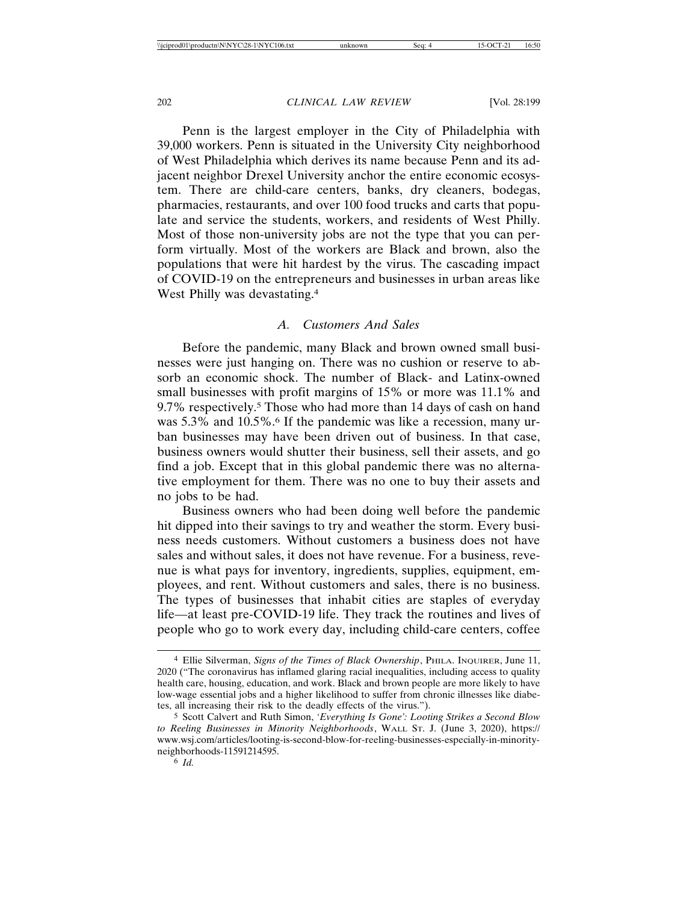Penn is the largest employer in the City of Philadelphia with 39,000 workers. Penn is situated in the University City neighborhood of West Philadelphia which derives its name because Penn and its adjacent neighbor Drexel University anchor the entire economic ecosystem. There are child-care centers, banks, dry cleaners, bodegas, pharmacies, restaurants, and over 100 food trucks and carts that populate and service the students, workers, and residents of West Philly. Most of those non-university jobs are not the type that you can perform virtually. Most of the workers are Black and brown, also the populations that were hit hardest by the virus. The cascading impact of COVID-19 on the entrepreneurs and businesses in urban areas like West Philly was devastating.[4]

### *A. Customers And Sales*

Before the pandemic, many Black and brown owned small businesses were just hanging on. There was no cushion or reserve to absorb an economic shock. The number of Black- and Latinx-owned small businesses with profit margins of 15% or more was 11.1% and 9.7% respectively.[5] Those who had more than 14 days of cash on hand was 5.3% and 10.5%.[6] If the pandemic was like a recession, many urban businesses may have been driven out of business. In that case, business owners would shutter their business, sell their assets, and go find a job. Except that in this global pandemic there was no alternative employment for them. There was no one to buy their assets and no jobs to be had.

Business owners who had been doing well before the pandemic hit dipped into their savings to try and weather the storm. Every business needs customers. Without customers a business does not have sales and without sales, it does not have revenue. For a business, revenue is what pays for inventory, ingredients, supplies, equipment, employees, and rent. Without customers and sales, there is no business. The types of businesses that inhabit cities are staples of everyday life—at least pre-COVID-19 life. They track the routines and lives of people who go to work every day, including child-care centers, coffee

---

[4] Ellie Silverman, *Signs of the Times of Black Ownership*, PHILA. INQUIRER, June 11, 2020 ("The coronavirus has inflamed glaring racial inequalities, including access to quality health care, housing, education, and work. Black and brown people are more likely to have low-wage essential jobs and a higher likelihood to suffer from chronic illnesses like diabetes, all increasing their risk to the deadly effects of the virus.").

[5] Scott Calvert and Ruth Simon, *'Everything Is Gone': Looting Strikes a Second Blow to Reeling Businesses in Minority Neighborhoods*, WALL ST. J. (June 3, 2020), https://www.wsj.com/articles/looting-is-second-blow-for-reeling-businesses-especially-in-minority-neighborhoods-11591214595.

[6] *Id.*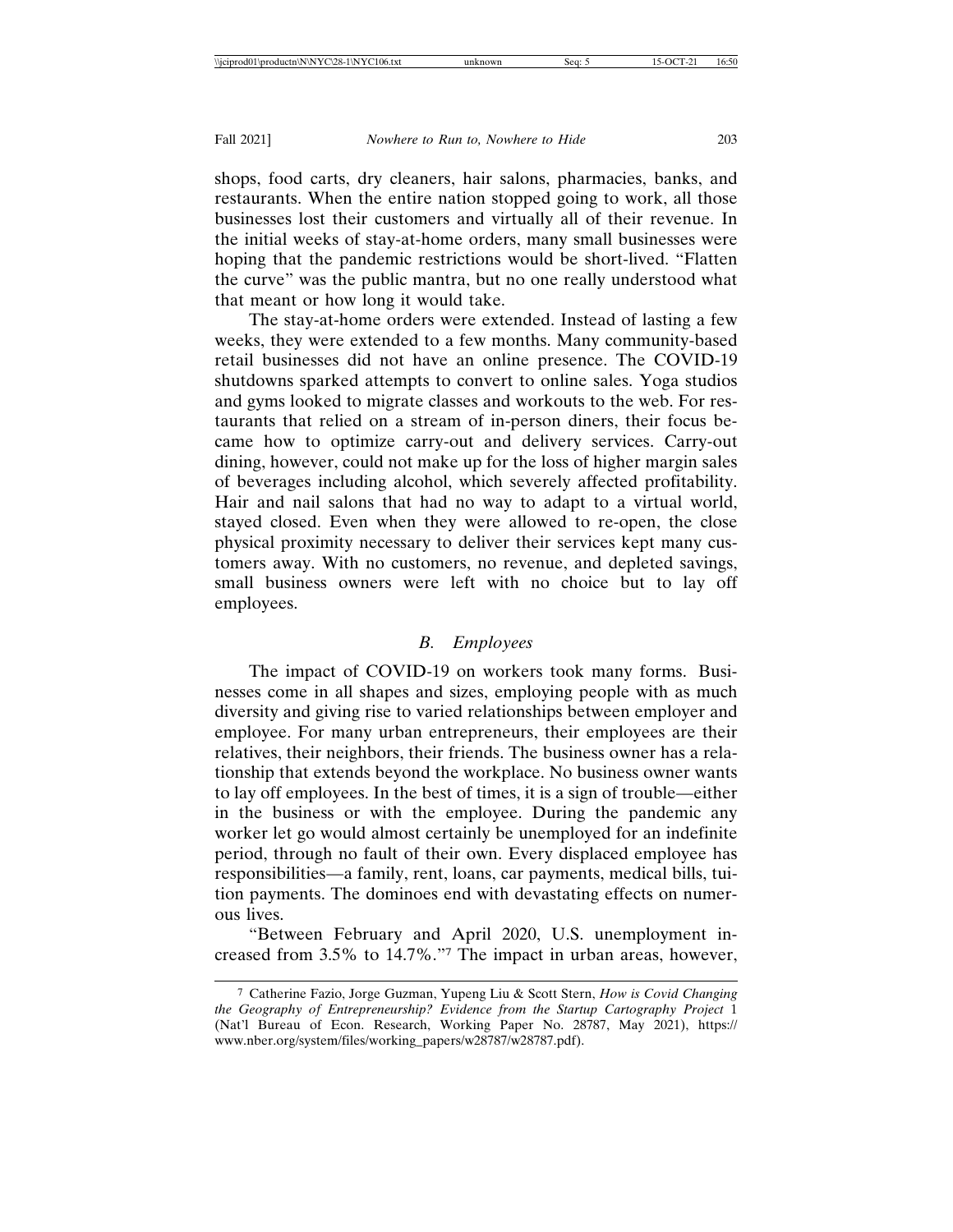shops, food carts, dry cleaners, hair salons, pharmacies, banks, and restaurants. When the entire nation stopped going to work, all those businesses lost their customers and virtually all of their revenue. In the initial weeks of stay-at-home orders, many small businesses were hoping that the pandemic restrictions would be short-lived. "Flatten the curve" was the public mantra, but no one really understood what that meant or how long it would take.

The stay-at-home orders were extended. Instead of lasting a few weeks, they were extended to a few months. Many community-based retail businesses did not have an online presence. The COVID-19 shutdowns sparked attempts to convert to online sales. Yoga studios and gyms looked to migrate classes and workouts to the web. For restaurants that relied on a stream of in-person diners, their focus became how to optimize carry-out and delivery services. Carry-out dining, however, could not make up for the loss of higher margin sales of beverages including alcohol, which severely affected profitability. Hair and nail salons that had no way to adapt to a virtual world, stayed closed. Even when they were allowed to re-open, the close physical proximity necessary to deliver their services kept many customers away. With no customers, no revenue, and depleted savings, small business owners were left with no choice but to lay off employees.

### *B. Employees*

The impact of COVID-19 on workers took many forms. Businesses come in all shapes and sizes, employing people with as much diversity and giving rise to varied relationships between employer and employee. For many urban entrepreneurs, their employees are their relatives, their neighbors, their friends. The business owner has a relationship that extends beyond the workplace. No business owner wants to lay off employees. In the best of times, it is a sign of trouble—either in the business or with the employee. During the pandemic any worker let go would almost certainly be unemployed for an indefinite period, through no fault of their own. Every displaced employee has responsibilities—a family, rent, loans, car payments, medical bills, tuition payments. The dominoes end with devastating effects on numerous lives.

"Between February and April 2020, U.S. unemployment increased from 3.5% to 14.7%."[7] The impact in urban areas, however,

---

[7] Catherine Fazio, Jorge Guzman, Yupeng Liu & Scott Stern, *How is Covid Changing the Geography of Entrepreneurship? Evidence from the Startup Cartography Project* 1 (Nat'l Bureau of Econ. Research, Working Paper No. 28787, May 2021), https://www.nber.org/system/files/working_papers/w28787/w28787.pdf).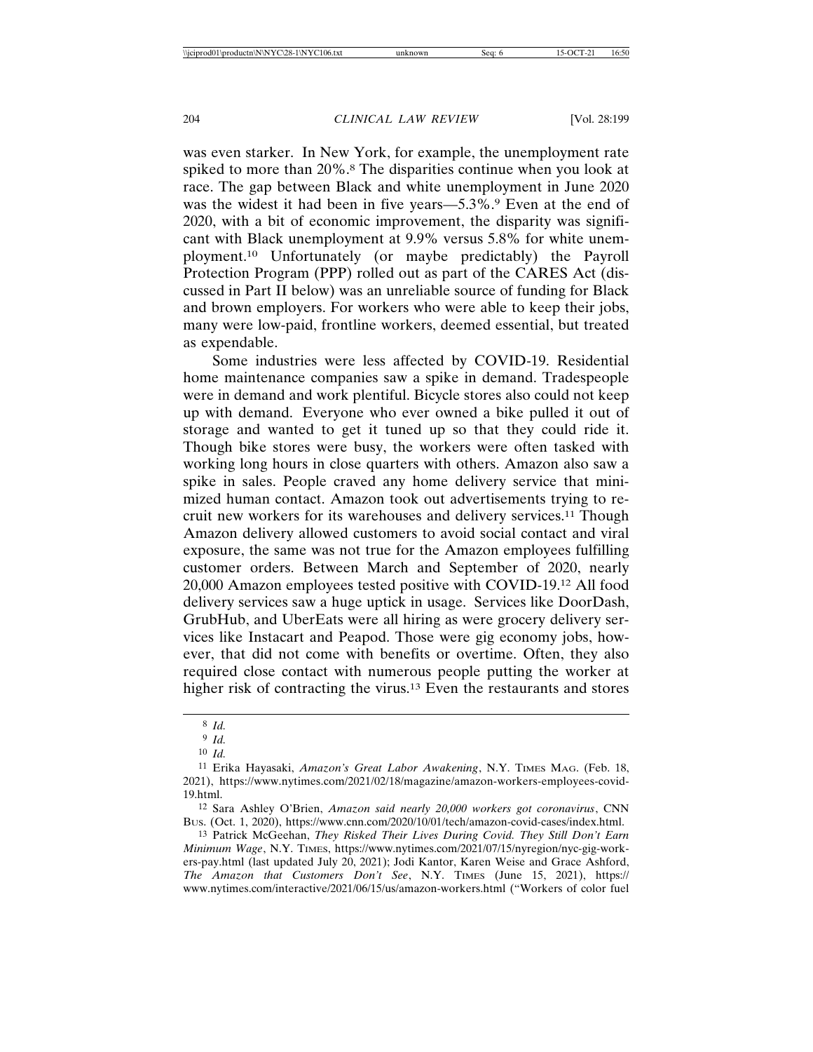was even starker. In New York, for example, the unemployment rate spiked to more than 20%.[8] The disparities continue when you look at race. The gap between Black and white unemployment in June 2020 was the widest it had been in five years—5.3%.[9] Even at the end of 2020, with a bit of economic improvement, the disparity was significant with Black unemployment at 9.9% versus 5.8% for white unemployment.[10] Unfortunately (or maybe predictably) the Payroll Protection Program (PPP) rolled out as part of the CARES Act (discussed in Part II below) was an unreliable source of funding for Black and brown employers. For workers who were able to keep their jobs, many were low-paid, frontline workers, deemed essential, but treated as expendable.

Some industries were less affected by COVID-19. Residential home maintenance companies saw a spike in demand. Tradespeople were in demand and work plentiful. Bicycle stores also could not keep up with demand. Everyone who ever owned a bike pulled it out of storage and wanted to get it tuned up so that they could ride it. Though bike stores were busy, the workers were often tasked with working long hours in close quarters with others. Amazon also saw a spike in sales. People craved any home delivery service that minimized human contact. Amazon took out advertisements trying to recruit new workers for its warehouses and delivery services.[11] Though Amazon delivery allowed customers to avoid social contact and viral exposure, the same was not true for the Amazon employees fulfilling customer orders. Between March and September of 2020, nearly 20,000 Amazon employees tested positive with COVID-19.[12] All food delivery services saw a huge uptick in usage. Services like DoorDash, GrubHub, and UberEats were all hiring as were grocery delivery services like Instacart and Peapod. Those were gig economy jobs, however, that did not come with benefits or overtime. Often, they also required close contact with numerous people putting the worker at higher risk of contracting the virus.[13] Even the restaurants and stores

---

[8] *Id.*

[9] *Id.*

[10] *Id.*

[11] Erika Hayasaki, *Amazon's Great Labor Awakening*, N.Y. TIMES MAG. (Feb. 18, 2021), https://www.nytimes.com/2021/02/18/magazine/amazon-workers-employees-covid-19.html.

[12] Sara Ashley O'Brien, *Amazon said nearly 20,000 workers got coronavirus*, CNN BUS. (Oct. 1, 2020), https://www.cnn.com/2020/10/01/tech/amazon-covid-cases/index.html.

[13] Patrick McGeehan, *They Risked Their Lives During Covid. They Still Don't Earn Minimum Wage*, N.Y. TIMES, https://www.nytimes.com/2021/07/15/nyregion/nyc-gig-workers-pay.html (last updated July 20, 2021); Jodi Kantor, Karen Weise and Grace Ashford, *The Amazon that Customers Don't See*, N.Y. TIMES (June 15, 2021), https://www.nytimes.com/interactive/2021/06/15/us/amazon-workers.html ("Workers of color fuel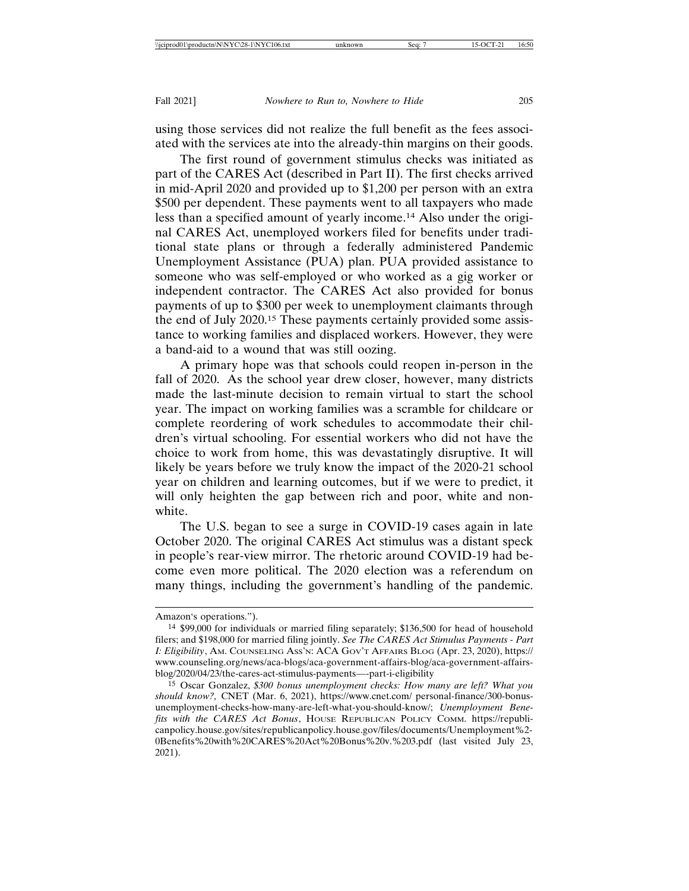using those services did not realize the full benefit as the fees associated with the services ate into the already-thin margins on their goods.

The first round of government stimulus checks was initiated as part of the CARES Act (described in Part II). The first checks arrived in mid-April 2020 and provided up to $1,200 per person with an extra $500 per dependent. These payments went to all taxpayers who made less than a specified amount of yearly income.[14] Also under the original CARES Act, unemployed workers filed for benefits under traditional state plans or through a federally administered Pandemic Unemployment Assistance (PUA) plan. PUA provided assistance to someone who was self-employed or who worked as a gig worker or independent contractor. The CARES Act also provided for bonus payments of up to $300 per week to unemployment claimants through the end of July 2020.[15] These payments certainly provided some assistance to working families and displaced workers. However, they were a band-aid to a wound that was still oozing.

A primary hope was that schools could reopen in-person in the fall of 2020. As the school year drew closer, however, many districts made the last-minute decision to remain virtual to start the school year. The impact on working families was a scramble for childcare or complete reordering of work schedules to accommodate their children's virtual schooling. For essential workers who did not have the choice to work from home, this was devastatingly disruptive. It will likely be years before we truly know the impact of the 2020-21 school year on children and learning outcomes, but if we were to predict, it will only heighten the gap between rich and poor, white and non-white.

The U.S. began to see a surge in COVID-19 cases again in late October 2020. The original CARES Act stimulus was a distant speck in people's rear-view mirror. The rhetoric around COVID-19 had become even more political. The 2020 election was a referendum on many things, including the government's handling of the pandemic.

---

Amazon's operations.").

[14] $99,000 for individuals or married filing separately; $136,500 for head of household filers; and $198,000 for married filing jointly. *See The CARES Act Stimulus Payments - Part I: Eligibility*, Am. Counseling Ass'n: ACA Gov't Affairs Blog (Apr. 23, 2020), https://www.counseling.org/news/aca-blogs/aca-government-affairs-blog/aca-government-affairs-blog/2020/04/23/the-cares-act-stimulus-payments—-part-i-eligibility

[15] Oscar Gonzalez, *$300 bonus unemployment checks: How many are left? What you should know?,* CNET (Mar. 6, 2021), https://www.cnet.com/ personal-finance/300-bonus-unemployment-checks-how-many-are-left-what-you-should-know/; *Unemployment Benefits with the CARES Act Bonus*, House Republican Policy Comm. https://republicanpolicy.house.gov/sites/republicanpolicy.house.gov/files/documents/Unemployment%20Benefits%20with%20CARES%20Act%20Bonus%20v.%203.pdf (last visited July 23, 2021).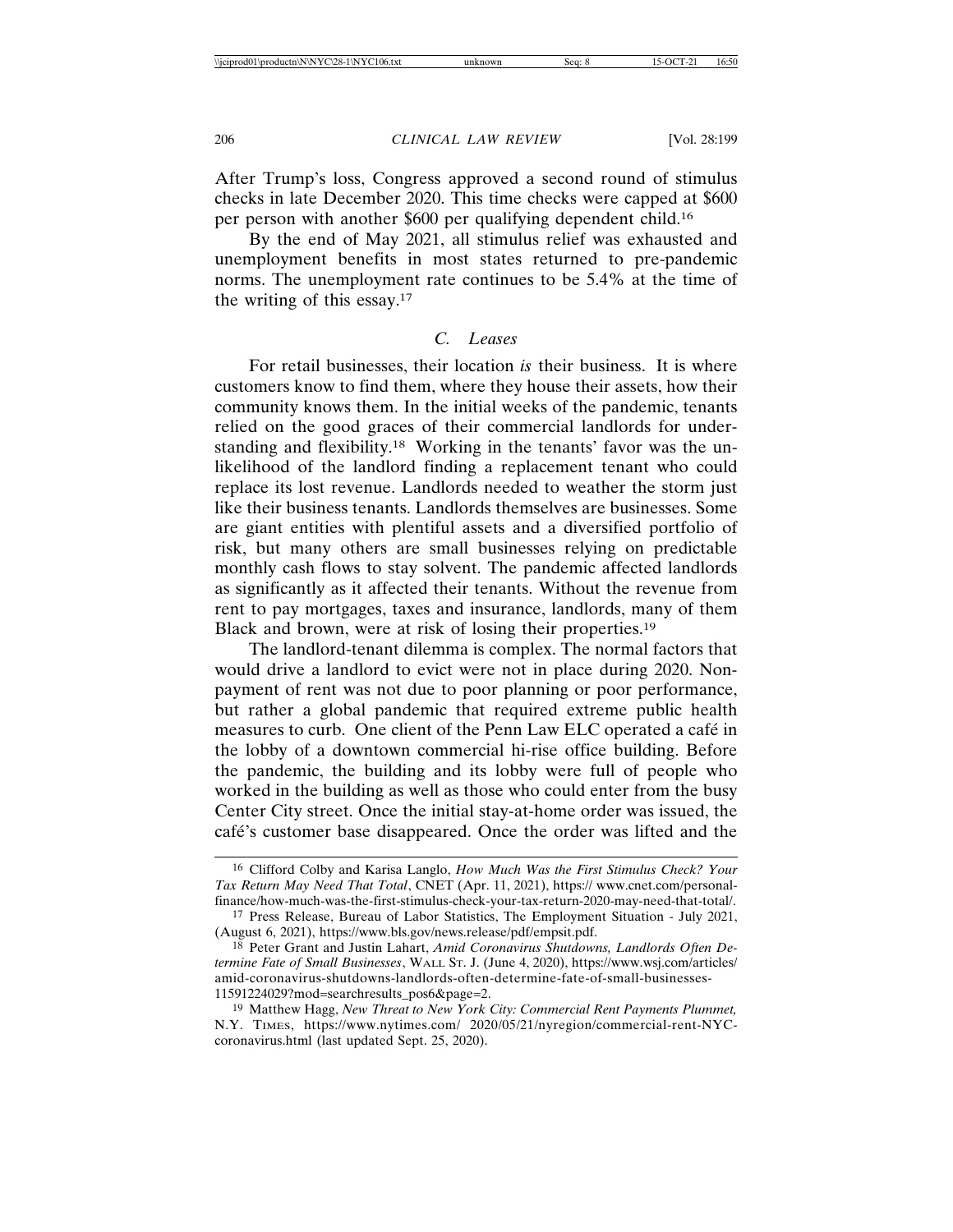After Trump's loss, Congress approved a second round of stimulus checks in late December 2020. This time checks were capped at $600 per person with another $600 per qualifying dependent child.[16]

By the end of May 2021, all stimulus relief was exhausted and unemployment benefits in most states returned to pre-pandemic norms. The unemployment rate continues to be 5.4% at the time of the writing of this essay.[17]

### *C. Leases*

For retail businesses, their location *is* their business. It is where customers know to find them, where they house their assets, how their community knows them. In the initial weeks of the pandemic, tenants relied on the good graces of their commercial landlords for understanding and flexibility.[18] Working in the tenants' favor was the unlikelihood of the landlord finding a replacement tenant who could replace its lost revenue. Landlords needed to weather the storm just like their business tenants. Landlords themselves are businesses. Some are giant entities with plentiful assets and a diversified portfolio of risk, but many others are small businesses relying on predictable monthly cash flows to stay solvent. The pandemic affected landlords as significantly as it affected their tenants. Without the revenue from rent to pay mortgages, taxes and insurance, landlords, many of them Black and brown, were at risk of losing their properties.[19]

The landlord-tenant dilemma is complex. The normal factors that would drive a landlord to evict were not in place during 2020. Nonpayment of rent was not due to poor planning or poor performance, but rather a global pandemic that required extreme public health measures to curb. One client of the Penn Law ELC operated a café in the lobby of a downtown commercial hi-rise office building. Before the pandemic, the building and its lobby were full of people who worked in the building as well as those who could enter from the busy Center City street. Once the initial stay-at-home order was issued, the café's customer base disappeared. Once the order was lifted and the

---

[16] Clifford Colby and Karisa Langlo, *How Much Was the First Stimulus Check? Your Tax Return May Need That Total*, CNET (Apr. 11, 2021), https:// www.cnet.com/personal-finance/how-much-was-the-first-stimulus-check-your-tax-return-2020-may-need-that-total/.

[17] Press Release, Bureau of Labor Statistics, The Employment Situation - July 2021, (August 6, 2021), https://www.bls.gov/news.release/pdf/empsit.pdf.

[18] Peter Grant and Justin Lahart, *Amid Coronavirus Shutdowns, Landlords Often Determine Fate of Small Businesses*, WALL ST. J. (June 4, 2020), https://www.wsj.com/articles/amid-coronavirus-shutdowns-landlords-often-determine-fate-of-small-businesses-11591224029?mod=searchresults_pos6&page=2.

[19] Matthew Hagg, *New Threat to New York City: Commercial Rent Payments Plummet,* N.Y. TIMES, https://www.nytimes.com/ 2020/05/21/nyregion/commercial-rent-NYC-coronavirus.html (last updated Sept. 25, 2020).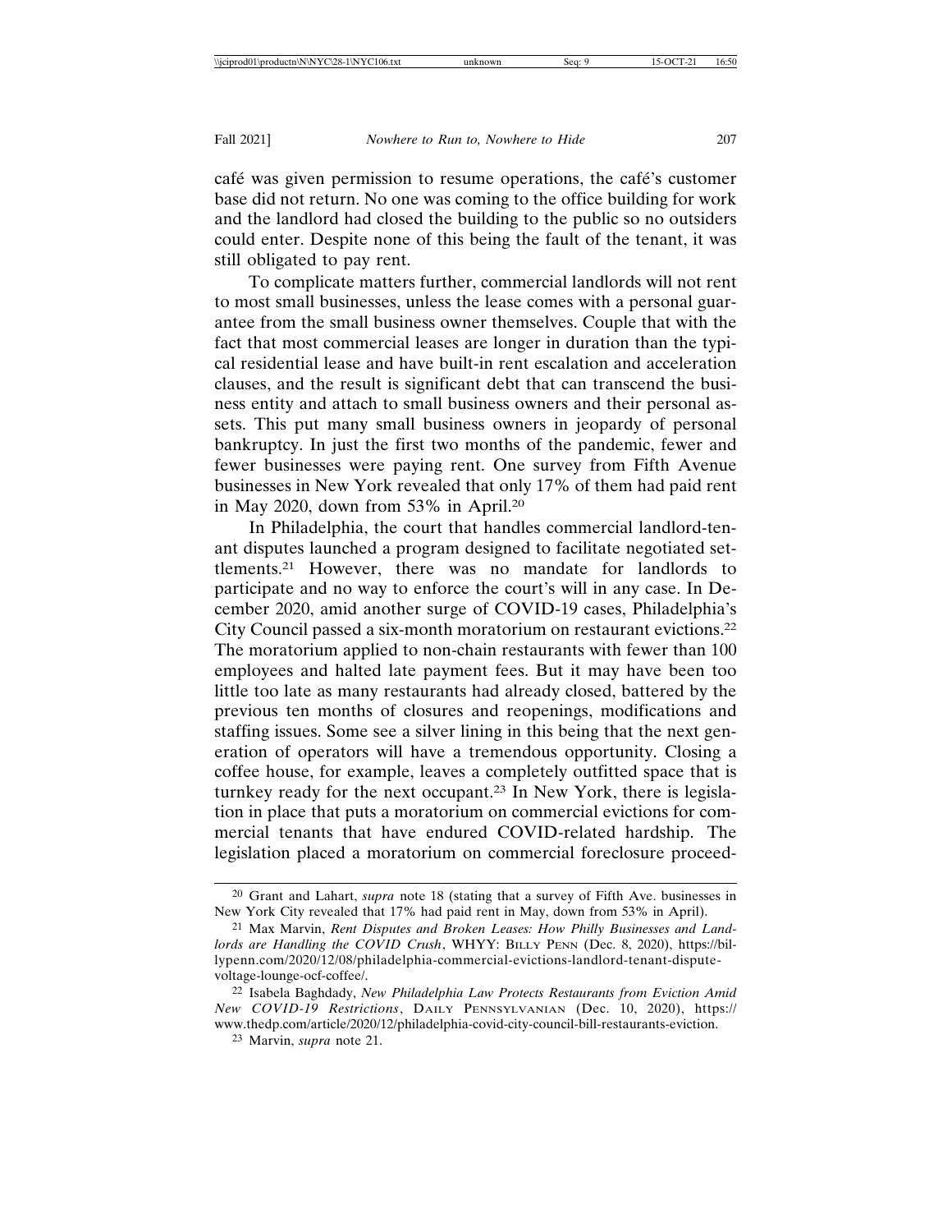café was given permission to resume operations, the café's customer base did not return. No one was coming to the office building for work and the landlord had closed the building to the public so no outsiders could enter. Despite none of this being the fault of the tenant, it was still obligated to pay rent.

To complicate matters further, commercial landlords will not rent to most small businesses, unless the lease comes with a personal guarantee from the small business owner themselves. Couple that with the fact that most commercial leases are longer in duration than the typical residential lease and have built-in rent escalation and acceleration clauses, and the result is significant debt that can transcend the business entity and attach to small business owners and their personal assets. This put many small business owners in jeopardy of personal bankruptcy. In just the first two months of the pandemic, fewer and fewer businesses were paying rent. One survey from Fifth Avenue businesses in New York revealed that only 17% of them had paid rent in May 2020, down from 53% in April.[20]

In Philadelphia, the court that handles commercial landlord-tenant disputes launched a program designed to facilitate negotiated settlements.[21] However, there was no mandate for landlords to participate and no way to enforce the court's will in any case. In December 2020, amid another surge of COVID-19 cases, Philadelphia's City Council passed a six-month moratorium on restaurant evictions.[22] The moratorium applied to non-chain restaurants with fewer than 100 employees and halted late payment fees. But it may have been too little too late as many restaurants had already closed, battered by the previous ten months of closures and reopenings, modifications and staffing issues. Some see a silver lining in this being that the next generation of operators will have a tremendous opportunity. Closing a coffee house, for example, leaves a completely outfitted space that is turnkey ready for the next occupant.[23] In New York, there is legislation in place that puts a moratorium on commercial evictions for commercial tenants that have endured COVID-related hardship. The legislation placed a moratorium on commercial foreclosure proceed-

---

[20] Grant and Lahart, *supra* note 18 (stating that a survey of Fifth Ave. businesses in New York City revealed that 17% had paid rent in May, down from 53% in April).

[21] Max Marvin, *Rent Disputes and Broken Leases: How Philly Businesses and Landlords are Handling the COVID Crush*, WHYY: BILLY PENN (Dec. 8, 2020), https://billypenn.com/2020/12/08/philadelphia-commercial-evictions-landlord-tenant-dispute-voltage-lounge-ocf-coffee/.

[22] Isabela Baghdady, *New Philadelphia Law Protects Restaurants from Eviction Amid New COVID-19 Restrictions*, DAILY PENNSYLVANIAN (Dec. 10, 2020), https://www.thedp.com/article/2020/12/philadelphia-covid-city-council-bill-restaurants-eviction.

[23] Marvin, *supra* note 21.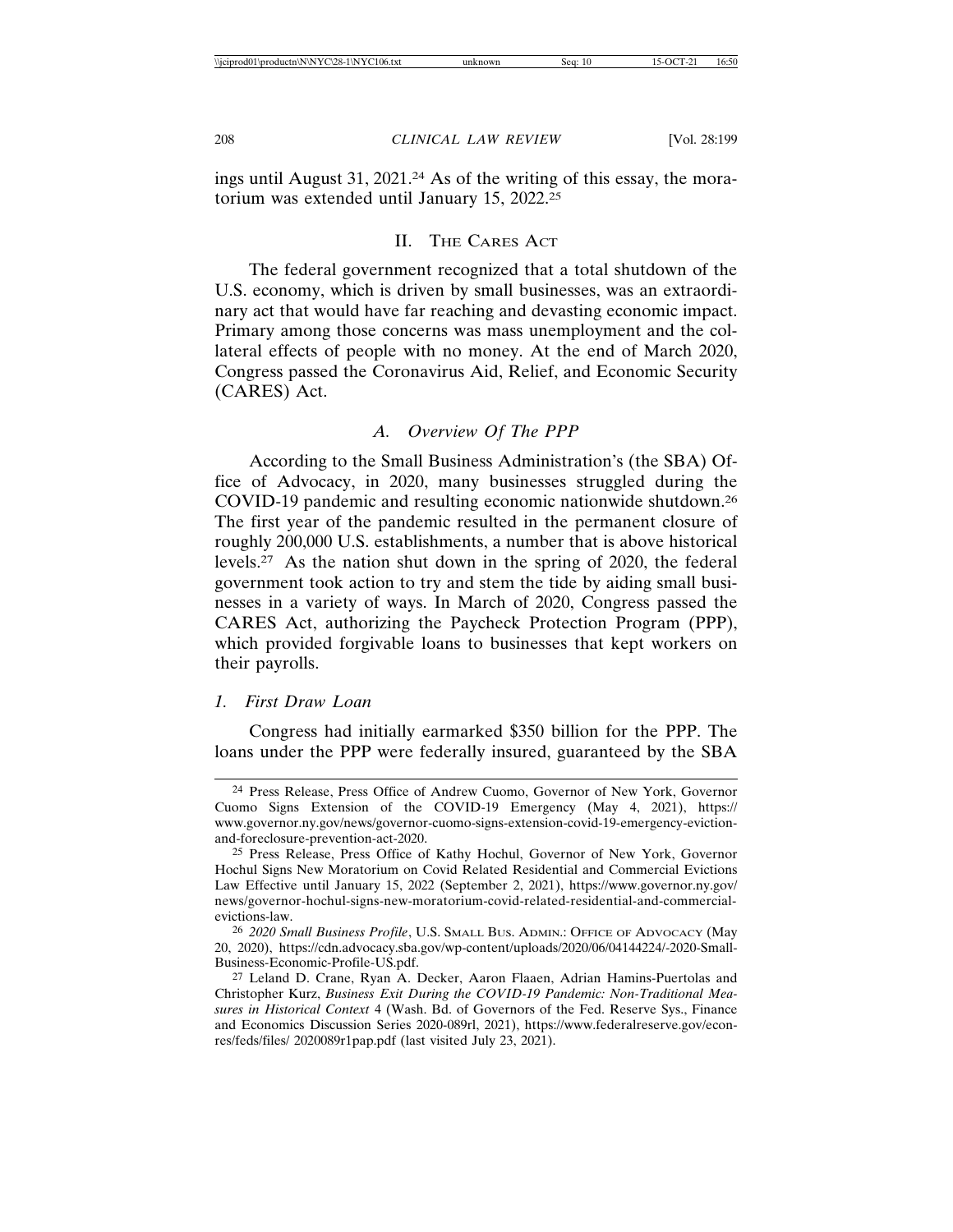ings until August 31, 2021.[24] As of the writing of this essay, the moratorium was extended until January 15, 2022.[25]

## II. The Cares Act

The federal government recognized that a total shutdown of the U.S. economy, which is driven by small businesses, was an extraordinary act that would have far reaching and devasting economic impact. Primary among those concerns was mass unemployment and the collateral effects of people with no money. At the end of March 2020, Congress passed the Coronavirus Aid, Relief, and Economic Security (CARES) Act.

### *A. Overview Of The PPP*

According to the Small Business Administration's (the SBA) Office of Advocacy, in 2020, many businesses struggled during the COVID-19 pandemic and resulting economic nationwide shutdown.[26] The first year of the pandemic resulted in the permanent closure of roughly 200,000 U.S. establishments, a number that is above historical levels.[27] As the nation shut down in the spring of 2020, the federal government took action to try and stem the tide by aiding small businesses in a variety of ways. In March of 2020, Congress passed the CARES Act, authorizing the Paycheck Protection Program (PPP), which provided forgivable loans to businesses that kept workers on their payrolls.

#### *1. First Draw Loan*

Congress had initially earmarked $350 billion for the PPP. The loans under the PPP were federally insured, guaranteed by the SBA

---

[24] Press Release, Press Office of Andrew Cuomo, Governor of New York, Governor Cuomo Signs Extension of the COVID-19 Emergency (May 4, 2021), https://www.governor.ny.gov/news/governor-cuomo-signs-extension-covid-19-emergency-eviction-and-foreclosure-prevention-act-2020.

[25] Press Release, Press Office of Kathy Hochul, Governor of New York, Governor Hochul Signs New Moratorium on Covid Related Residential and Commercial Evictions Law Effective until January 15, 2022 (September 2, 2021), https://www.governor.ny.gov/news/governor-hochul-signs-new-moratorium-covid-related-residential-and-commercial-evictions-law.

[26] *2020 Small Business Profile*, U.S. Small Bus. Admin.: Office of Advocacy (May 20, 2020), https://cdn.advocacy.sba.gov/wp-content/uploads/2020/06/04144224/-2020-Small-Business-Economic-Profile-US.pdf.

[27] Leland D. Crane, Ryan A. Decker, Aaron Flaaen, Adrian Hamins-Puertolas and Christopher Kurz, *Business Exit During the COVID-19 Pandemic: Non-Traditional Measures in Historical Context* 4 (Wash. Bd. of Governors of the Fed. Reserve Sys., Finance and Economics Discussion Series 2020-089rl, 2021), https://www.federalreserve.gov/econres/feds/files/ 2020089r1pap.pdf (last visited July 23, 2021).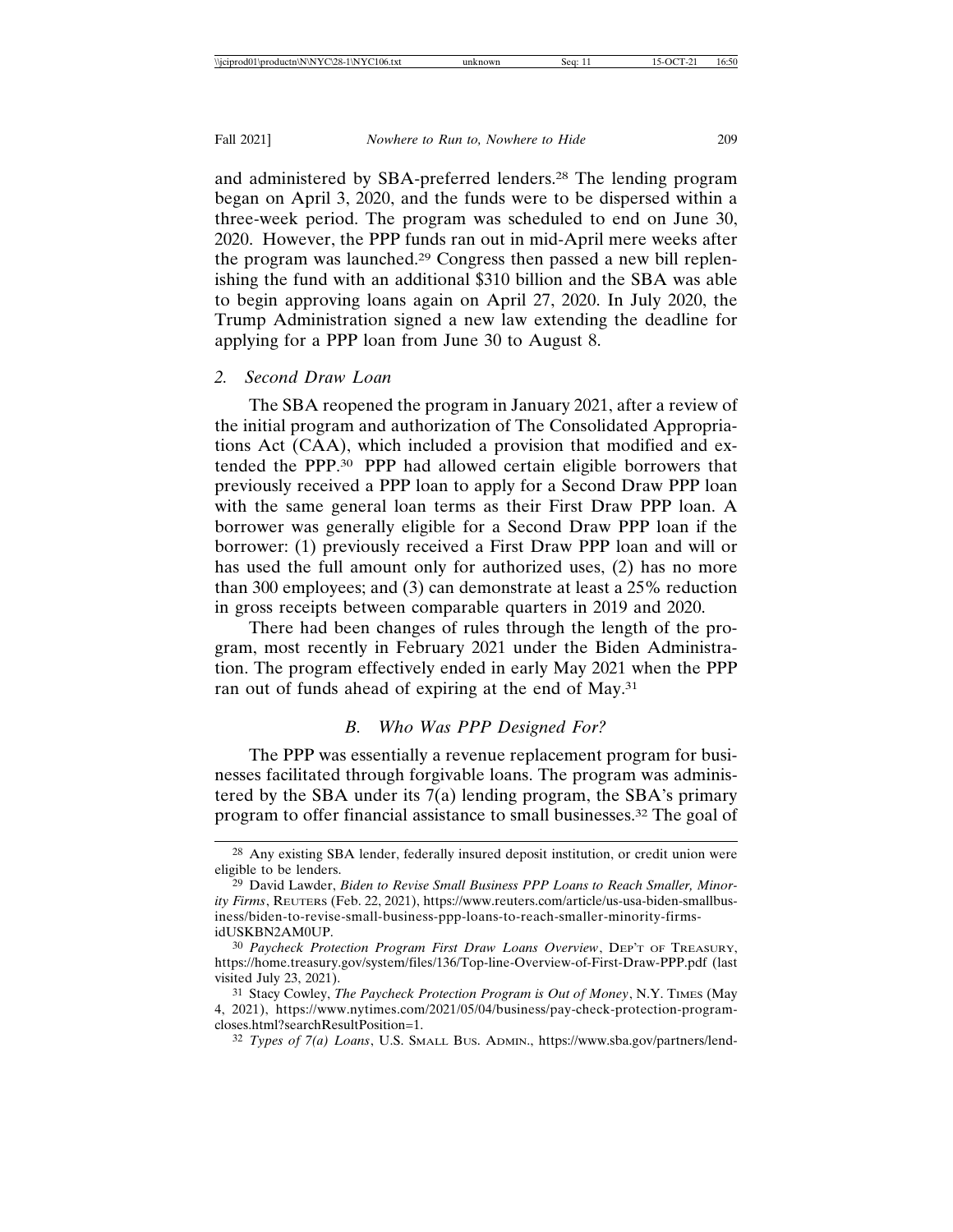and administered by SBA-preferred lenders.[28] The lending program began on April 3, 2020, and the funds were to be dispersed within a three-week period. The program was scheduled to end on June 30, 2020. However, the PPP funds ran out in mid-April mere weeks after the program was launched.[29] Congress then passed a new bill replenishing the fund with an additional $310 billion and the SBA was able to begin approving loans again on April 27, 2020. In July 2020, the Trump Administration signed a new law extending the deadline for applying for a PPP loan from June 30 to August 8.

### 2. *Second Draw Loan*

The SBA reopened the program in January 2021, after a review of the initial program and authorization of The Consolidated Appropriations Act (CAA), which included a provision that modified and extended the PPP.[30] PPP had allowed certain eligible borrowers that previously received a PPP loan to apply for a Second Draw PPP loan with the same general loan terms as their First Draw PPP loan. A borrower was generally eligible for a Second Draw PPP loan if the borrower: (1) previously received a First Draw PPP loan and will or has used the full amount only for authorized uses, (2) has no more than 300 employees; and (3) can demonstrate at least a 25% reduction in gross receipts between comparable quarters in 2019 and 2020.

There had been changes of rules through the length of the program, most recently in February 2021 under the Biden Administration. The program effectively ended in early May 2021 when the PPP ran out of funds ahead of expiring at the end of May.[31]

## B. *Who Was PPP Designed For?*

The PPP was essentially a revenue replacement program for businesses facilitated through forgivable loans. The program was administered by the SBA under its 7(a) lending program, the SBA's primary program to offer financial assistance to small businesses.[32] The goal of

---

[28] Any existing SBA lender, federally insured deposit institution, or credit union were eligible to be lenders.

[29] David Lawder, *Biden to Revise Small Business PPP Loans to Reach Smaller, Minority Firms*, REUTERS (Feb. 22, 2021), https://www.reuters.com/article/us-usa-biden-smallbusiness/biden-to-revise-small-business-ppp-loans-to-reach-smaller-minority-firms-idUSKBN2AM0UP.

[30] *Paycheck Protection Program First Draw Loans Overview*, DEP'T OF TREASURY, https://home.treasury.gov/system/files/136/Top-line-Overview-of-First-Draw-PPP.pdf (last visited July 23, 2021).

[31] Stacy Cowley, *The Paycheck Protection Program is Out of Money*, N.Y. TIMES (May 4, 2021), https://www.nytimes.com/2021/05/04/business/pay-check-protection-program-closes.html?searchResultPosition=1.

[32] *Types of 7(a) Loans*, U.S. SMALL BUS. ADMIN., https://www.sba.gov/partners/lend-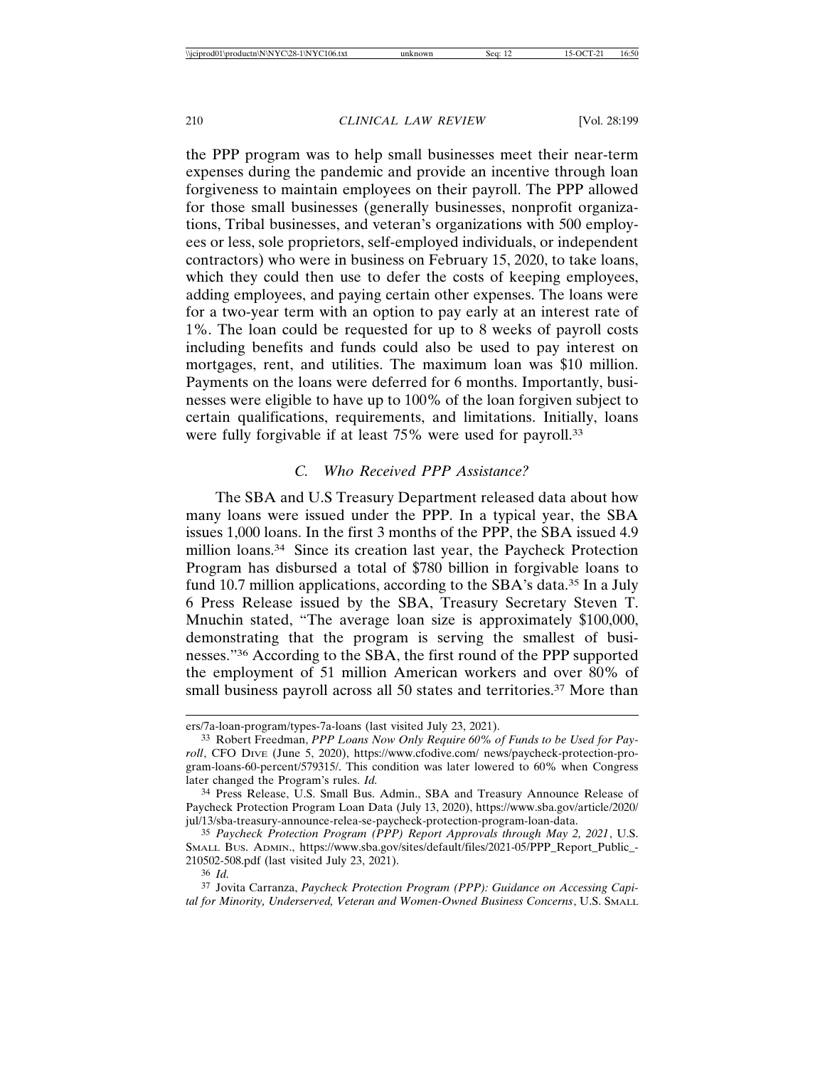the PPP program was to help small businesses meet their near-term expenses during the pandemic and provide an incentive through loan forgiveness to maintain employees on their payroll. The PPP allowed for those small businesses (generally businesses, nonprofit organizations, Tribal businesses, and veteran's organizations with 500 employees or less, sole proprietors, self-employed individuals, or independent contractors) who were in business on February 15, 2020, to take loans, which they could then use to defer the costs of keeping employees, adding employees, and paying certain other expenses. The loans were for a two-year term with an option to pay early at an interest rate of 1%. The loan could be requested for up to 8 weeks of payroll costs including benefits and funds could also be used to pay interest on mortgages, rent, and utilities. The maximum loan was $10 million. Payments on the loans were deferred for 6 months. Importantly, businesses were eligible to have up to 100% of the loan forgiven subject to certain qualifications, requirements, and limitations. Initially, loans were fully forgivable if at least 75% were used for payroll.[33]

### *C. Who Received PPP Assistance?*

The SBA and U.S Treasury Department released data about how many loans were issued under the PPP. In a typical year, the SBA issues 1,000 loans. In the first 3 months of the PPP, the SBA issued 4.9 million loans.[34] Since its creation last year, the Paycheck Protection Program has disbursed a total of $780 billion in forgivable loans to fund 10.7 million applications, according to the SBA's data.[35] In a July 6 Press Release issued by the SBA, Treasury Secretary Steven T. Mnuchin stated, "The average loan size is approximately $100,000, demonstrating that the program is serving the smallest of businesses."[36] According to the SBA, the first round of the PPP supported the employment of 51 million American workers and over 80% of small business payroll across all 50 states and territories.[37] More than

---

ers/7a-loan-program/types-7a-loans (last visited July 23, 2021).

[33] Robert Freedman, *PPP Loans Now Only Require 60% of Funds to be Used for Payroll*, CFO DIVE (June 5, 2020), https://www.cfodive.com/ news/paycheck-protection-program-loans-60-percent/579315/. This condition was later lowered to 60% when Congress later changed the Program's rules. *Id.*

[34] Press Release, U.S. Small Bus. Admin., SBA and Treasury Announce Release of Paycheck Protection Program Loan Data (July 13, 2020), https://www.sba.gov/article/2020/jul/13/sba-treasury-announce-relea-se-paycheck-protection-program-loan-data.

[35] *Paycheck Protection Program (PPP) Report Approvals through May 2, 2021*, U.S. SMALL BUS. ADMIN., https://www.sba.gov/sites/default/files/2021-05/PPP_Report_Public_-210502-508.pdf (last visited July 23, 2021).

[36] *Id.*

[37] Jovita Carranza, *Paycheck Protection Program (PPP): Guidance on Accessing Capital for Minority, Underserved, Veteran and Women-Owned Business Concerns*, U.S. SMALL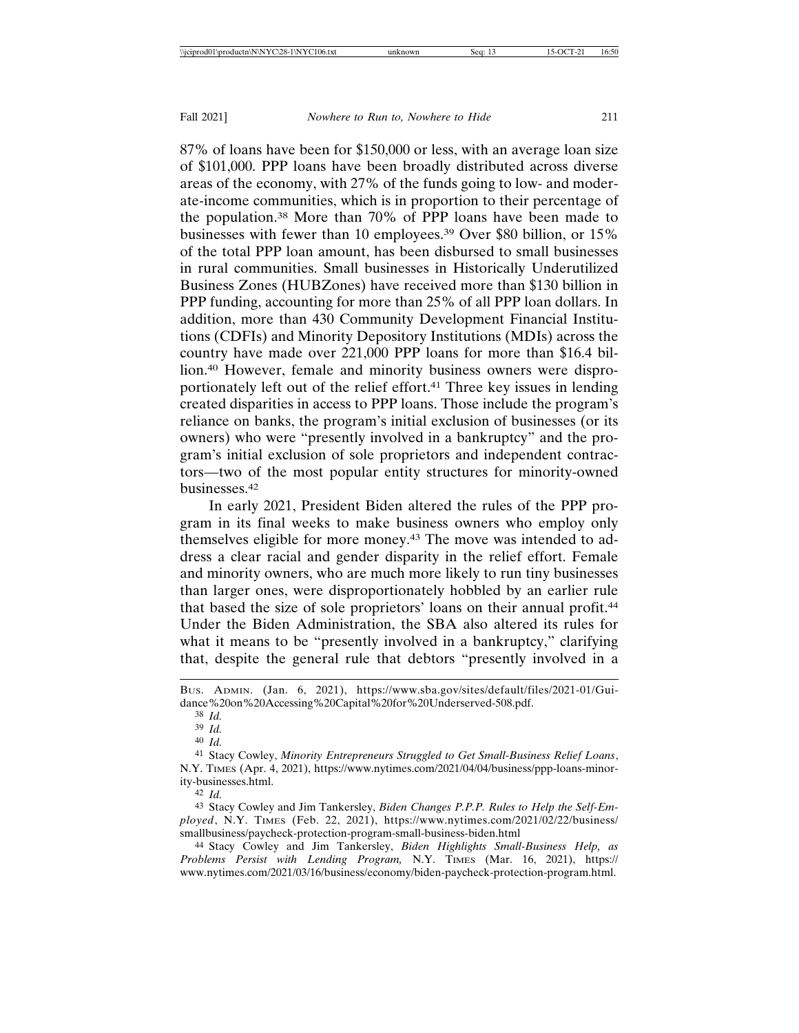87% of loans have been for $150,000 or less, with an average loan size of $101,000. PPP loans have been broadly distributed across diverse areas of the economy, with 27% of the funds going to low- and moderate-income communities, which is in proportion to their percentage of the population.[38] More than 70% of PPP loans have been made to businesses with fewer than 10 employees.[39] Over $80 billion, or 15% of the total PPP loan amount, has been disbursed to small businesses in rural communities. Small businesses in Historically Underutilized Business Zones (HUBZones) have received more than $130 billion in PPP funding, accounting for more than 25% of all PPP loan dollars. In addition, more than 430 Community Development Financial Institutions (CDFIs) and Minority Depository Institutions (MDIs) across the country have made over 221,000 PPP loans for more than $16.4 billion.[40] However, female and minority business owners were disproportionately left out of the relief effort.[41] Three key issues in lending created disparities in access to PPP loans. Those include the program's reliance on banks, the program's initial exclusion of businesses (or its owners) who were "presently involved in a bankruptcy" and the program's initial exclusion of sole proprietors and independent contractors—two of the most popular entity structures for minority-owned businesses.[42]

In early 2021, President Biden altered the rules of the PPP program in its final weeks to make business owners who employ only themselves eligible for more money.[43] The move was intended to address a clear racial and gender disparity in the relief effort. Female and minority owners, who are much more likely to run tiny businesses than larger ones, were disproportionately hobbled by an earlier rule that based the size of sole proprietors' loans on their annual profit.[44] Under the Biden Administration, the SBA also altered its rules for what it means to be "presently involved in a bankruptcy," clarifying that, despite the general rule that debtors "presently involved in a

---

Bus. Admin. (Jan. 6, 2021), https://www.sba.gov/sites/default/files/2021-01/Guidance%20on%20Accessing%20Capital%20for%20Underserved-508.pdf.

[38] *Id.*

[39] *Id.*

[40] *Id.*

[41] Stacy Cowley, *Minority Entrepreneurs Struggled to Get Small-Business Relief Loans*, N.Y. Times (Apr. 4, 2021), https://www.nytimes.com/2021/04/04/business/ppp-loans-minority-businesses.html.

[42] *Id.*

[43] Stacy Cowley and Jim Tankersley, *Biden Changes P.P.P. Rules to Help the Self-Employed*, N.Y. Times (Feb. 22, 2021), https://www.nytimes.com/2021/02/22/business/smallbusiness/paycheck-protection-program-small-business-biden.html

[44] Stacy Cowley and Jim Tankersley, *Biden Highlights Small-Business Help, as Problems Persist with Lending Program,* N.Y. Times (Mar. 16, 2021), https://www.nytimes.com/2021/03/16/business/economy/biden-paycheck-protection-program.html.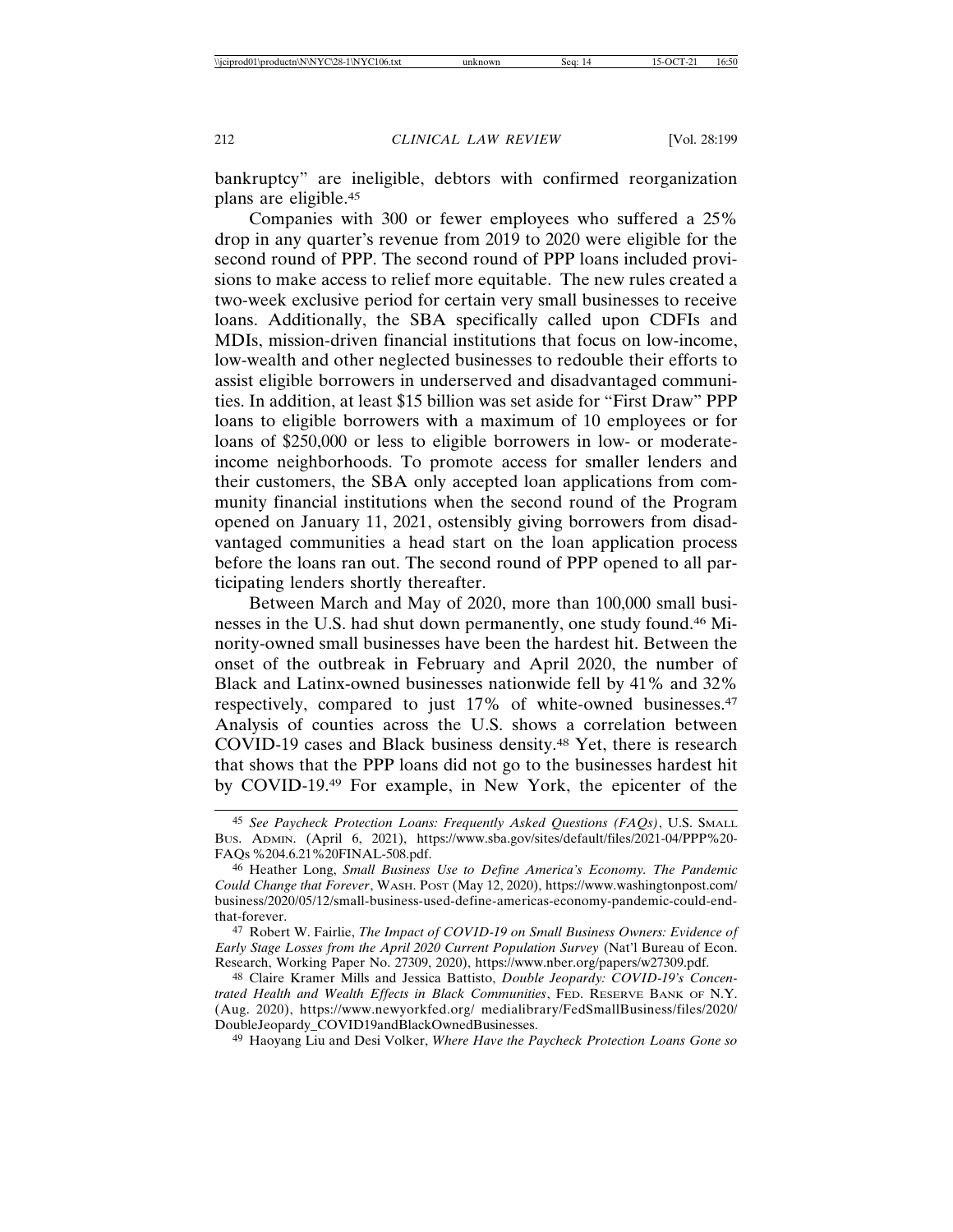bankruptcy" are ineligible, debtors with confirmed reorganization plans are eligible.[45]

Companies with 300 or fewer employees who suffered a 25% drop in any quarter's revenue from 2019 to 2020 were eligible for the second round of PPP. The second round of PPP loans included provisions to make access to relief more equitable. The new rules created a two-week exclusive period for certain very small businesses to receive loans. Additionally, the SBA specifically called upon CDFIs and MDIs, mission-driven financial institutions that focus on low-income, low-wealth and other neglected businesses to redouble their efforts to assist eligible borrowers in underserved and disadvantaged communities. In addition, at least $15 billion was set aside for "First Draw" PPP loans to eligible borrowers with a maximum of 10 employees or for loans of $250,000 or less to eligible borrowers in low- or moderate-income neighborhoods. To promote access for smaller lenders and their customers, the SBA only accepted loan applications from community financial institutions when the second round of the Program opened on January 11, 2021, ostensibly giving borrowers from disadvantaged communities a head start on the loan application process before the loans ran out. The second round of PPP opened to all participating lenders shortly thereafter.

Between March and May of 2020, more than 100,000 small businesses in the U.S. had shut down permanently, one study found.[46] Minority-owned small businesses have been the hardest hit. Between the onset of the outbreak in February and April 2020, the number of Black and Latinx-owned businesses nationwide fell by 41% and 32% respectively, compared to just 17% of white-owned businesses.[47] Analysis of counties across the U.S. shows a correlation between COVID-19 cases and Black business density.[48] Yet, there is research that shows that the PPP loans did not go to the businesses hardest hit by COVID-19.[49] For example, in New York, the epicenter of the

---

45 *See Paycheck Protection Loans: Frequently Asked Questions (FAQs)*, U.S. SMALL BUS. ADMIN. (April 6, 2021), https://www.sba.gov/sites/default/files/2021-04/PPP%20-FAQs %204.6.21%20FINAL-508.pdf.

46 Heather Long, *Small Business Use to Define America's Economy. The Pandemic Could Change that Forever*, WASH. POST (May 12, 2020), https://www.washingtonpost.com/business/2020/05/12/small-business-used-define-americas-economy-pandemic-could-end-that-forever.

47 Robert W. Fairlie, *The Impact of COVID-19 on Small Business Owners: Evidence of Early Stage Losses from the April 2020 Current Population Survey* (Nat'l Bureau of Econ. Research, Working Paper No. 27309, 2020), https://www.nber.org/papers/w27309.pdf.

48 Claire Kramer Mills and Jessica Battisto, *Double Jeopardy: COVID-19's Concentrated Health and Wealth Effects in Black Communities*, FED. RESERVE BANK OF N.Y. (Aug. 2020), https://www.newyorkfed.org/ medialibrary/FedSmallBusiness/files/2020/DoubleJeopardy_COVID19andBlackOwnedBusinesses.

49 Haoyang Liu and Desi Volker, *Where Have the Paycheck Protection Loans Gone so*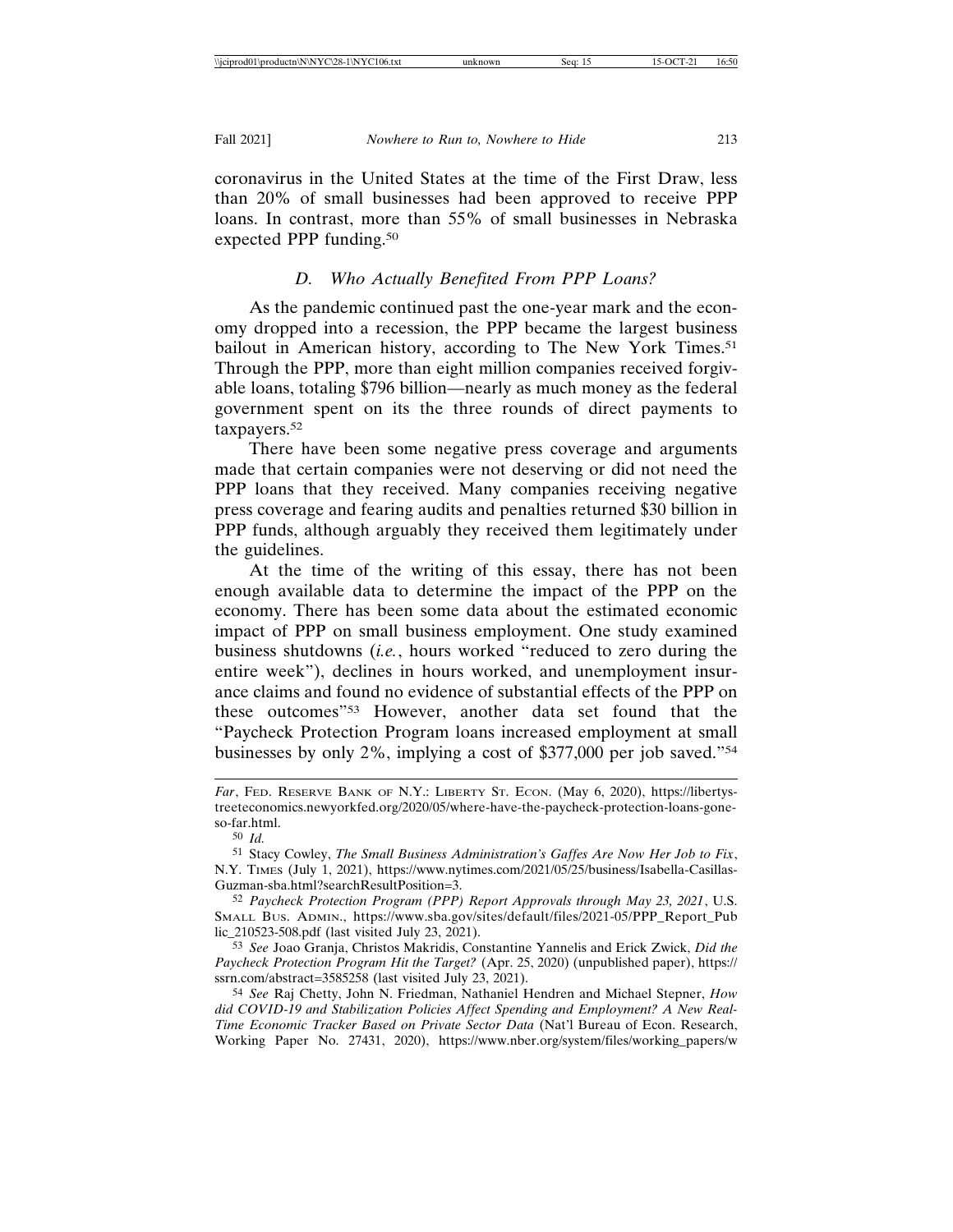coronavirus in the United States at the time of the First Draw, less than 20% of small businesses had been approved to receive PPP loans. In contrast, more than 55% of small businesses in Nebraska expected PPP funding.[50]

### *D. Who Actually Benefited From PPP Loans?*

As the pandemic continued past the one-year mark and the economy dropped into a recession, the PPP became the largest business bailout in American history, according to The New York Times.[51] Through the PPP, more than eight million companies received forgivable loans, totaling $796 billion—nearly as much money as the federal government spent on its the three rounds of direct payments to taxpayers.[52]

There have been some negative press coverage and arguments made that certain companies were not deserving or did not need the PPP loans that they received. Many companies receiving negative press coverage and fearing audits and penalties returned $30 billion in PPP funds, although arguably they received them legitimately under the guidelines.

At the time of the writing of this essay, there has not been enough available data to determine the impact of the PPP on the economy. There has been some data about the estimated economic impact of PPP on small business employment. One study examined business shutdowns (*i.e.*, hours worked "reduced to zero during the entire week"), declines in hours worked, and unemployment insurance claims and found no evidence of substantial effects of the PPP on these outcomes"[53] However, another data set found that the "Paycheck Protection Program loans increased employment at small businesses by only 2%, implying a cost of $377,000 per job saved."[54]

---

*Far*, Fed. Reserve Bank of N.Y.: Liberty St. Econ. (May 6, 2020), https://libertystreeteconomics.newyorkfed.org/2020/05/where-have-the-paycheck-protection-loans-gone-so-far.html.

50 *Id.*

51 Stacy Cowley, *The Small Business Administration's Gaffes Are Now Her Job to Fix*, N.Y. Times (July 1, 2021), https://www.nytimes.com/2021/05/25/business/Isabella-Casillas-Guzman-sba.html?searchResultPosition=3.

52 *Paycheck Protection Program (PPP) Report Approvals through May 23, 2021*, U.S. Small Bus. Admin., https://www.sba.gov/sites/default/files/2021-05/PPP_Report_Public_210523-508.pdf (last visited July 23, 2021).

53 *See* Joao Granja, Christos Makridis, Constantine Yannelis and Erick Zwick, *Did the Paycheck Protection Program Hit the Target?* (Apr. 25, 2020) (unpublished paper), https://ssrn.com/abstract=3585258 (last visited July 23, 2021).

54 *See* Raj Chetty, John N. Friedman, Nathaniel Hendren and Michael Stepner, *How did COVID-19 and Stabilization Policies Affect Spending and Employment? A New Real-Time Economic Tracker Based on Private Sector Data* (Nat'l Bureau of Econ. Research, Working Paper No. 27431, 2020), https://www.nber.org/system/files/working_papers/w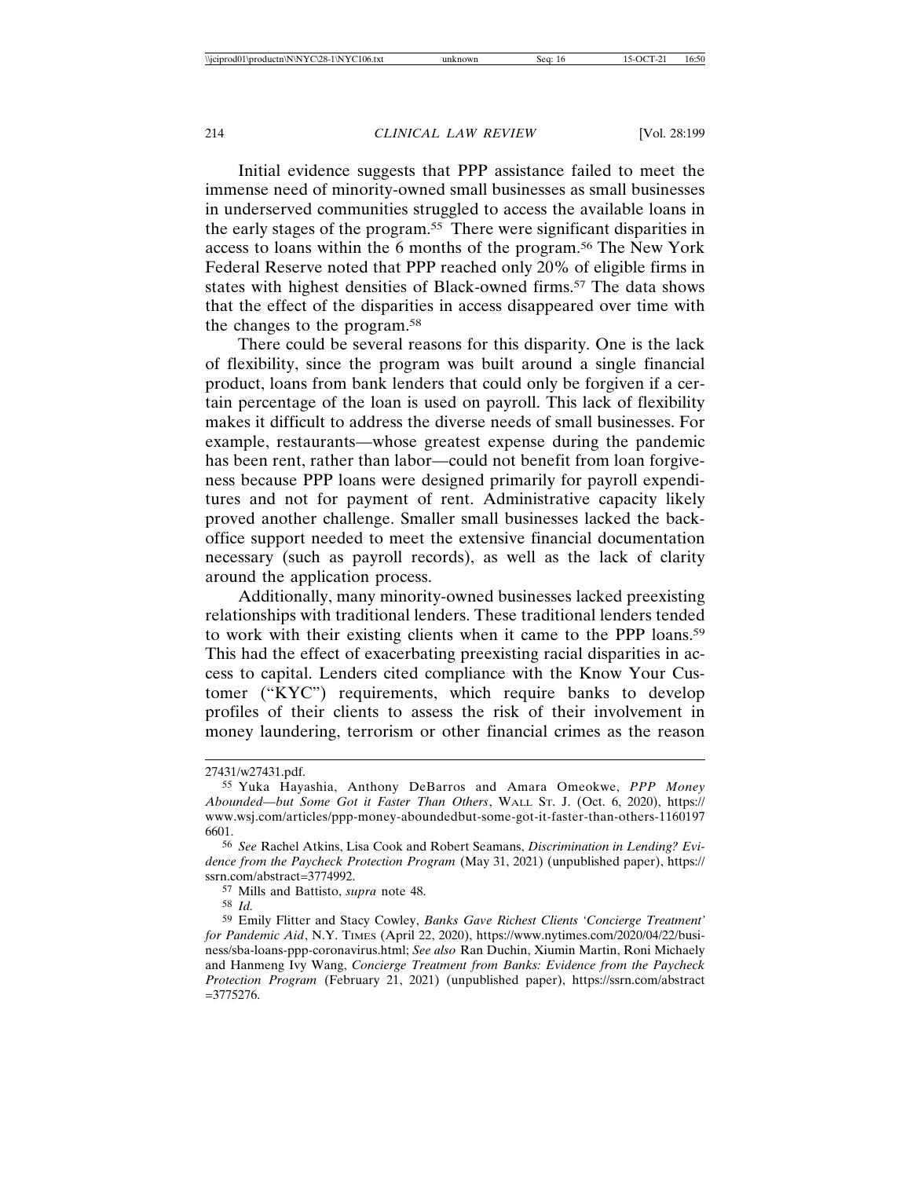Initial evidence suggests that PPP assistance failed to meet the immense need of minority-owned small businesses as small businesses in underserved communities struggled to access the available loans in the early stages of the program.[55] There were significant disparities in access to loans within the 6 months of the program.[56] The New York Federal Reserve noted that PPP reached only 20% of eligible firms in states with highest densities of Black-owned firms.[57] The data shows that the effect of the disparities in access disappeared over time with the changes to the program.[58]

There could be several reasons for this disparity. One is the lack of flexibility, since the program was built around a single financial product, loans from bank lenders that could only be forgiven if a certain percentage of the loan is used on payroll. This lack of flexibility makes it difficult to address the diverse needs of small businesses. For example, restaurants—whose greatest expense during the pandemic has been rent, rather than labor—could not benefit from loan forgiveness because PPP loans were designed primarily for payroll expenditures and not for payment of rent. Administrative capacity likely proved another challenge. Smaller small businesses lacked the back-office support needed to meet the extensive financial documentation necessary (such as payroll records), as well as the lack of clarity around the application process.

Additionally, many minority-owned businesses lacked preexisting relationships with traditional lenders. These traditional lenders tended to work with their existing clients when it came to the PPP loans.[59] This had the effect of exacerbating preexisting racial disparities in access to capital. Lenders cited compliance with the Know Your Customer ("KYC") requirements, which require banks to develop profiles of their clients to assess the risk of their involvement in money laundering, terrorism or other financial crimes as the reason

---

27431/w27431.pdf.

[55] Yuka Hayashia, Anthony DeBarros and Amara Omeokwe, *PPP Money Abounded—but Some Got it Faster Than Others*, Wall St. J. (Oct. 6, 2020), https://www.wsj.com/articles/ppp-money-aboundedbut-some-got-it-faster-than-others-11601976601.

[56] *See* Rachel Atkins, Lisa Cook and Robert Seamans, *Discrimination in Lending? Evidence from the Paycheck Protection Program* (May 31, 2021) (unpublished paper), https://ssrn.com/abstract=3774992.

[57] Mills and Battisto, *supra* note 48.

[58] *Id.*

[59] Emily Flitter and Stacy Cowley, *Banks Gave Richest Clients 'Concierge Treatment' for Pandemic Aid*, N.Y. Times (April 22, 2020), https://www.nytimes.com/2020/04/22/business/sba-loans-ppp-coronavirus.html; *See also* Ran Duchin, Xiumin Martin, Roni Michaely and Hanmeng Ivy Wang, *Concierge Treatment from Banks: Evidence from the Paycheck Protection Program* (February 21, 2021) (unpublished paper), https://ssrn.com/abstract=3775276.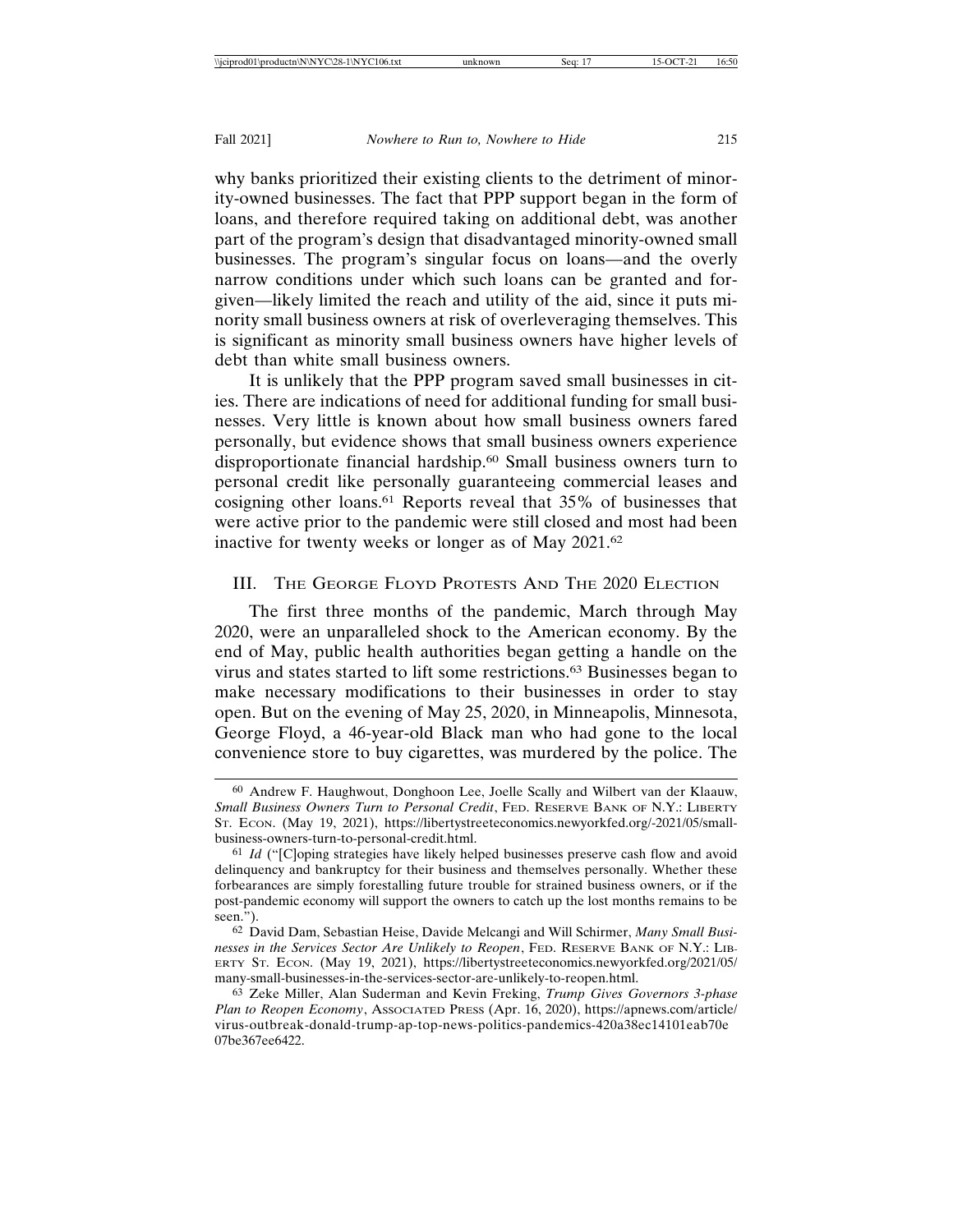why banks prioritized their existing clients to the detriment of minority-owned businesses. The fact that PPP support began in the form of loans, and therefore required taking on additional debt, was another part of the program's design that disadvantaged minority-owned small businesses. The program's singular focus on loans—and the overly narrow conditions under which such loans can be granted and forgiven—likely limited the reach and utility of the aid, since it puts minority small business owners at risk of overleveraging themselves. This is significant as minority small business owners have higher levels of debt than white small business owners.

It is unlikely that the PPP program saved small businesses in cities. There are indications of need for additional funding for small businesses. Very little is known about how small business owners fared personally, but evidence shows that small business owners experience disproportionate financial hardship.[60] Small business owners turn to personal credit like personally guaranteeing commercial leases and cosigning other loans.[61] Reports reveal that 35% of businesses that were active prior to the pandemic were still closed and most had been inactive for twenty weeks or longer as of May 2021.[62]

## III. The George Floyd Protests And The 2020 Election

The first three months of the pandemic, March through May 2020, were an unparalleled shock to the American economy. By the end of May, public health authorities began getting a handle on the virus and states started to lift some restrictions.[63] Businesses began to make necessary modifications to their businesses in order to stay open. But on the evening of May 25, 2020, in Minneapolis, Minnesota, George Floyd, a 46-year-old Black man who had gone to the local convenience store to buy cigarettes, was murdered by the police. The

---

[60] Andrew F. Haughwout, Donghoon Lee, Joelle Scally and Wilbert van der Klaauw, *Small Business Owners Turn to Personal Credit*, Fed. Reserve Bank of N.Y.: Liberty St. Econ. (May 19, 2021), https://libertystreeteconomics.newyorkfed.org/-2021/05/small-business-owners-turn-to-personal-credit.html.

[61] *Id* ("[C]oping strategies have likely helped businesses preserve cash flow and avoid delinquency and bankruptcy for their business and themselves personally. Whether these forbearances are simply forestalling future trouble for strained business owners, or if the post-pandemic economy will support the owners to catch up the lost months remains to be seen.").

[62] David Dam, Sebastian Heise, Davide Melcangi and Will Schirmer, *Many Small Businesses in the Services Sector Are Unlikely to Reopen*, Fed. Reserve Bank of N.Y.: Liberty St. Econ. (May 19, 2021), https://libertystreeteconomics.newyorkfed.org/2021/05/many-small-businesses-in-the-services-sector-are-unlikely-to-reopen.html.

[63] Zeke Miller, Alan Suderman and Kevin Freking, *Trump Gives Governors 3-phase Plan to Reopen Economy*, Associated Press (Apr. 16, 2020), https://apnews.com/article/virus-outbreak-donald-trump-ap-top-news-politics-pandemics-420a38ec14101eab70e07be367ee6422.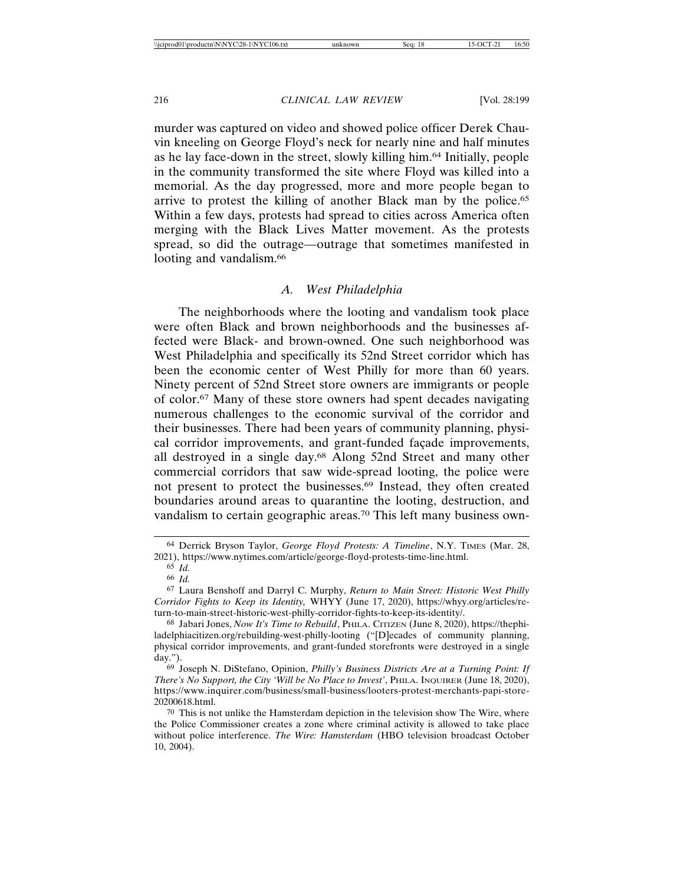murder was captured on video and showed police officer Derek Chauvin kneeling on George Floyd's neck for nearly nine and half minutes as he lay face-down in the street, slowly killing him.[64] Initially, people in the community transformed the site where Floyd was killed into a memorial. As the day progressed, more and more people began to arrive to protest the killing of another Black man by the police.[65] Within a few days, protests had spread to cities across America often merging with the Black Lives Matter movement. As the protests spread, so did the outrage—outrage that sometimes manifested in looting and vandalism.[66]

### *A. West Philadelphia*

The neighborhoods where the looting and vandalism took place were often Black and brown neighborhoods and the businesses affected were Black- and brown-owned. One such neighborhood was West Philadelphia and specifically its 52nd Street corridor which has been the economic center of West Philly for more than 60 years. Ninety percent of 52nd Street store owners are immigrants or people of color.[67] Many of these store owners had spent decades navigating numerous challenges to the economic survival of the corridor and their businesses. There had been years of community planning, physical corridor improvements, and grant-funded façade improvements, all destroyed in a single day.[68] Along 52nd Street and many other commercial corridors that saw wide-spread looting, the police were not present to protect the businesses.[69] Instead, they often created boundaries around areas to quarantine the looting, destruction, and vandalism to certain geographic areas.[70] This left many business own-

---

[64] Derrick Bryson Taylor, *George Floyd Protests: A Timeline*, N.Y. TIMES (Mar. 28, 2021), https://www.nytimes.com/article/george-floyd-protests-time-line.html.

[65] *Id.*

[66] *Id.*

[67] Laura Benshoff and Darryl C. Murphy, *Return to Main Street: Historic West Philly Corridor Fights to Keep its Identity,* WHYY (June 17, 2020), https://whyy.org/articles/return-to-main-street-historic-west-philly-corridor-fights-to-keep-its-identity/.

[68] Jabari Jones, *Now It's Time to Rebuild*, PHILA. CITIZEN (June 8, 2020), https://thephiladelphiacitizen.org/rebuilding-west-philly-looting ("[D]ecades of community planning, physical corridor improvements, and grant-funded storefronts were destroyed in a single day.").

[69] Joseph N. DiStefano, Opinion, *Philly's Business Districts Are at a Turning Point: If There's No Support, the City 'Will be No Place to Invest'*, PHILA. INQUIRER (June 18, 2020), https://www.inquirer.com/business/small-business/looters-protest-merchants-papi-store-20200618.html.

[70] This is not unlike the Hamsterdam depiction in the television show The Wire, where the Police Commissioner creates a zone where criminal activity is allowed to take place without police interference. *The Wire: Hamsterdam* (HBO television broadcast October 10, 2004).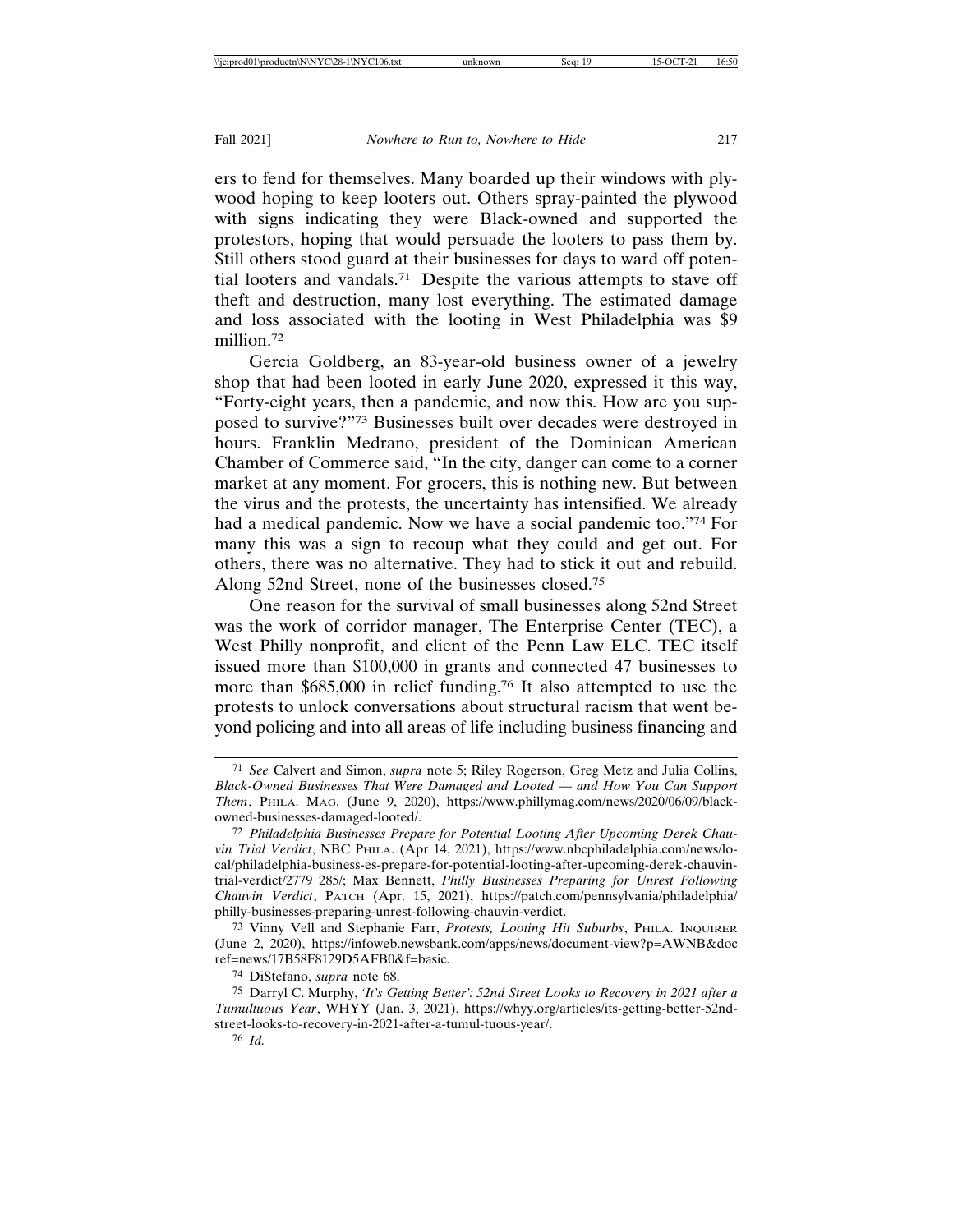ers to fend for themselves. Many boarded up their windows with plywood hoping to keep looters out. Others spray-painted the plywood with signs indicating they were Black-owned and supported the protestors, hoping that would persuade the looters to pass them by. Still others stood guard at their businesses for days to ward off potential looters and vandals.[71] Despite the various attempts to stave off theft and destruction, many lost everything. The estimated damage and loss associated with the looting in West Philadelphia was $9 million.[72]

Gercia Goldberg, an 83-year-old business owner of a jewelry shop that had been looted in early June 2020, expressed it this way, "Forty-eight years, then a pandemic, and now this. How are you supposed to survive?"[73] Businesses built over decades were destroyed in hours. Franklin Medrano, president of the Dominican American Chamber of Commerce said, "In the city, danger can come to a corner market at any moment. For grocers, this is nothing new. But between the virus and the protests, the uncertainty has intensified. We already had a medical pandemic. Now we have a social pandemic too."[74] For many this was a sign to recoup what they could and get out. For others, there was no alternative. They had to stick it out and rebuild. Along 52nd Street, none of the businesses closed.[75]

One reason for the survival of small businesses along 52nd Street was the work of corridor manager, The Enterprise Center (TEC), a West Philly nonprofit, and client of the Penn Law ELC. TEC itself issued more than $100,000 in grants and connected 47 businesses to more than $685,000 in relief funding.[76] It also attempted to use the protests to unlock conversations about structural racism that went beyond policing and into all areas of life including business financing and

---

[71] *See* Calvert and Simon, *supra* note 5; Riley Rogerson, Greg Metz and Julia Collins, *Black-Owned Businesses That Were Damaged and Looted — and How You Can Support Them*, PHILA. MAG. (June 9, 2020), https://www.phillymag.com/news/2020/06/09/black-owned-businesses-damaged-looted/.

[72] *Philadelphia Businesses Prepare for Potential Looting After Upcoming Derek Chauvin Trial Verdict*, NBC PHILA. (Apr 14, 2021), https://www.nbcphiladelphia.com/news/local/philadelphia-business-es-prepare-for-potential-looting-after-upcoming-derek-chauvin-trial-verdict/2779 285/; Max Bennett, *Philly Businesses Preparing for Unrest Following Chauvin Verdict*, PATCH (Apr. 15, 2021), https://patch.com/pennsylvania/philadelphia/philly-businesses-preparing-unrest-following-chauvin-verdict.

[73] Vinny Vell and Stephanie Farr, *Protests, Looting Hit Suburbs*, PHILA. INQUIRER (June 2, 2020), https://infoweb.newsbank.com/apps/news/document-view?p=AWNB&docref=news/17B58F8129D5AFB0&f=basic.

[74] DiStefano, *supra* note 68.

[75] Darryl C. Murphy, *'It's Getting Better': 52nd Street Looks to Recovery in 2021 after a Tumultuous Year*, WHYY (Jan. 3, 2021), https://whyy.org/articles/its-getting-better-52nd-street-looks-to-recovery-in-2021-after-a-tumul-tuous-year/.

[76] *Id.*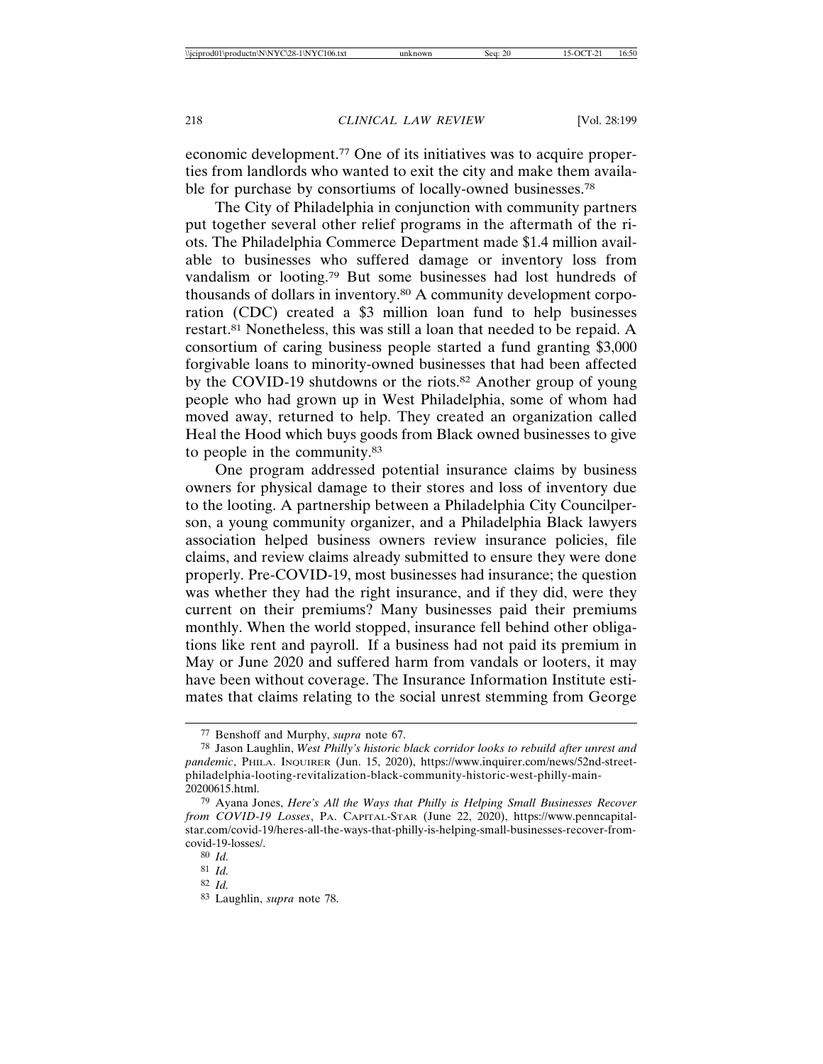economic development.[77] One of its initiatives was to acquire properties from landlords who wanted to exit the city and make them available for purchase by consortiums of locally-owned businesses.[78]

The City of Philadelphia in conjunction with community partners put together several other relief programs in the aftermath of the riots. The Philadelphia Commerce Department made $1.4 million available to businesses who suffered damage or inventory loss from vandalism or looting.[79] But some businesses had lost hundreds of thousands of dollars in inventory.[80] A community development corporation (CDC) created a $3 million loan fund to help businesses restart.[81] Nonetheless, this was still a loan that needed to be repaid. A consortium of caring business people started a fund granting $3,000 forgivable loans to minority-owned businesses that had been affected by the COVID-19 shutdowns or the riots.[82] Another group of young people who had grown up in West Philadelphia, some of whom had moved away, returned to help. They created an organization called Heal the Hood which buys goods from Black owned businesses to give to people in the community.[83]

One program addressed potential insurance claims by business owners for physical damage to their stores and loss of inventory due to the looting. A partnership between a Philadelphia City Councilperson, a young community organizer, and a Philadelphia Black lawyers association helped business owners review insurance policies, file claims, and review claims already submitted to ensure they were done properly. Pre-COVID-19, most businesses had insurance; the question was whether they had the right insurance, and if they did, were they current on their premiums? Many businesses paid their premiums monthly. When the world stopped, insurance fell behind other obligations like rent and payroll. If a business had not paid its premium in May or June 2020 and suffered harm from vandals or looters, it may have been without coverage. The Insurance Information Institute estimates that claims relating to the social unrest stemming from George

---

[77] Benshoff and Murphy, *supra* note 67.

[78] Jason Laughlin, *West Philly's historic black corridor looks to rebuild after unrest and pandemic*, PHILA. INQUIRER (Jun. 15, 2020), https://www.inquirer.com/news/52nd-street-philadelphia-looting-revitalization-black-community-historic-west-philly-main-20200615.html.

[79] Ayana Jones, *Here's All the Ways that Philly is Helping Small Businesses Recover from COVID-19 Losses*, PA. CAPITAL-STAR (June 22, 2020), https://www.penncapital-star.com/covid-19/heres-all-the-ways-that-philly-is-helping-small-businesses-recover-from-covid-19-losses/.

[80] *Id.*

[81] *Id.*

[82] *Id.*

[83] Laughlin, *supra* note 78.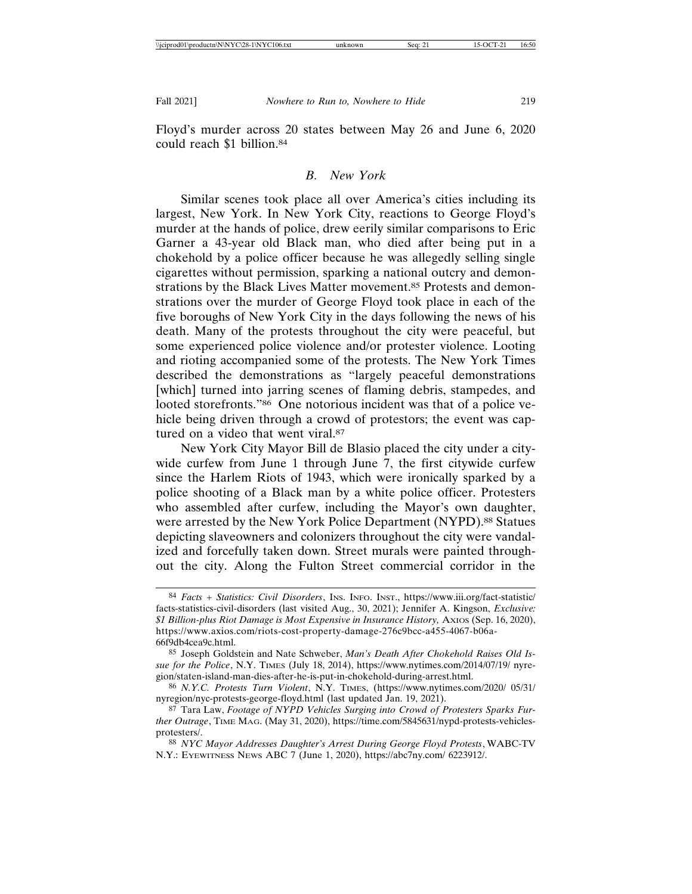Floyd's murder across 20 states between May 26 and June 6, 2020 could reach $1 billion.[84]

### *B. New York*

Similar scenes took place all over America's cities including its largest, New York. In New York City, reactions to George Floyd's murder at the hands of police, drew eerily similar comparisons to Eric Garner a 43-year old Black man, who died after being put in a chokehold by a police officer because he was allegedly selling single cigarettes without permission, sparking a national outcry and demonstrations by the Black Lives Matter movement.[85] Protests and demonstrations over the murder of George Floyd took place in each of the five boroughs of New York City in the days following the news of his death. Many of the protests throughout the city were peaceful, but some experienced police violence and/or protester violence. Looting and rioting accompanied some of the protests. The New York Times described the demonstrations as "largely peaceful demonstrations [which] turned into jarring scenes of flaming debris, stampedes, and looted storefronts."[86] One notorious incident was that of a police vehicle being driven through a crowd of protestors; the event was captured on a video that went viral.[87]

New York City Mayor Bill de Blasio placed the city under a citywide curfew from June 1 through June 7, the first citywide curfew since the Harlem Riots of 1943, which were ironically sparked by a police shooting of a Black man by a white police officer. Protesters who assembled after curfew, including the Mayor's own daughter, were arrested by the New York Police Department (NYPD).[88] Statues depicting slaveowners and colonizers throughout the city were vandalized and forcefully taken down. Street murals were painted throughout the city. Along the Fulton Street commercial corridor in the

---

[84] *Facts + Statistics: Civil Disorders*, INS. INFO. INST., https://www.iii.org/fact-statistic/facts-statistics-civil-disorders (last visited Aug., 30, 2021); Jennifer A. Kingson, *Exclusive: $1 Billion-plus Riot Damage is Most Expensive in Insurance History,* AXIOS (Sep. 16, 2020), https://www.axios.com/riots-cost-property-damage-276c9bcc-a455-4067-b06a-66f9db4cea9c.html.

[85] Joseph Goldstein and Nate Schweber, *Man's Death After Chokehold Raises Old Issue for the Police*, N.Y. TIMES (July 18, 2014), https://www.nytimes.com/2014/07/19/ nyregion/staten-island-man-dies-after-he-is-put-in-chokehold-during-arrest.html.

[86] *N.Y.C. Protests Turn Violent*, N.Y. TIMES, (https://www.nytimes.com/2020/ 05/31/ nyregion/nyc-protests-george-floyd.html (last updated Jan. 19, 2021).

[87] Tara Law, *Footage of NYPD Vehicles Surging into Crowd of Protesters Sparks Further Outrage*, TIME MAG. (May 31, 2020), https://time.com/5845631/nypd-protests-vehicles-protesters/.

[88] *NYC Mayor Addresses Daughter's Arrest During George Floyd Protests*, WABC-TV N.Y.: EYEWITNESS NEWS ABC 7 (June 1, 2020), https://abc7ny.com/ 6223912/.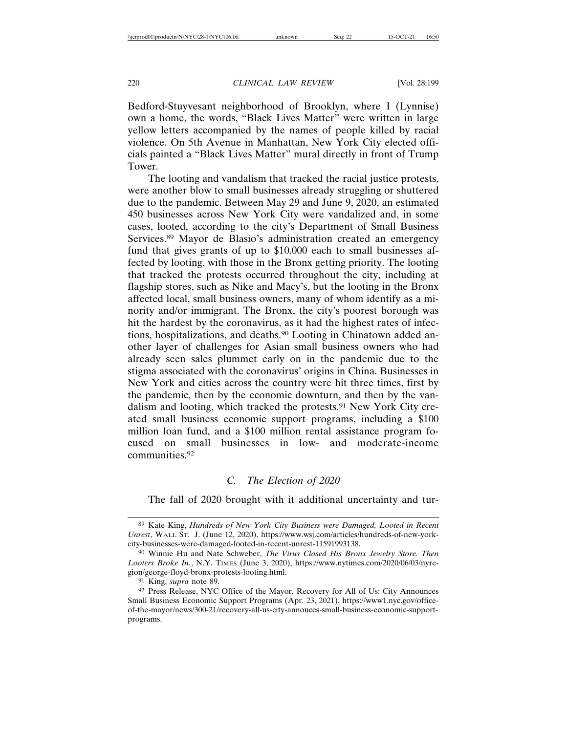Bedford-Stuyvesant neighborhood of Brooklyn, where I (Lynnise) own a home, the words, "Black Lives Matter" were written in large yellow letters accompanied by the names of people killed by racial violence. On 5th Avenue in Manhattan, New York City elected officials painted a "Black Lives Matter" mural directly in front of Trump Tower.

The looting and vandalism that tracked the racial justice protests, were another blow to small businesses already struggling or shuttered due to the pandemic. Between May 29 and June 9, 2020, an estimated 450 businesses across New York City were vandalized and, in some cases, looted, according to the city's Department of Small Business Services.[89] Mayor de Blasio's administration created an emergency fund that gives grants of up to $10,000 each to small businesses affected by looting, with those in the Bronx getting priority. The looting that tracked the protests occurred throughout the city, including at flagship stores, such as Nike and Macy's, but the looting in the Bronx affected local, small business owners, many of whom identify as a minority and/or immigrant. The Bronx, the city's poorest borough was hit the hardest by the coronavirus, as it had the highest rates of infections, hospitalizations, and deaths.[90] Looting in Chinatown added another layer of challenges for Asian small business owners who had already seen sales plummet early on in the pandemic due to the stigma associated with the coronavirus' origins in China. Businesses in New York and cities across the country were hit three times, first by the pandemic, then by the economic downturn, and then by the vandalism and looting, which tracked the protests.[91] New York City created small business economic support programs, including a $100 million loan fund, and a $100 million rental assistance program focused on small businesses in low- and moderate-income communities.[92]

### C. *The Election of 2020*

The fall of 2020 brought with it additional uncertainty and tur-

---

[89] Kate King, *Hundreds of New York City Business were Damaged, Looted in Recent Unrest*, WALL ST. J. (June 12, 2020), https://www.wsj.com/articles/hundreds-of-new-york-city-businesses-were-damaged-looted-in-recent-unrest-11591993138.

[90] Winnie Hu and Nate Schweber, *The Virus Closed His Bronx Jewelry Store. Then Looters Broke In.*, N.Y. TIMES (June 3, 2020), https://www.nytimes.com/2020/06/03/nyregion/george-floyd-bronx-protests-looting.html.

[91] King, *supra* note 89.

[92] Press Release, NYC Office of the Mayor, Recovery for All of Us: City Announces Small Business Economic Support Programs (Apr. 23, 2021), https://www1.nyc.gov/office-of-the-mayor/news/300-21/recovery-all-us-city-annouces-small-business-economic-support-programs.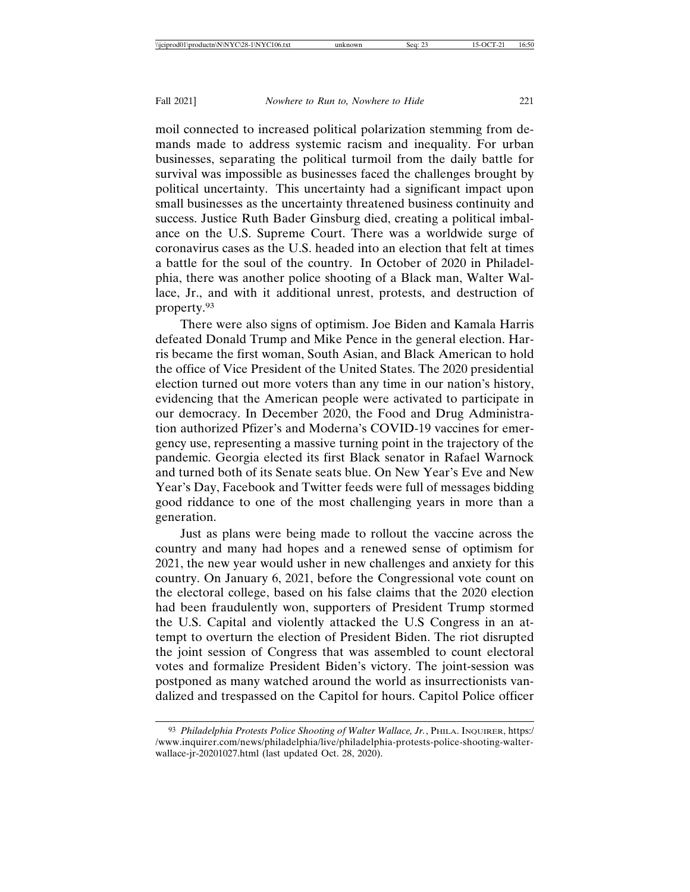moil connected to increased political polarization stemming from demands made to address systemic racism and inequality. For urban businesses, separating the political turmoil from the daily battle for survival was impossible as businesses faced the challenges brought by political uncertainty. This uncertainty had a significant impact upon small businesses as the uncertainty threatened business continuity and success. Justice Ruth Bader Ginsburg died, creating a political imbalance on the U.S. Supreme Court. There was a worldwide surge of coronavirus cases as the U.S. headed into an election that felt at times a battle for the soul of the country. In October of 2020 in Philadelphia, there was another police shooting of a Black man, Walter Wallace, Jr., and with it additional unrest, protests, and destruction of property.[93]

There were also signs of optimism. Joe Biden and Kamala Harris defeated Donald Trump and Mike Pence in the general election. Harris became the first woman, South Asian, and Black American to hold the office of Vice President of the United States. The 2020 presidential election turned out more voters than any time in our nation's history, evidencing that the American people were activated to participate in our democracy. In December 2020, the Food and Drug Administration authorized Pfizer's and Moderna's COVID-19 vaccines for emergency use, representing a massive turning point in the trajectory of the pandemic. Georgia elected its first Black senator in Rafael Warnock and turned both of its Senate seats blue. On New Year's Eve and New Year's Day, Facebook and Twitter feeds were full of messages bidding good riddance to one of the most challenging years in more than a generation.

Just as plans were being made to rollout the vaccine across the country and many had hopes and a renewed sense of optimism for 2021, the new year would usher in new challenges and anxiety for this country. On January 6, 2021, before the Congressional vote count on the electoral college, based on his false claims that the 2020 election had been fraudulently won, supporters of President Trump stormed the U.S. Capital and violently attacked the U.S Congress in an attempt to overturn the election of President Biden. The riot disrupted the joint session of Congress that was assembled to count electoral votes and formalize President Biden's victory. The joint-session was postponed as many watched around the world as insurrectionists vandalized and trespassed on the Capitol for hours. Capitol Police officer

---

[93] *Philadelphia Protests Police Shooting of Walter Wallace, Jr.*, PHILA. INQUIRER, https://www.inquirer.com/news/philadelphia/live/philadelphia-protests-police-shooting-walter-wallace-jr-20201027.html (last updated Oct. 28, 2020).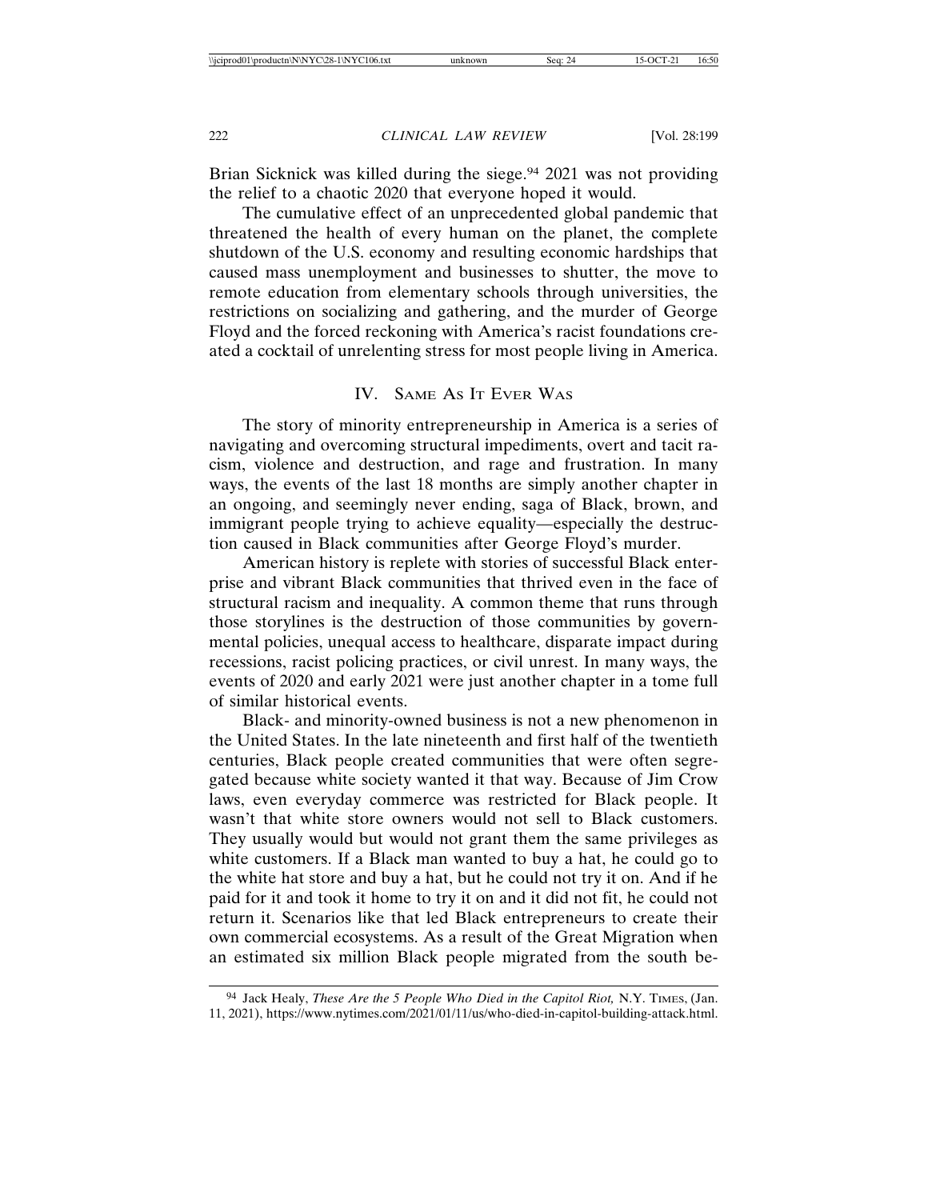Brian Sicknick was killed during the siege.[94] 2021 was not providing the relief to a chaotic 2020 that everyone hoped it would.

The cumulative effect of an unprecedented global pandemic that threatened the health of every human on the planet, the complete shutdown of the U.S. economy and resulting economic hardships that caused mass unemployment and businesses to shutter, the move to remote education from elementary schools through universities, the restrictions on socializing and gathering, and the murder of George Floyd and the forced reckoning with America's racist foundations created a cocktail of unrelenting stress for most people living in America.

## IV. Same As It Ever Was

The story of minority entrepreneurship in America is a series of navigating and overcoming structural impediments, overt and tacit racism, violence and destruction, and rage and frustration. In many ways, the events of the last 18 months are simply another chapter in an ongoing, and seemingly never ending, saga of Black, brown, and immigrant people trying to achieve equality—especially the destruction caused in Black communities after George Floyd's murder.

American history is replete with stories of successful Black enterprise and vibrant Black communities that thrived even in the face of structural racism and inequality. A common theme that runs through those storylines is the destruction of those communities by governmental policies, unequal access to healthcare, disparate impact during recessions, racist policing practices, or civil unrest. In many ways, the events of 2020 and early 2021 were just another chapter in a tome full of similar historical events.

Black- and minority-owned business is not a new phenomenon in the United States. In the late nineteenth and first half of the twentieth centuries, Black people created communities that were often segregated because white society wanted it that way. Because of Jim Crow laws, even everyday commerce was restricted for Black people. It wasn't that white store owners would not sell to Black customers. They usually would but would not grant them the same privileges as white customers. If a Black man wanted to buy a hat, he could go to the white hat store and buy a hat, but he could not try it on. And if he paid for it and took it home to try it on and it did not fit, he could not return it. Scenarios like that led Black entrepreneurs to create their own commercial ecosystems. As a result of the Great Migration when an estimated six million Black people migrated from the south be-

---

[94] Jack Healy, *These Are the 5 People Who Died in the Capitol Riot,* N.Y. Times, (Jan. 11, 2021), https://www.nytimes.com/2021/01/11/us/who-died-in-capitol-building-attack.html.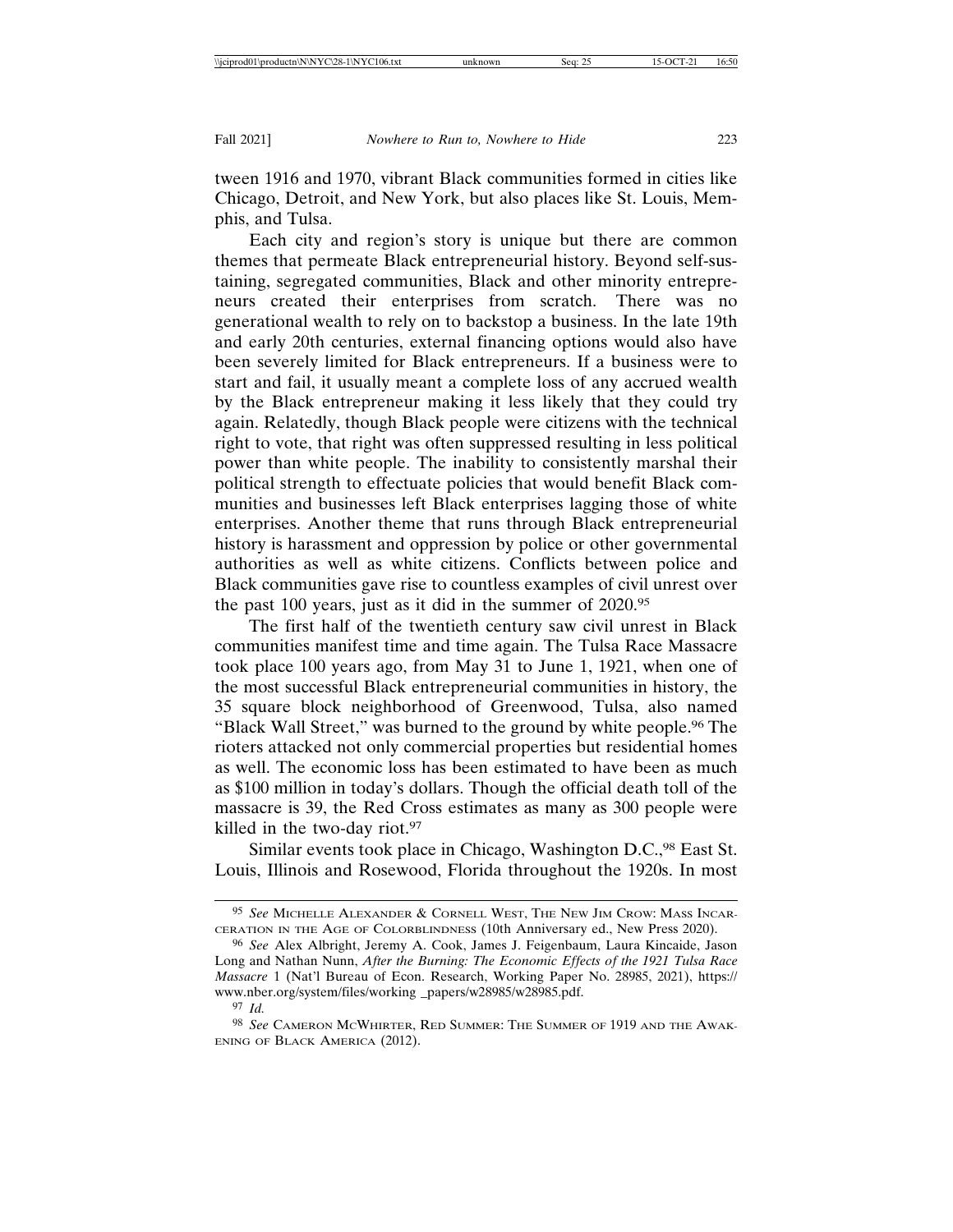tween 1916 and 1970, vibrant Black communities formed in cities like Chicago, Detroit, and New York, but also places like St. Louis, Memphis, and Tulsa.

Each city and region's story is unique but there are common themes that permeate Black entrepreneurial history. Beyond self-sustaining, segregated communities, Black and other minority entrepreneurs created their enterprises from scratch. There was no generational wealth to rely on to backstop a business. In the late 19th and early 20th centuries, external financing options would also have been severely limited for Black entrepreneurs. If a business were to start and fail, it usually meant a complete loss of any accrued wealth by the Black entrepreneur making it less likely that they could try again. Relatedly, though Black people were citizens with the technical right to vote, that right was often suppressed resulting in less political power than white people. The inability to consistently marshal their political strength to effectuate policies that would benefit Black communities and businesses left Black enterprises lagging those of white enterprises. Another theme that runs through Black entrepreneurial history is harassment and oppression by police or other governmental authorities as well as white citizens. Conflicts between police and Black communities gave rise to countless examples of civil unrest over the past 100 years, just as it did in the summer of 2020.[95]

The first half of the twentieth century saw civil unrest in Black communities manifest time and time again. The Tulsa Race Massacre took place 100 years ago, from May 31 to June 1, 1921, when one of the most successful Black entrepreneurial communities in history, the 35 square block neighborhood of Greenwood, Tulsa, also named "Black Wall Street," was burned to the ground by white people.[96] The rioters attacked not only commercial properties but residential homes as well. The economic loss has been estimated to have been as much as $100 million in today's dollars. Though the official death toll of the massacre is 39, the Red Cross estimates as many as 300 people were killed in the two-day riot.[97]

Similar events took place in Chicago, Washington D.C.,[98] East St. Louis, Illinois and Rosewood, Florida throughout the 1920s. In most

---

[95] *See* Michelle Alexander & Cornell West, The New Jim Crow: Mass Incarceration in the Age of Colorblindness (10th Anniversary ed., New Press 2020).

[96] *See* Alex Albright, Jeremy A. Cook, James J. Feigenbaum, Laura Kincaide, Jason Long and Nathan Nunn, *After the Burning: The Economic Effects of the 1921 Tulsa Race Massacre* 1 (Nat'l Bureau of Econ. Research, Working Paper No. 28985, 2021), https://www.nber.org/system/files/working _papers/w28985/w28985.pdf.

[97] *Id.*

[98] *See* Cameron McWhirter, Red Summer: The Summer of 1919 and the Awakening of Black America (2012).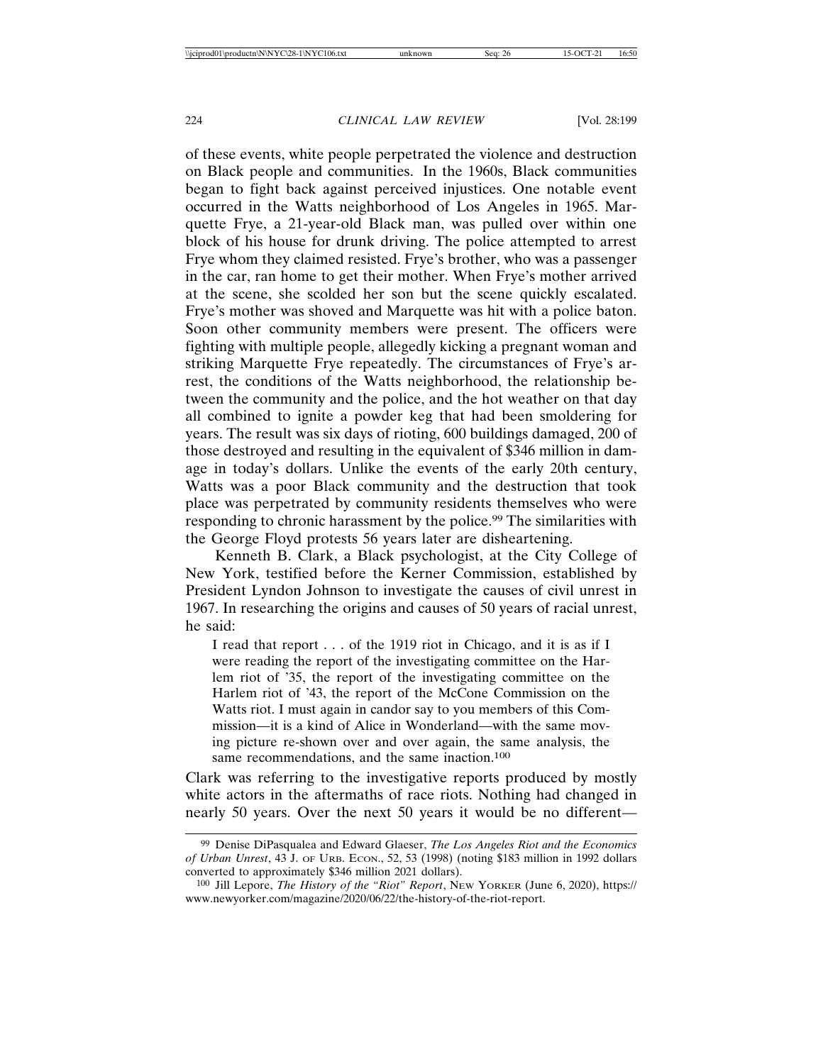of these events, white people perpetrated the violence and destruction on Black people and communities. In the 1960s, Black communities began to fight back against perceived injustices. One notable event occurred in the Watts neighborhood of Los Angeles in 1965. Marquette Frye, a 21-year-old Black man, was pulled over within one block of his house for drunk driving. The police attempted to arrest Frye whom they claimed resisted. Frye's brother, who was a passenger in the car, ran home to get their mother. When Frye's mother arrived at the scene, she scolded her son but the scene quickly escalated. Frye's mother was shoved and Marquette was hit with a police baton. Soon other community members were present. The officers were fighting with multiple people, allegedly kicking a pregnant woman and striking Marquette Frye repeatedly. The circumstances of Frye's arrest, the conditions of the Watts neighborhood, the relationship between the community and the police, and the hot weather on that day all combined to ignite a powder keg that had been smoldering for years. The result was six days of rioting, 600 buildings damaged, 200 of those destroyed and resulting in the equivalent of $346 million in damage in today's dollars. Unlike the events of the early 20th century, Watts was a poor Black community and the destruction that took place was perpetrated by community residents themselves who were responding to chronic harassment by the police.[99] The similarities with the George Floyd protests 56 years later are disheartening.

Kenneth B. Clark, a Black psychologist, at the City College of New York, testified before the Kerner Commission, established by President Lyndon Johnson to investigate the causes of civil unrest in 1967. In researching the origins and causes of 50 years of racial unrest, he said:

> I read that report . . . of the 1919 riot in Chicago, and it is as if I were reading the report of the investigating committee on the Harlem riot of '35, the report of the investigating committee on the Harlem riot of '43, the report of the McCone Commission on the Watts riot. I must again in candor say to you members of this Commission—it is a kind of Alice in Wonderland—with the same moving picture re-shown over and over again, the same analysis, the same recommendations, and the same inaction.[100]

Clark was referring to the investigative reports produced by mostly white actors in the aftermaths of race riots. Nothing had changed in nearly 50 years. Over the next 50 years it would be no different—

---

[99] Denise DiPasqualea and Edward Glaeser, *The Los Angeles Riot and the Economics of Urban Unrest*, 43 J. OF URB. ECON., 52, 53 (1998) (noting $183 million in 1992 dollars converted to approximately $346 million 2021 dollars).

[100] Jill Lepore, *The History of the "Riot" Report*, NEW YORKER (June 6, 2020), https://www.newyorker.com/magazine/2020/06/22/the-history-of-the-riot-report.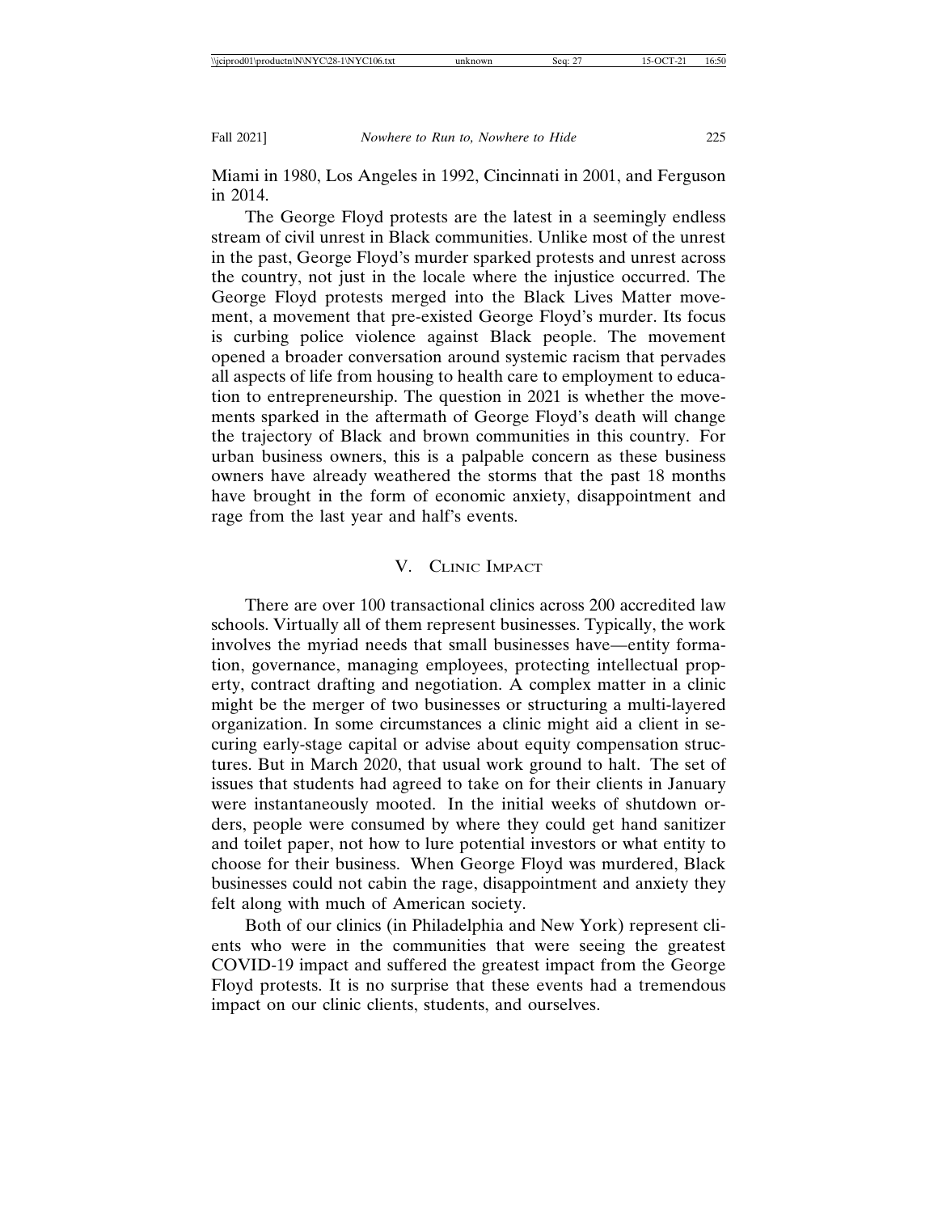Miami in 1980, Los Angeles in 1992, Cincinnati in 2001, and Ferguson in 2014.

The George Floyd protests are the latest in a seemingly endless stream of civil unrest in Black communities. Unlike most of the unrest in the past, George Floyd's murder sparked protests and unrest across the country, not just in the locale where the injustice occurred. The George Floyd protests merged into the Black Lives Matter movement, a movement that pre-existed George Floyd's murder. Its focus is curbing police violence against Black people. The movement opened a broader conversation around systemic racism that pervades all aspects of life from housing to health care to employment to education to entrepreneurship. The question in 2021 is whether the movements sparked in the aftermath of George Floyd's death will change the trajectory of Black and brown communities in this country. For urban business owners, this is a palpable concern as these business owners have already weathered the storms that the past 18 months have brought in the form of economic anxiety, disappointment and rage from the last year and half's events.

## V. Clinic Impact

There are over 100 transactional clinics across 200 accredited law schools. Virtually all of them represent businesses. Typically, the work involves the myriad needs that small businesses have—entity formation, governance, managing employees, protecting intellectual property, contract drafting and negotiation. A complex matter in a clinic might be the merger of two businesses or structuring a multi-layered organization. In some circumstances a clinic might aid a client in securing early-stage capital or advise about equity compensation structures. But in March 2020, that usual work ground to halt. The set of issues that students had agreed to take on for their clients in January were instantaneously mooted. In the initial weeks of shutdown orders, people were consumed by where they could get hand sanitizer and toilet paper, not how to lure potential investors or what entity to choose for their business. When George Floyd was murdered, Black businesses could not cabin the rage, disappointment and anxiety they felt along with much of American society.

Both of our clinics (in Philadelphia and New York) represent clients who were in the communities that were seeing the greatest COVID-19 impact and suffered the greatest impact from the George Floyd protests. It is no surprise that these events had a tremendous impact on our clinic clients, students, and ourselves.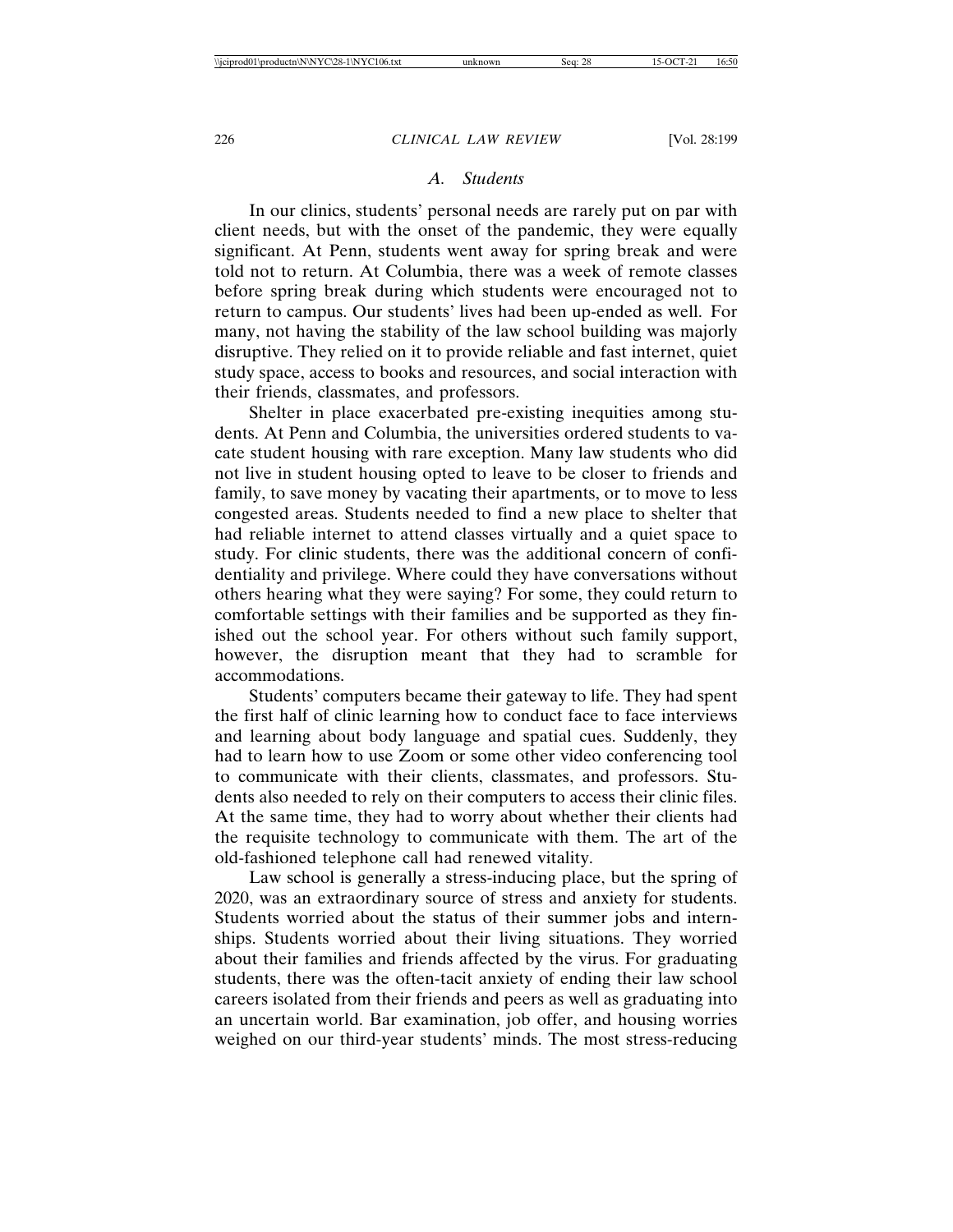### *A. Students*

In our clinics, students' personal needs are rarely put on par with client needs, but with the onset of the pandemic, they were equally significant. At Penn, students went away for spring break and were told not to return. At Columbia, there was a week of remote classes before spring break during which students were encouraged not to return to campus. Our students' lives had been up-ended as well. For many, not having the stability of the law school building was majorly disruptive. They relied on it to provide reliable and fast internet, quiet study space, access to books and resources, and social interaction with their friends, classmates, and professors.

Shelter in place exacerbated pre-existing inequities among students. At Penn and Columbia, the universities ordered students to vacate student housing with rare exception. Many law students who did not live in student housing opted to leave to be closer to friends and family, to save money by vacating their apartments, or to move to less congested areas. Students needed to find a new place to shelter that had reliable internet to attend classes virtually and a quiet space to study. For clinic students, there was the additional concern of confidentiality and privilege. Where could they have conversations without others hearing what they were saying? For some, they could return to comfortable settings with their families and be supported as they finished out the school year. For others without such family support, however, the disruption meant that they had to scramble for accommodations.

Students' computers became their gateway to life. They had spent the first half of clinic learning how to conduct face to face interviews and learning about body language and spatial cues. Suddenly, they had to learn how to use Zoom or some other video conferencing tool to communicate with their clients, classmates, and professors. Students also needed to rely on their computers to access their clinic files. At the same time, they had to worry about whether their clients had the requisite technology to communicate with them. The art of the old-fashioned telephone call had renewed vitality.

Law school is generally a stress-inducing place, but the spring of 2020, was an extraordinary source of stress and anxiety for students. Students worried about the status of their summer jobs and internships. Students worried about their living situations. They worried about their families and friends affected by the virus. For graduating students, there was the often-tacit anxiety of ending their law school careers isolated from their friends and peers as well as graduating into an uncertain world. Bar examination, job offer, and housing worries weighed on our third-year students' minds. The most stress-reducing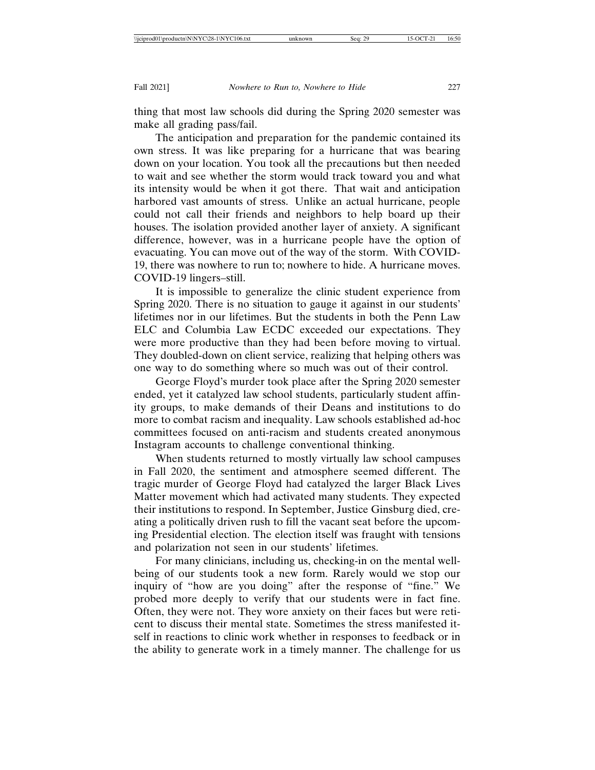thing that most law schools did during the Spring 2020 semester was make all grading pass/fail.

The anticipation and preparation for the pandemic contained its own stress. It was like preparing for a hurricane that was bearing down on your location. You took all the precautions but then needed to wait and see whether the storm would track toward you and what its intensity would be when it got there. That wait and anticipation harbored vast amounts of stress. Unlike an actual hurricane, people could not call their friends and neighbors to help board up their houses. The isolation provided another layer of anxiety. A significant difference, however, was in a hurricane people have the option of evacuating. You can move out of the way of the storm. With COVID-19, there was nowhere to run to; nowhere to hide. A hurricane moves. COVID-19 lingers–still.

It is impossible to generalize the clinic student experience from Spring 2020. There is no situation to gauge it against in our students' lifetimes nor in our lifetimes. But the students in both the Penn Law ELC and Columbia Law ECDC exceeded our expectations. They were more productive than they had been before moving to virtual. They doubled-down on client service, realizing that helping others was one way to do something where so much was out of their control.

George Floyd's murder took place after the Spring 2020 semester ended, yet it catalyzed law school students, particularly student affinity groups, to make demands of their Deans and institutions to do more to combat racism and inequality. Law schools established ad-hoc committees focused on anti-racism and students created anonymous Instagram accounts to challenge conventional thinking.

When students returned to mostly virtually law school campuses in Fall 2020, the sentiment and atmosphere seemed different. The tragic murder of George Floyd had catalyzed the larger Black Lives Matter movement which had activated many students. They expected their institutions to respond. In September, Justice Ginsburg died, creating a politically driven rush to fill the vacant seat before the upcoming Presidential election. The election itself was fraught with tensions and polarization not seen in our students' lifetimes.

For many clinicians, including us, checking-in on the mental wellbeing of our students took a new form. Rarely would we stop our inquiry of "how are you doing" after the response of "fine." We probed more deeply to verify that our students were in fact fine. Often, they were not. They wore anxiety on their faces but were reticent to discuss their mental state. Sometimes the stress manifested itself in reactions to clinic work whether in responses to feedback or in the ability to generate work in a timely manner. The challenge for us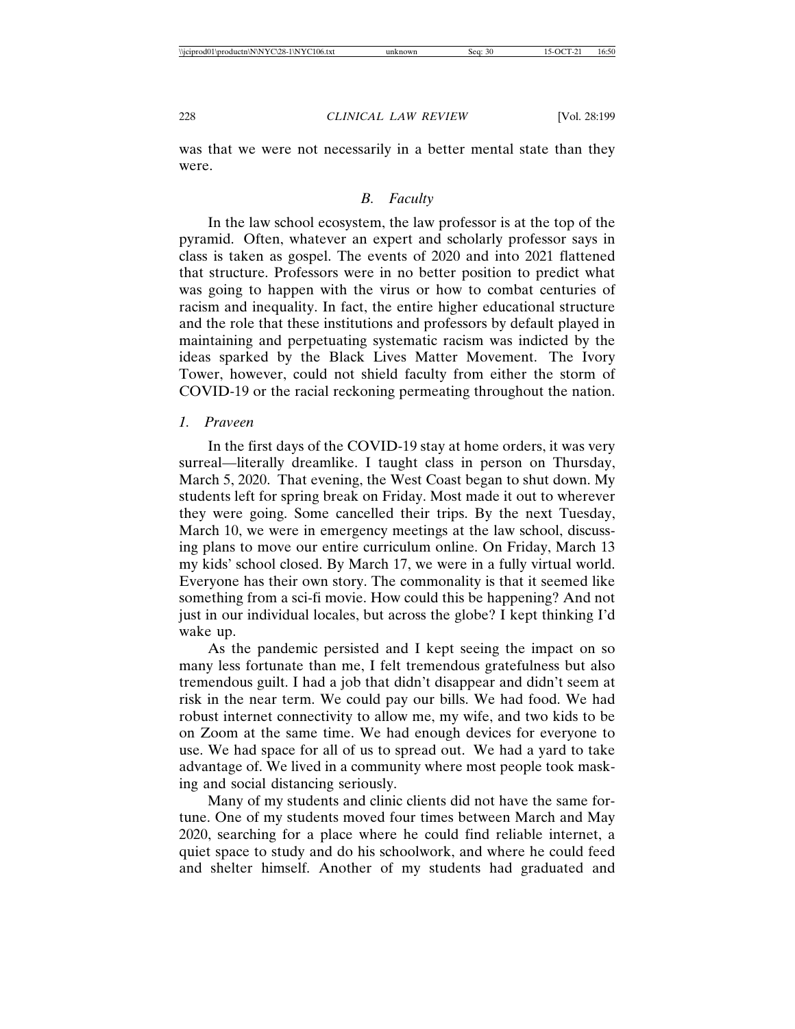was that we were not necessarily in a better mental state than they were.

### *B. Faculty*

In the law school ecosystem, the law professor is at the top of the pyramid. Often, whatever an expert and scholarly professor says in class is taken as gospel. The events of 2020 and into 2021 flattened that structure. Professors were in no better position to predict what was going to happen with the virus or how to combat centuries of racism and inequality. In fact, the entire higher educational structure and the role that these institutions and professors by default played in maintaining and perpetuating systematic racism was indicted by the ideas sparked by the Black Lives Matter Movement. The Ivory Tower, however, could not shield faculty from either the storm of COVID-19 or the racial reckoning permeating throughout the nation.

#### *1. Praveen*

In the first days of the COVID-19 stay at home orders, it was very surreal—literally dreamlike. I taught class in person on Thursday, March 5, 2020. That evening, the West Coast began to shut down. My students left for spring break on Friday. Most made it out to wherever they were going. Some cancelled their trips. By the next Tuesday, March 10, we were in emergency meetings at the law school, discussing plans to move our entire curriculum online. On Friday, March 13 my kids' school closed. By March 17, we were in a fully virtual world. Everyone has their own story. The commonality is that it seemed like something from a sci-fi movie. How could this be happening? And not just in our individual locales, but across the globe? I kept thinking I'd wake up.

As the pandemic persisted and I kept seeing the impact on so many less fortunate than me, I felt tremendous gratefulness but also tremendous guilt. I had a job that didn't disappear and didn't seem at risk in the near term. We could pay our bills. We had food. We had robust internet connectivity to allow me, my wife, and two kids to be on Zoom at the same time. We had enough devices for everyone to use. We had space for all of us to spread out. We had a yard to take advantage of. We lived in a community where most people took masking and social distancing seriously.

Many of my students and clinic clients did not have the same fortune. One of my students moved four times between March and May 2020, searching for a place where he could find reliable internet, a quiet space to study and do his schoolwork, and where he could feed and shelter himself. Another of my students had graduated and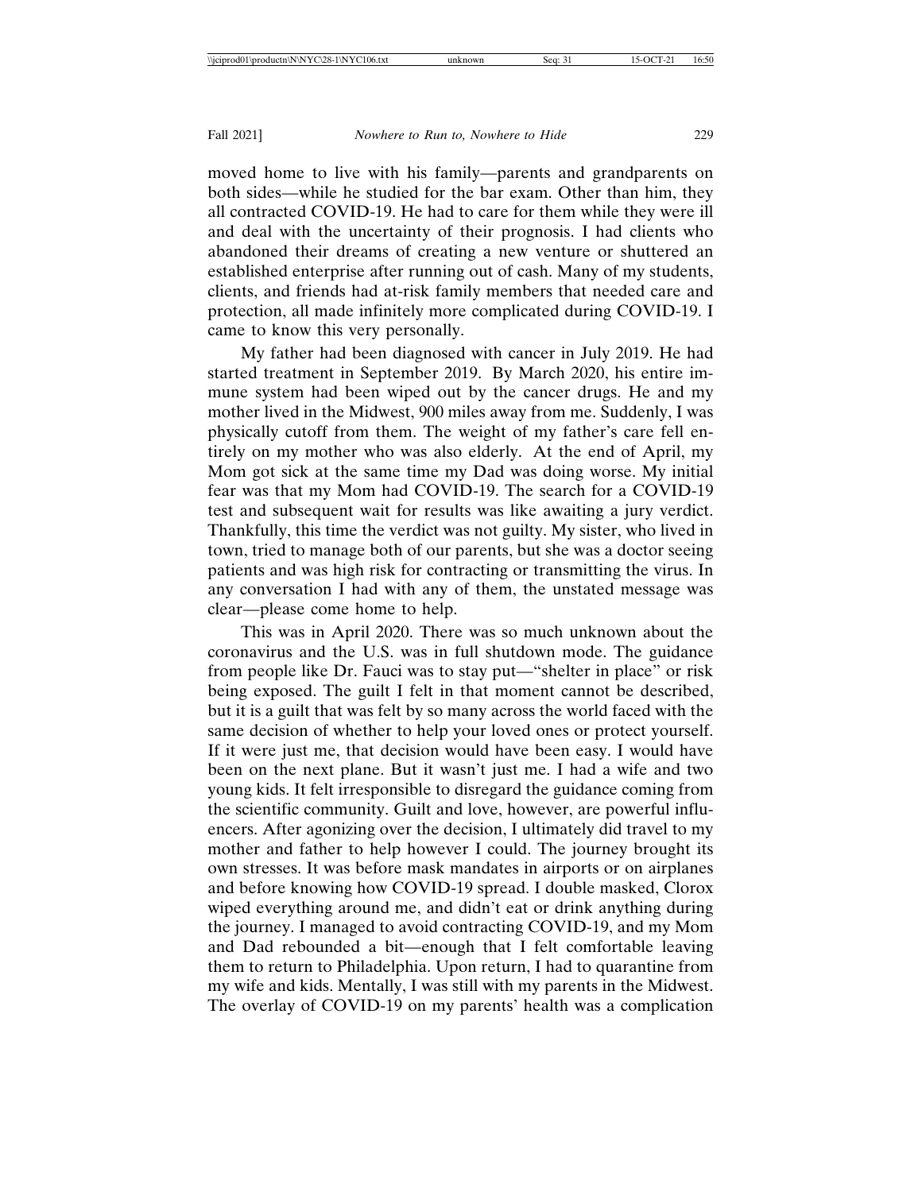moved home to live with his family—parents and grandparents on both sides—while he studied for the bar exam. Other than him, they all contracted COVID-19. He had to care for them while they were ill and deal with the uncertainty of their prognosis. I had clients who abandoned their dreams of creating a new venture or shuttered an established enterprise after running out of cash. Many of my students, clients, and friends had at-risk family members that needed care and protection, all made infinitely more complicated during COVID-19. I came to know this very personally.

My father had been diagnosed with cancer in July 2019. He had started treatment in September 2019. By March 2020, his entire immune system had been wiped out by the cancer drugs. He and my mother lived in the Midwest, 900 miles away from me. Suddenly, I was physically cutoff from them. The weight of my father's care fell entirely on my mother who was also elderly. At the end of April, my Mom got sick at the same time my Dad was doing worse. My initial fear was that my Mom had COVID-19. The search for a COVID-19 test and subsequent wait for results was like awaiting a jury verdict. Thankfully, this time the verdict was not guilty. My sister, who lived in town, tried to manage both of our parents, but she was a doctor seeing patients and was high risk for contracting or transmitting the virus. In any conversation I had with any of them, the unstated message was clear—please come home to help.

This was in April 2020. There was so much unknown about the coronavirus and the U.S. was in full shutdown mode. The guidance from people like Dr. Fauci was to stay put—"shelter in place" or risk being exposed. The guilt I felt in that moment cannot be described, but it is a guilt that was felt by so many across the world faced with the same decision of whether to help your loved ones or protect yourself. If it were just me, that decision would have been easy. I would have been on the next plane. But it wasn't just me. I had a wife and two young kids. It felt irresponsible to disregard the guidance coming from the scientific community. Guilt and love, however, are powerful influencers. After agonizing over the decision, I ultimately did travel to my mother and father to help however I could. The journey brought its own stresses. It was before mask mandates in airports or on airplanes and before knowing how COVID-19 spread. I double masked, Clorox wiped everything around me, and didn't eat or drink anything during the journey. I managed to avoid contracting COVID-19, and my Mom and Dad rebounded a bit—enough that I felt comfortable leaving them to return to Philadelphia. Upon return, I had to quarantine from my wife and kids. Mentally, I was still with my parents in the Midwest. The overlay of COVID-19 on my parents' health was a complication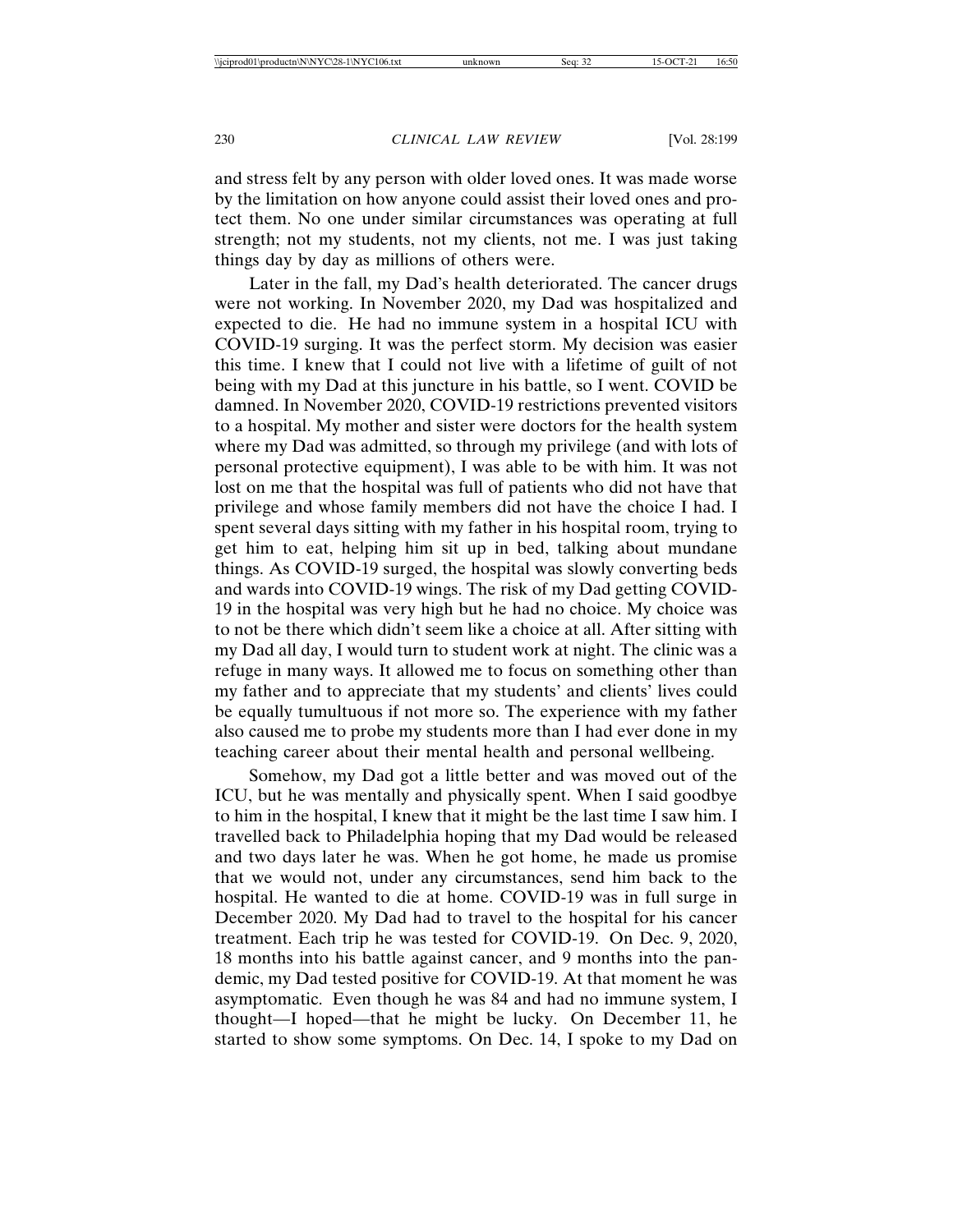and stress felt by any person with older loved ones. It was made worse by the limitation on how anyone could assist their loved ones and protect them. No one under similar circumstances was operating at full strength; not my students, not my clients, not me. I was just taking things day by day as millions of others were.

Later in the fall, my Dad's health deteriorated. The cancer drugs were not working. In November 2020, my Dad was hospitalized and expected to die. He had no immune system in a hospital ICU with COVID-19 surging. It was the perfect storm. My decision was easier this time. I knew that I could not live with a lifetime of guilt of not being with my Dad at this juncture in his battle, so I went. COVID be damned. In November 2020, COVID-19 restrictions prevented visitors to a hospital. My mother and sister were doctors for the health system where my Dad was admitted, so through my privilege (and with lots of personal protective equipment), I was able to be with him. It was not lost on me that the hospital was full of patients who did not have that privilege and whose family members did not have the choice I had. I spent several days sitting with my father in his hospital room, trying to get him to eat, helping him sit up in bed, talking about mundane things. As COVID-19 surged, the hospital was slowly converting beds and wards into COVID-19 wings. The risk of my Dad getting COVID-19 in the hospital was very high but he had no choice. My choice was to not be there which didn't seem like a choice at all. After sitting with my Dad all day, I would turn to student work at night. The clinic was a refuge in many ways. It allowed me to focus on something other than my father and to appreciate that my students' and clients' lives could be equally tumultuous if not more so. The experience with my father also caused me to probe my students more than I had ever done in my teaching career about their mental health and personal wellbeing.

Somehow, my Dad got a little better and was moved out of the ICU, but he was mentally and physically spent. When I said goodbye to him in the hospital, I knew that it might be the last time I saw him. I travelled back to Philadelphia hoping that my Dad would be released and two days later he was. When he got home, he made us promise that we would not, under any circumstances, send him back to the hospital. He wanted to die at home. COVID-19 was in full surge in December 2020. My Dad had to travel to the hospital for his cancer treatment. Each trip he was tested for COVID-19. On Dec. 9, 2020, 18 months into his battle against cancer, and 9 months into the pandemic, my Dad tested positive for COVID-19. At that moment he was asymptomatic. Even though he was 84 and had no immune system, I thought—I hoped—that he might be lucky. On December 11, he started to show some symptoms. On Dec. 14, I spoke to my Dad on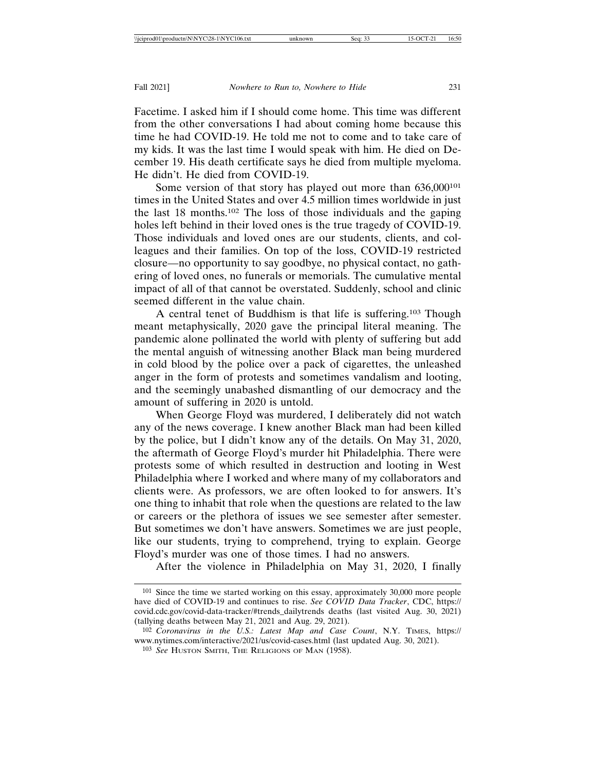Facetime. I asked him if I should come home. This time was different from the other conversations I had about coming home because this time he had COVID-19. He told me not to come and to take care of my kids. It was the last time I would speak with him. He died on December 19. His death certificate says he died from multiple myeloma. He didn't. He died from COVID-19.

Some version of that story has played out more than 636,000[101] times in the United States and over 4.5 million times worldwide in just the last 18 months.[102] The loss of those individuals and the gaping holes left behind in their loved ones is the true tragedy of COVID-19. Those individuals and loved ones are our students, clients, and colleagues and their families. On top of the loss, COVID-19 restricted closure—no opportunity to say goodbye, no physical contact, no gathering of loved ones, no funerals or memorials. The cumulative mental impact of all of that cannot be overstated. Suddenly, school and clinic seemed different in the value chain.

A central tenet of Buddhism is that life is suffering.[103] Though meant metaphysically, 2020 gave the principal literal meaning. The pandemic alone pollinated the world with plenty of suffering but add the mental anguish of witnessing another Black man being murdered in cold blood by the police over a pack of cigarettes, the unleashed anger in the form of protests and sometimes vandalism and looting, and the seemingly unabashed dismantling of our democracy and the amount of suffering in 2020 is untold.

When George Floyd was murdered, I deliberately did not watch any of the news coverage. I knew another Black man had been killed by the police, but I didn't know any of the details. On May 31, 2020, the aftermath of George Floyd's murder hit Philadelphia. There were protests some of which resulted in destruction and looting in West Philadelphia where I worked and where many of my collaborators and clients were. As professors, we are often looked to for answers. It's one thing to inhabit that role when the questions are related to the law or careers or the plethora of issues we see semester after semester. But sometimes we don't have answers. Sometimes we are just people, like our students, trying to comprehend, trying to explain. George Floyd's murder was one of those times. I had no answers.

After the violence in Philadelphia on May 31, 2020, I finally

---

[101] Since the time we started working on this essay, approximately 30,000 more people have died of COVID-19 and continues to rise. *See COVID Data Tracker*, CDC, https://covid.cdc.gov/covid-data-tracker/#trends_dailytrends deaths (last visited Aug. 30, 2021) (tallying deaths between May 21, 2021 and Aug. 29, 2021).

[102] *Coronavirus in the U.S.: Latest Map and Case Count*, N.Y. TIMES, https://www.nytimes.com/interactive/2021/us/covid-cases.html (last updated Aug. 30, 2021).

[103] *See* HUSTON SMITH, THE RELIGIONS OF MAN (1958).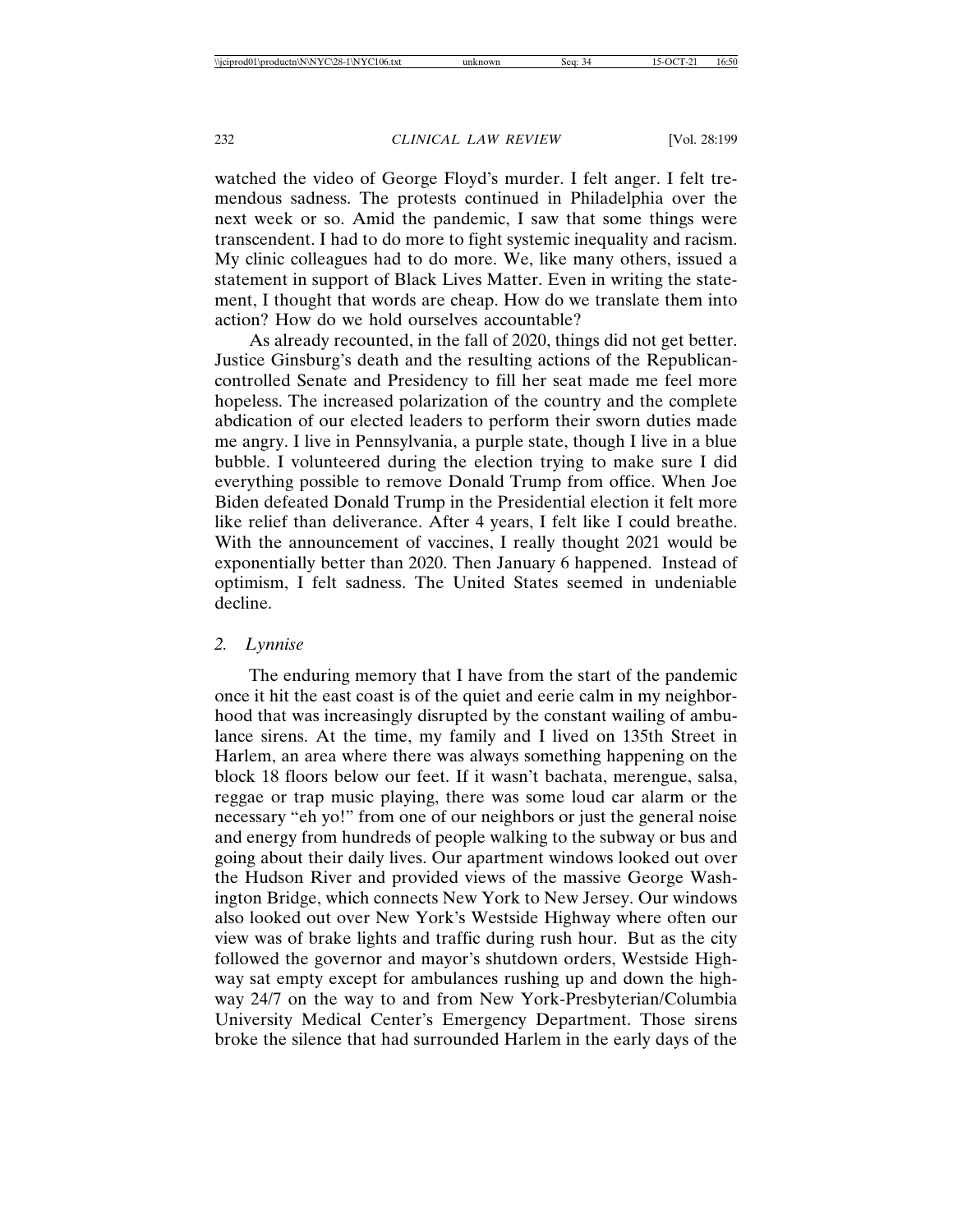watched the video of George Floyd's murder. I felt anger. I felt tremendous sadness. The protests continued in Philadelphia over the next week or so. Amid the pandemic, I saw that some things were transcendent. I had to do more to fight systemic inequality and racism. My clinic colleagues had to do more. We, like many others, issued a statement in support of Black Lives Matter. Even in writing the statement, I thought that words are cheap. How do we translate them into action? How do we hold ourselves accountable?

As already recounted, in the fall of 2020, things did not get better. Justice Ginsburg's death and the resulting actions of the Republican-controlled Senate and Presidency to fill her seat made me feel more hopeless. The increased polarization of the country and the complete abdication of our elected leaders to perform their sworn duties made me angry. I live in Pennsylvania, a purple state, though I live in a blue bubble. I volunteered during the election trying to make sure I did everything possible to remove Donald Trump from office. When Joe Biden defeated Donald Trump in the Presidential election it felt more like relief than deliverance. After 4 years, I felt like I could breathe. With the announcement of vaccines, I really thought 2021 would be exponentially better than 2020. Then January 6 happened. Instead of optimism, I felt sadness. The United States seemed in undeniable decline.

### 2. *Lynnise*

The enduring memory that I have from the start of the pandemic once it hit the east coast is of the quiet and eerie calm in my neighborhood that was increasingly disrupted by the constant wailing of ambulance sirens. At the time, my family and I lived on 135th Street in Harlem, an area where there was always something happening on the block 18 floors below our feet. If it wasn't bachata, merengue, salsa, reggae or trap music playing, there was some loud car alarm or the necessary "eh yo!" from one of our neighbors or just the general noise and energy from hundreds of people walking to the subway or bus and going about their daily lives. Our apartment windows looked out over the Hudson River and provided views of the massive George Washington Bridge, which connects New York to New Jersey. Our windows also looked out over New York's Westside Highway where often our view was of brake lights and traffic during rush hour. But as the city followed the governor and mayor's shutdown orders, Westside Highway sat empty except for ambulances rushing up and down the highway 24/7 on the way to and from New York-Presbyterian/Columbia University Medical Center's Emergency Department. Those sirens broke the silence that had surrounded Harlem in the early days of the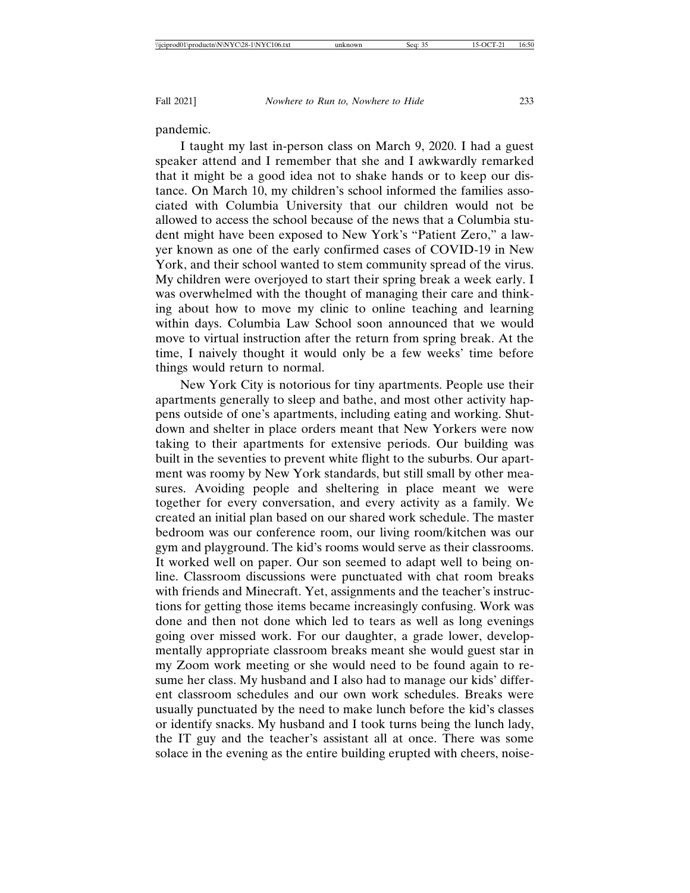pandemic.

I taught my last in-person class on March 9, 2020. I had a guest speaker attend and I remember that she and I awkwardly remarked that it might be a good idea not to shake hands or to keep our distance. On March 10, my children's school informed the families associated with Columbia University that our children would not be allowed to access the school because of the news that a Columbia student might have been exposed to New York's "Patient Zero," a lawyer known as one of the early confirmed cases of COVID-19 in New York, and their school wanted to stem community spread of the virus. My children were overjoyed to start their spring break a week early. I was overwhelmed with the thought of managing their care and thinking about how to move my clinic to online teaching and learning within days. Columbia Law School soon announced that we would move to virtual instruction after the return from spring break. At the time, I naively thought it would only be a few weeks' time before things would return to normal.

New York City is notorious for tiny apartments. People use their apartments generally to sleep and bathe, and most other activity happens outside of one's apartments, including eating and working. Shutdown and shelter in place orders meant that New Yorkers were now taking to their apartments for extensive periods. Our building was built in the seventies to prevent white flight to the suburbs. Our apartment was roomy by New York standards, but still small by other measures. Avoiding people and sheltering in place meant we were together for every conversation, and every activity as a family. We created an initial plan based on our shared work schedule. The master bedroom was our conference room, our living room/kitchen was our gym and playground. The kid's rooms would serve as their classrooms. It worked well on paper. Our son seemed to adapt well to being online. Classroom discussions were punctuated with chat room breaks with friends and Minecraft. Yet, assignments and the teacher's instructions for getting those items became increasingly confusing. Work was done and then not done which led to tears as well as long evenings going over missed work. For our daughter, a grade lower, developmentally appropriate classroom breaks meant she would guest star in my Zoom work meeting or she would need to be found again to resume her class. My husband and I also had to manage our kids' different classroom schedules and our own work schedules. Breaks were usually punctuated by the need to make lunch before the kid's classes or identify snacks. My husband and I took turns being the lunch lady, the IT guy and the teacher's assistant all at once. There was some solace in the evening as the entire building erupted with cheers, noise-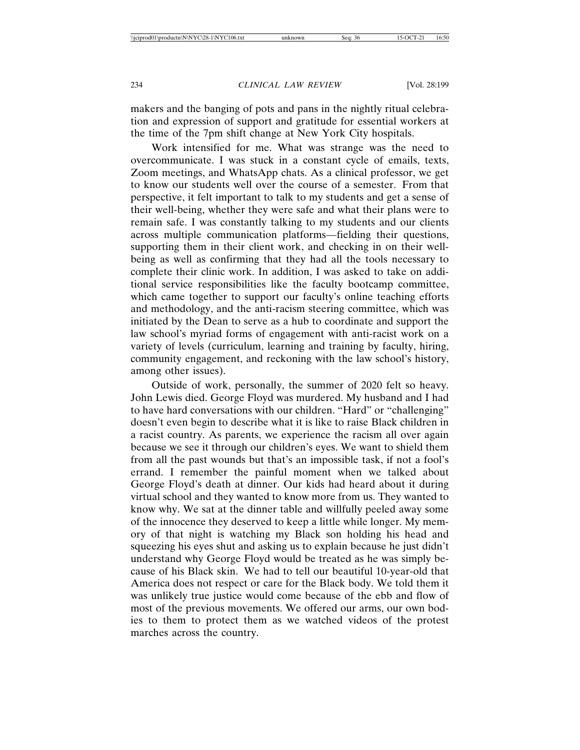makers and the banging of pots and pans in the nightly ritual celebration and expression of support and gratitude for essential workers at the time of the 7pm shift change at New York City hospitals.

Work intensified for me. What was strange was the need to overcommunicate. I was stuck in a constant cycle of emails, texts, Zoom meetings, and WhatsApp chats. As a clinical professor, we get to know our students well over the course of a semester. From that perspective, it felt important to talk to my students and get a sense of their well-being, whether they were safe and what their plans were to remain safe. I was constantly talking to my students and our clients across multiple communication platforms—fielding their questions, supporting them in their client work, and checking in on their well-being as well as confirming that they had all the tools necessary to complete their clinic work. In addition, I was asked to take on additional service responsibilities like the faculty bootcamp committee, which came together to support our faculty's online teaching efforts and methodology, and the anti-racism steering committee, which was initiated by the Dean to serve as a hub to coordinate and support the law school's myriad forms of engagement with anti-racist work on a variety of levels (curriculum, learning and training by faculty, hiring, community engagement, and reckoning with the law school's history, among other issues).

Outside of work, personally, the summer of 2020 felt so heavy. John Lewis died. George Floyd was murdered. My husband and I had to have hard conversations with our children. "Hard" or "challenging" doesn't even begin to describe what it is like to raise Black children in a racist country. As parents, we experience the racism all over again because we see it through our children's eyes. We want to shield them from all the past wounds but that's an impossible task, if not a fool's errand. I remember the painful moment when we talked about George Floyd's death at dinner. Our kids had heard about it during virtual school and they wanted to know more from us. They wanted to know why. We sat at the dinner table and willfully peeled away some of the innocence they deserved to keep a little while longer. My memory of that night is watching my Black son holding his head and squeezing his eyes shut and asking us to explain because he just didn't understand why George Floyd would be treated as he was simply because of his Black skin. We had to tell our beautiful 10-year-old that America does not respect or care for the Black body. We told them it was unlikely true justice would come because of the ebb and flow of most of the previous movements. We offered our arms, our own bodies to them to protect them as we watched videos of the protest marches across the country.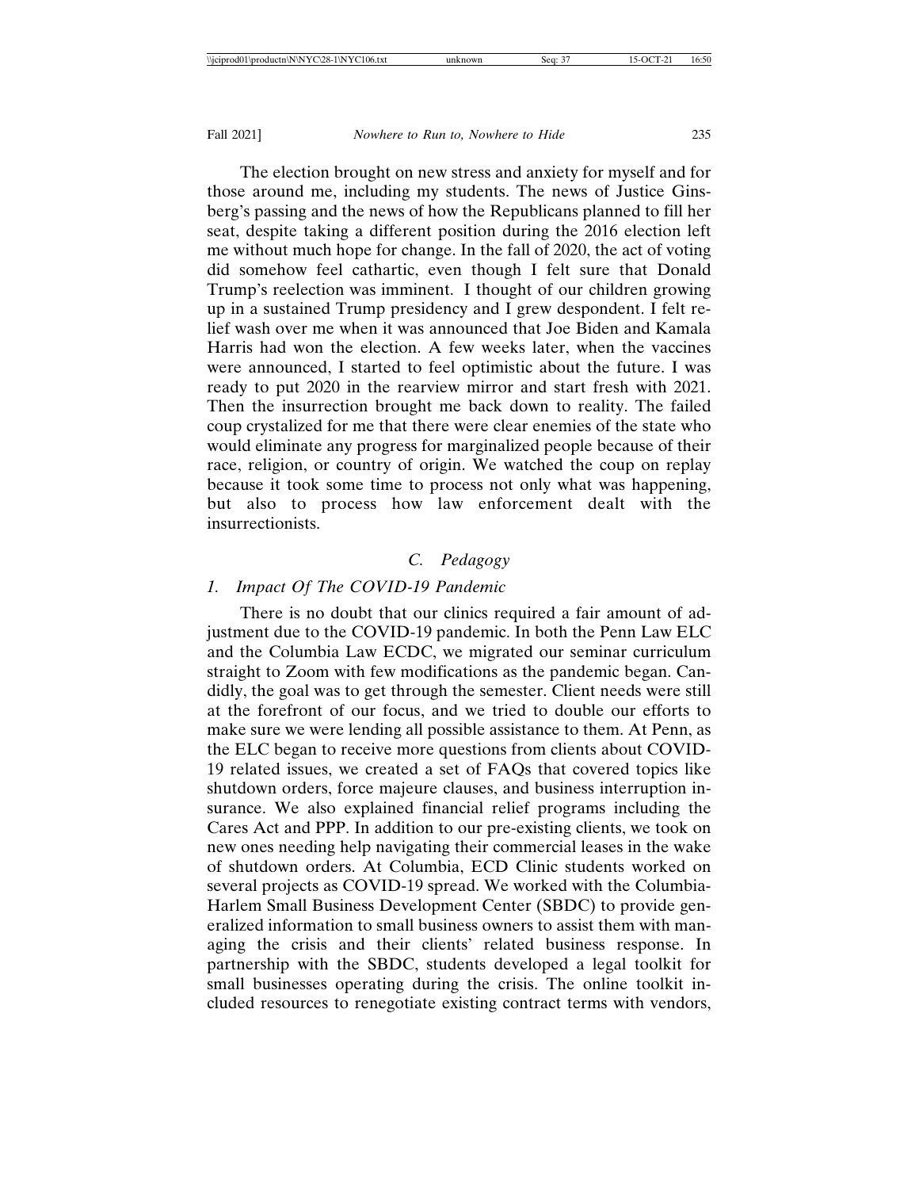The election brought on new stress and anxiety for myself and for those around me, including my students. The news of Justice Ginsberg's passing and the news of how the Republicans planned to fill her seat, despite taking a different position during the 2016 election left me without much hope for change. In the fall of 2020, the act of voting did somehow feel cathartic, even though I felt sure that Donald Trump's reelection was imminent. I thought of our children growing up in a sustained Trump presidency and I grew despondent. I felt relief wash over me when it was announced that Joe Biden and Kamala Harris had won the election. A few weeks later, when the vaccines were announced, I started to feel optimistic about the future. I was ready to put 2020 in the rearview mirror and start fresh with 2021. Then the insurrection brought me back down to reality. The failed coup crystalized for me that there were clear enemies of the state who would eliminate any progress for marginalized people because of their race, religion, or country of origin. We watched the coup on replay because it took some time to process not only what was happening, but also to process how law enforcement dealt with the insurrectionists.

### C. *Pedagogy*

#### 1. *Impact Of The COVID-19 Pandemic*

There is no doubt that our clinics required a fair amount of adjustment due to the COVID-19 pandemic. In both the Penn Law ELC and the Columbia Law ECDC, we migrated our seminar curriculum straight to Zoom with few modifications as the pandemic began. Candidly, the goal was to get through the semester. Client needs were still at the forefront of our focus, and we tried to double our efforts to make sure we were lending all possible assistance to them. At Penn, as the ELC began to receive more questions from clients about COVID-19 related issues, we created a set of FAQs that covered topics like shutdown orders, force majeure clauses, and business interruption insurance. We also explained financial relief programs including the Cares Act and PPP. In addition to our pre-existing clients, we took on new ones needing help navigating their commercial leases in the wake of shutdown orders. At Columbia, ECD Clinic students worked on several projects as COVID-19 spread. We worked with the Columbia-Harlem Small Business Development Center (SBDC) to provide generalized information to small business owners to assist them with managing the crisis and their clients' related business response. In partnership with the SBDC, students developed a legal toolkit for small businesses operating during the crisis. The online toolkit included resources to renegotiate existing contract terms with vendors,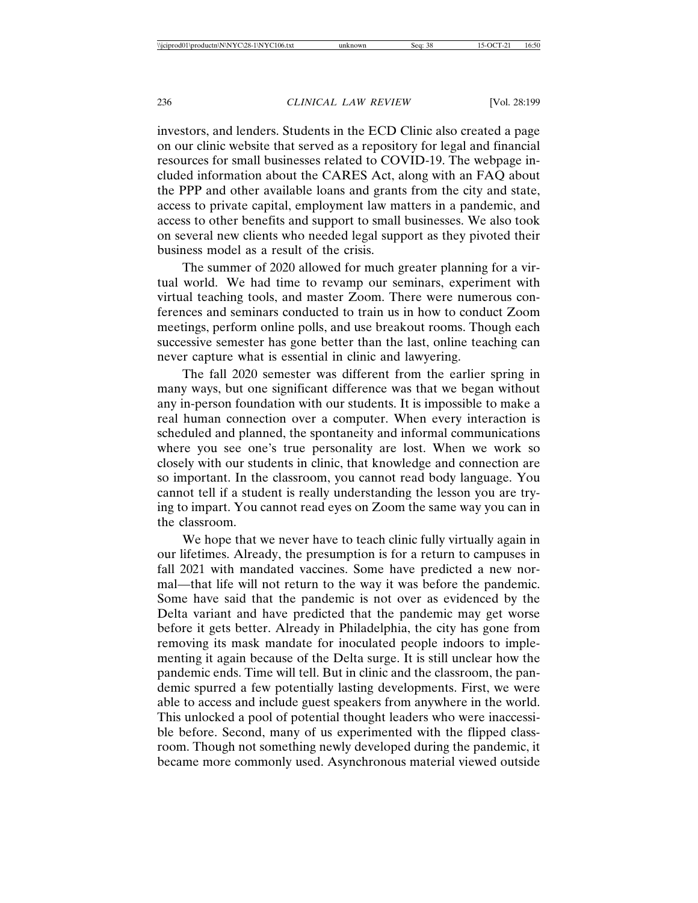investors, and lenders. Students in the ECD Clinic also created a page on our clinic website that served as a repository for legal and financial resources for small businesses related to COVID-19. The webpage included information about the CARES Act, along with an FAQ about the PPP and other available loans and grants from the city and state, access to private capital, employment law matters in a pandemic, and access to other benefits and support to small businesses. We also took on several new clients who needed legal support as they pivoted their business model as a result of the crisis.

The summer of 2020 allowed for much greater planning for a virtual world. We had time to revamp our seminars, experiment with virtual teaching tools, and master Zoom. There were numerous conferences and seminars conducted to train us in how to conduct Zoom meetings, perform online polls, and use breakout rooms. Though each successive semester has gone better than the last, online teaching can never capture what is essential in clinic and lawyering.

The fall 2020 semester was different from the earlier spring in many ways, but one significant difference was that we began without any in-person foundation with our students. It is impossible to make a real human connection over a computer. When every interaction is scheduled and planned, the spontaneity and informal communications where you see one's true personality are lost. When we work so closely with our students in clinic, that knowledge and connection are so important. In the classroom, you cannot read body language. You cannot tell if a student is really understanding the lesson you are trying to impart. You cannot read eyes on Zoom the same way you can in the classroom.

We hope that we never have to teach clinic fully virtually again in our lifetimes. Already, the presumption is for a return to campuses in fall 2021 with mandated vaccines. Some have predicted a new normal—that life will not return to the way it was before the pandemic. Some have said that the pandemic is not over as evidenced by the Delta variant and have predicted that the pandemic may get worse before it gets better. Already in Philadelphia, the city has gone from removing its mask mandate for inoculated people indoors to implementing it again because of the Delta surge. It is still unclear how the pandemic ends. Time will tell. But in clinic and the classroom, the pandemic spurred a few potentially lasting developments. First, we were able to access and include guest speakers from anywhere in the world. This unlocked a pool of potential thought leaders who were inaccessible before. Second, many of us experimented with the flipped classroom. Though not something newly developed during the pandemic, it became more commonly used. Asynchronous material viewed outside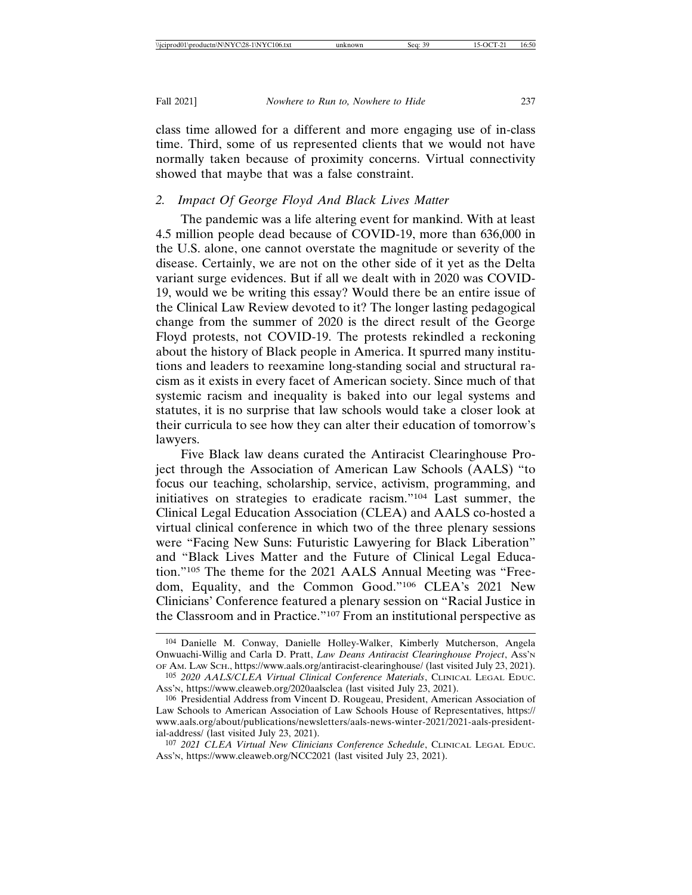class time allowed for a different and more engaging use of in-class time. Third, some of us represented clients that we would not have normally taken because of proximity concerns. Virtual connectivity showed that maybe that was a false constraint.

### *2. Impact Of George Floyd And Black Lives Matter*

The pandemic was a life altering event for mankind. With at least 4.5 million people dead because of COVID-19, more than 636,000 in the U.S. alone, one cannot overstate the magnitude or severity of the disease. Certainly, we are not on the other side of it yet as the Delta variant surge evidences. But if all we dealt with in 2020 was COVID-19, would we be writing this essay? Would there be an entire issue of the Clinical Law Review devoted to it? The longer lasting pedagogical change from the summer of 2020 is the direct result of the George Floyd protests, not COVID-19. The protests rekindled a reckoning about the history of Black people in America. It spurred many institutions and leaders to reexamine long-standing social and structural racism as it exists in every facet of American society. Since much of that systemic racism and inequality is baked into our legal systems and statutes, it is no surprise that law schools would take a closer look at their curricula to see how they can alter their education of tomorrow's lawyers.

Five Black law deans curated the Antiracist Clearinghouse Project through the Association of American Law Schools (AALS) "to focus our teaching, scholarship, service, activism, programming, and initiatives on strategies to eradicate racism."[104] Last summer, the Clinical Legal Education Association (CLEA) and AALS co-hosted a virtual clinical conference in which two of the three plenary sessions were "Facing New Suns: Futuristic Lawyering for Black Liberation" and "Black Lives Matter and the Future of Clinical Legal Education."[105] The theme for the 2021 AALS Annual Meeting was "Freedom, Equality, and the Common Good."[106] CLEA's 2021 New Clinicians' Conference featured a plenary session on "Racial Justice in the Classroom and in Practice."[107] From an institutional perspective as

---

[104] Danielle M. Conway, Danielle Holley-Walker, Kimberly Mutcherson, Angela Onwuachi-Willig and Carla D. Pratt, *Law Deans Antiracist Clearinghouse Project*, Ass'n of Am. Law Sch., https://www.aals.org/antiracist-clearinghouse/ (last visited July 23, 2021).

[105] *2020 AALS/CLEA Virtual Clinical Conference Materials*, Clinical Legal Educ. Ass'n, https://www.cleaweb.org/2020aalsclea (last visited July 23, 2021).

[106] Presidential Address from Vincent D. Rougeau, President, American Association of Law Schools to American Association of Law Schools House of Representatives, https://www.aals.org/about/publications/newsletters/aals-news-winter-2021/2021-aals-presidential-address/ (last visited July 23, 2021).

[107] *2021 CLEA Virtual New Clinicians Conference Schedule*, Clinical Legal Educ. Ass'n, https://www.cleaweb.org/NCC2021 (last visited July 23, 2021).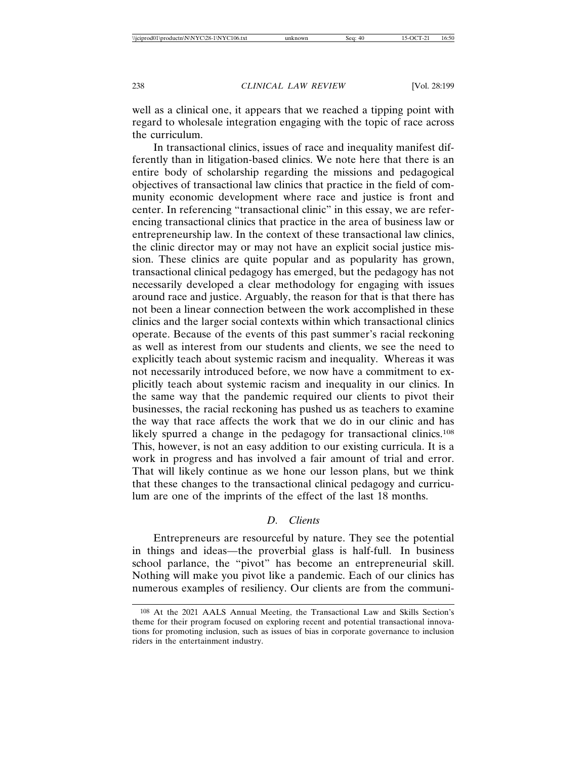well as a clinical one, it appears that we reached a tipping point with regard to wholesale integration engaging with the topic of race across the curriculum.

In transactional clinics, issues of race and inequality manifest differently than in litigation-based clinics. We note here that there is an entire body of scholarship regarding the missions and pedagogical objectives of transactional law clinics that practice in the field of community economic development where race and justice is front and center. In referencing "transactional clinic" in this essay, we are referencing transactional clinics that practice in the area of business law or entrepreneurship law. In the context of these transactional law clinics, the clinic director may or may not have an explicit social justice mission. These clinics are quite popular and as popularity has grown, transactional clinical pedagogy has emerged, but the pedagogy has not necessarily developed a clear methodology for engaging with issues around race and justice. Arguably, the reason for that is that there has not been a linear connection between the work accomplished in these clinics and the larger social contexts within which transactional clinics operate. Because of the events of this past summer's racial reckoning as well as interest from our students and clients, we see the need to explicitly teach about systemic racism and inequality. Whereas it was not necessarily introduced before, we now have a commitment to explicitly teach about systemic racism and inequality in our clinics. In the same way that the pandemic required our clients to pivot their businesses, the racial reckoning has pushed us as teachers to examine the way that race affects the work that we do in our clinic and has likely spurred a change in the pedagogy for transactional clinics.[108] This, however, is not an easy addition to our existing curricula. It is a work in progress and has involved a fair amount of trial and error. That will likely continue as we hone our lesson plans, but we think that these changes to the transactional clinical pedagogy and curriculum are one of the imprints of the effect of the last 18 months.

### *D. Clients*

Entrepreneurs are resourceful by nature. They see the potential in things and ideas—the proverbial glass is half-full. In business school parlance, the "pivot" has become an entrepreneurial skill. Nothing will make you pivot like a pandemic. Each of our clinics has numerous examples of resiliency. Our clients are from the communi-

---

[108] At the 2021 AALS Annual Meeting, the Transactional Law and Skills Section's theme for their program focused on exploring recent and potential transactional innovations for promoting inclusion, such as issues of bias in corporate governance to inclusion riders in the entertainment industry.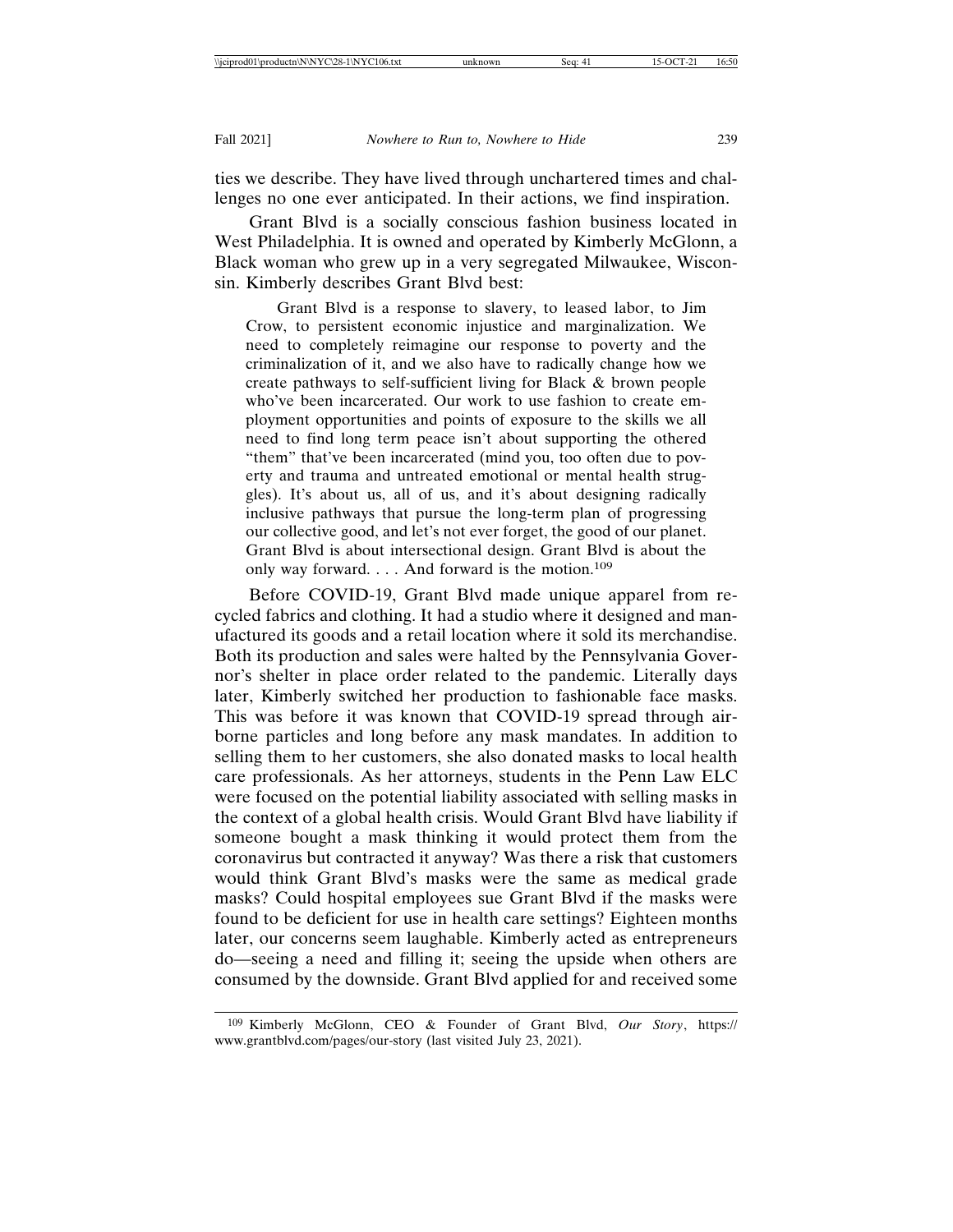ties we describe. They have lived through unchartered times and challenges no one ever anticipated. In their actions, we find inspiration.

Grant Blvd is a socially conscious fashion business located in West Philadelphia. It is owned and operated by Kimberly McGlonn, a Black woman who grew up in a very segregated Milwaukee, Wisconsin. Kimberly describes Grant Blvd best:

> Grant Blvd is a response to slavery, to leased labor, to Jim Crow, to persistent economic injustice and marginalization. We need to completely reimagine our response to poverty and the criminalization of it, and we also have to radically change how we create pathways to self-sufficient living for Black & brown people who've been incarcerated. Our work to use fashion to create employment opportunities and points of exposure to the skills we all need to find long term peace isn't about supporting the othered "them" that've been incarcerated (mind you, too often due to poverty and trauma and untreated emotional or mental health struggles). It's about us, all of us, and it's about designing radically inclusive pathways that pursue the long-term plan of progressing our collective good, and let's not ever forget, the good of our planet. Grant Blvd is about intersectional design. Grant Blvd is about the only way forward. . . . And forward is the motion.[109]

Before COVID-19, Grant Blvd made unique apparel from recycled fabrics and clothing. It had a studio where it designed and manufactured its goods and a retail location where it sold its merchandise. Both its production and sales were halted by the Pennsylvania Governor's shelter in place order related to the pandemic. Literally days later, Kimberly switched her production to fashionable face masks. This was before it was known that COVID-19 spread through airborne particles and long before any mask mandates. In addition to selling them to her customers, she also donated masks to local health care professionals. As her attorneys, students in the Penn Law ELC were focused on the potential liability associated with selling masks in the context of a global health crisis. Would Grant Blvd have liability if someone bought a mask thinking it would protect them from the coronavirus but contracted it anyway? Was there a risk that customers would think Grant Blvd's masks were the same as medical grade masks? Could hospital employees sue Grant Blvd if the masks were found to be deficient for use in health care settings? Eighteen months later, our concerns seem laughable. Kimberly acted as entrepreneurs do—seeing a need and filling it; seeing the upside when others are consumed by the downside. Grant Blvd applied for and received some

---

[109] Kimberly McGlonn, CEO & Founder of Grant Blvd, *Our Story*, https://www.grantblvd.com/pages/our-story (last visited July 23, 2021).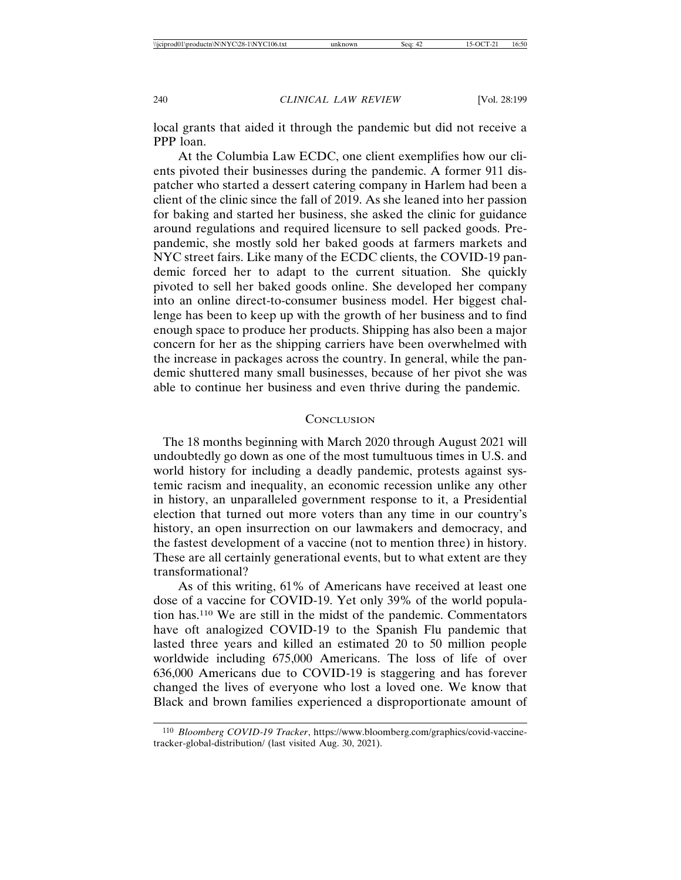local grants that aided it through the pandemic but did not receive a PPP loan.

At the Columbia Law ECDC, one client exemplifies how our clients pivoted their businesses during the pandemic. A former 911 dispatcher who started a dessert catering company in Harlem had been a client of the clinic since the fall of 2019. As she leaned into her passion for baking and started her business, she asked the clinic for guidance around regulations and required licensure to sell packed goods. Pre-pandemic, she mostly sold her baked goods at farmers markets and NYC street fairs. Like many of the ECDC clients, the COVID-19 pandemic forced her to adapt to the current situation. She quickly pivoted to sell her baked goods online. She developed her company into an online direct-to-consumer business model. Her biggest challenge has been to keep up with the growth of her business and to find enough space to produce her products. Shipping has also been a major concern for her as the shipping carriers have been overwhelmed with the increase in packages across the country. In general, while the pandemic shuttered many small businesses, because of her pivot she was able to continue her business and even thrive during the pandemic.

## Conclusion

The 18 months beginning with March 2020 through August 2021 will undoubtedly go down as one of the most tumultuous times in U.S. and world history for including a deadly pandemic, protests against systemic racism and inequality, an economic recession unlike any other in history, an unparalleled government response to it, a Presidential election that turned out more voters than any time in our country's history, an open insurrection on our lawmakers and democracy, and the fastest development of a vaccine (not to mention three) in history. These are all certainly generational events, but to what extent are they transformational?

As of this writing, 61% of Americans have received at least one dose of a vaccine for COVID-19. Yet only 39% of the world population has.[110] We are still in the midst of the pandemic. Commentators have oft analogized COVID-19 to the Spanish Flu pandemic that lasted three years and killed an estimated 20 to 50 million people worldwide including 675,000 Americans. The loss of life of over 636,000 Americans due to COVID-19 is staggering and has forever changed the lives of everyone who lost a loved one. We know that Black and brown families experienced a disproportionate amount of

---

[110] *Bloomberg COVID-19 Tracker*, https://www.bloomberg.com/graphics/covid-vaccine-tracker-global-distribution/ (last visited Aug. 30, 2021).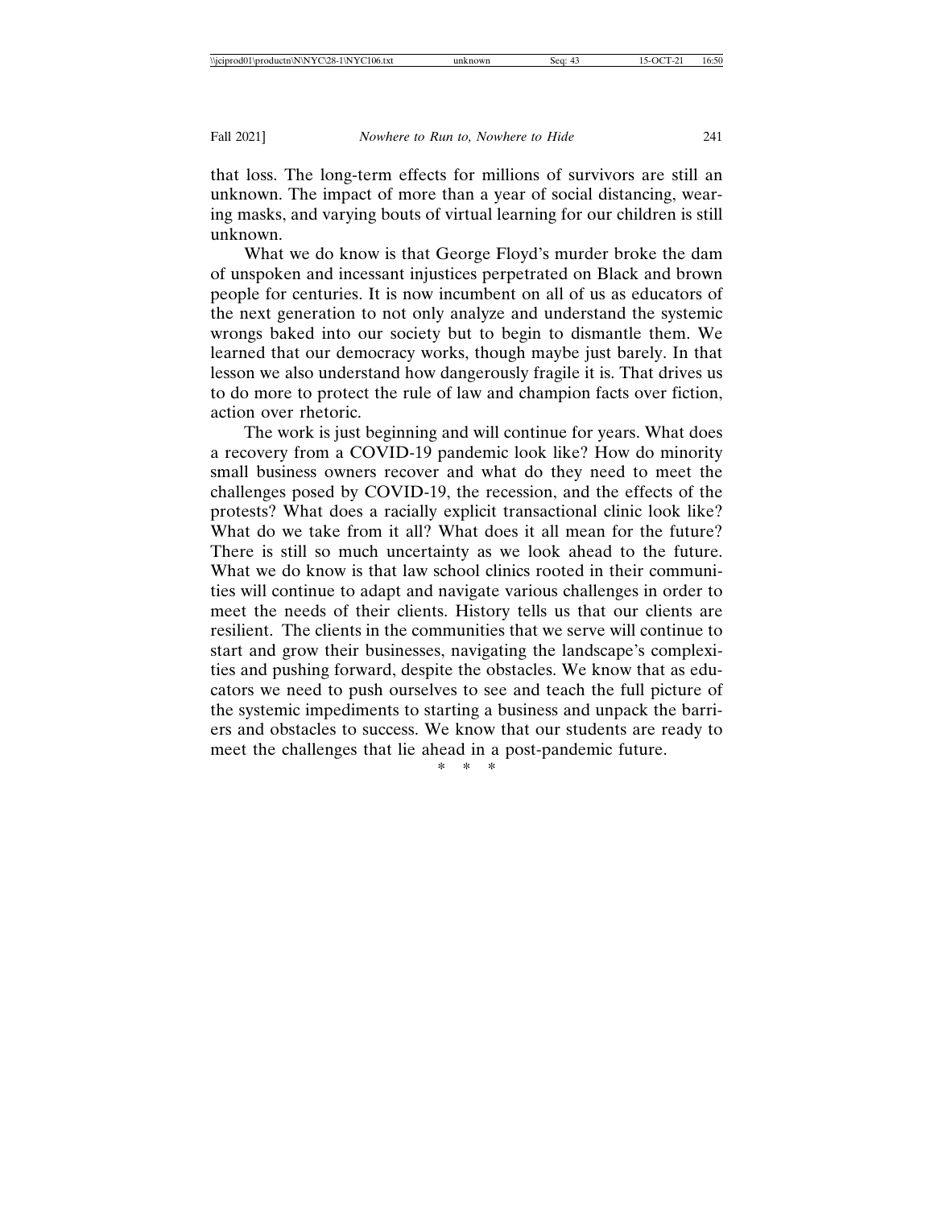that loss. The long-term effects for millions of survivors are still an unknown. The impact of more than a year of social distancing, wearing masks, and varying bouts of virtual learning for our children is still unknown.

What we do know is that George Floyd's murder broke the dam of unspoken and incessant injustices perpetrated on Black and brown people for centuries. It is now incumbent on all of us as educators of the next generation to not only analyze and understand the systemic wrongs baked into our society but to begin to dismantle them. We learned that our democracy works, though maybe just barely. In that lesson we also understand how dangerously fragile it is. That drives us to do more to protect the rule of law and champion facts over fiction, action over rhetoric.

The work is just beginning and will continue for years. What does a recovery from a COVID-19 pandemic look like? How do minority small business owners recover and what do they need to meet the challenges posed by COVID-19, the recession, and the effects of the protests? What does a racially explicit transactional clinic look like? What do we take from it all? What does it all mean for the future? There is still so much uncertainty as we look ahead to the future. What we do know is that law school clinics rooted in their communities will continue to adapt and navigate various challenges in order to meet the needs of their clients. History tells us that our clients are resilient. The clients in the communities that we serve will continue to start and grow their businesses, navigating the landscape's complexities and pushing forward, despite the obstacles. We know that as educators we need to push ourselves to see and teach the full picture of the systemic impediments to starting a business and unpack the barriers and obstacles to success. We know that our students are ready to meet the challenges that lie ahead in a post-pandemic future.

\* \* \*